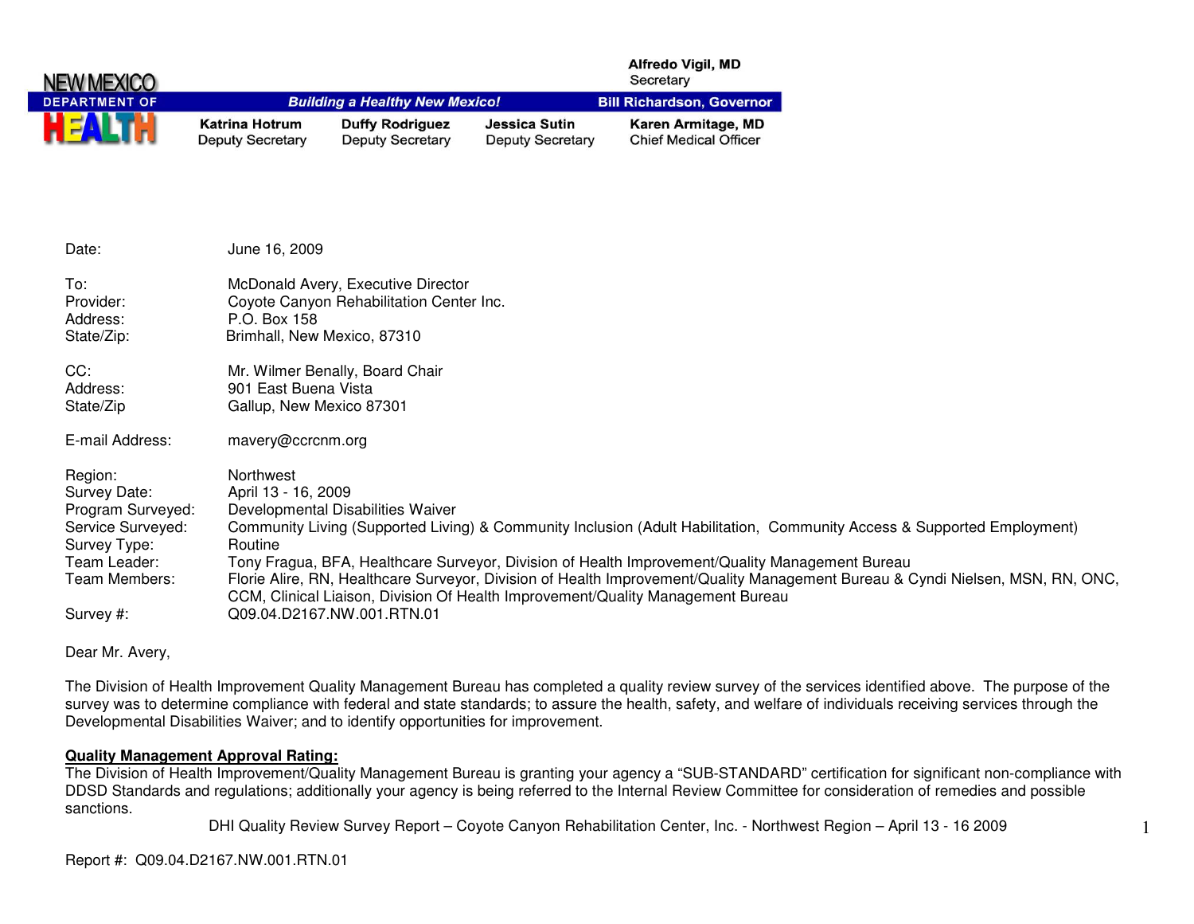NEW MEXICO
DEPARTMENT OF
HEALTH

**Building a Healthy New Mexico!**

**Alfredo Vigil, MD**
Secretary

**Bill Richardson, Governor**

| **Katrina Hotrum** | **Duffy Rodriguez** | **Jessica Sutin** | **Karen Armitage, MD** |
|---|---|---|---|
| Deputy Secretary | Deputy Secretary | Deputy Secretary | Chief Medical Officer |

| | |
|---|---|
| Date: | June 16, 2009 |
| To: | McDonald Avery, Executive Director |
| Provider: | Coyote Canyon Rehabilitation Center Inc. |
| Address: | P.O. Box 158 |
| State/Zip: | Brimhall, New Mexico, 87310 |
| CC: | Mr. Wilmer Benally, Board Chair |
| Address: | 901 East Buena Vista |
| State/Zip | Gallup, New Mexico 87301 |
| E-mail Address: | mavery@ccrcnm.org |
| Region: | Northwest |
| Survey Date: | April 13 - 16, 2009 |
| Program Surveyed: | Developmental Disabilities Waiver |
| Service Surveyed: | Community Living (Supported Living) & Community Inclusion (Adult Habilitation, Community Access & Supported Employment) |
| Survey Type: | Routine |
| Team Leader: | Tony Fragua, BFA, Healthcare Surveyor, Division of Health Improvement/Quality Management Bureau |
| Team Members: | Florie Alire, RN, Healthcare Surveyor, Division of Health Improvement/Quality Management Bureau & Cyndi Nielsen, MSN, RN, ONC, CCM, Clinical Liaison, Division Of Health Improvement/Quality Management Bureau |
| Survey #: | Q09.04.D2167.NW.001.RTN.01 |

Dear Mr. Avery,

The Division of Health Improvement Quality Management Bureau has completed a quality review survey of the services identified above. The purpose of the survey was to determine compliance with federal and state standards; to assure the health, safety, and welfare of individuals receiving services through the Developmental Disabilities Waiver; and to identify opportunities for improvement.

**Quality Management Approval Rating:**

The Division of Health Improvement/Quality Management Bureau is granting your agency a "SUB-STANDARD" certification for significant non-compliance with DDSD Standards and regulations; additionally your agency is being referred to the Internal Review Committee for consideration of remedies and possible sanctions.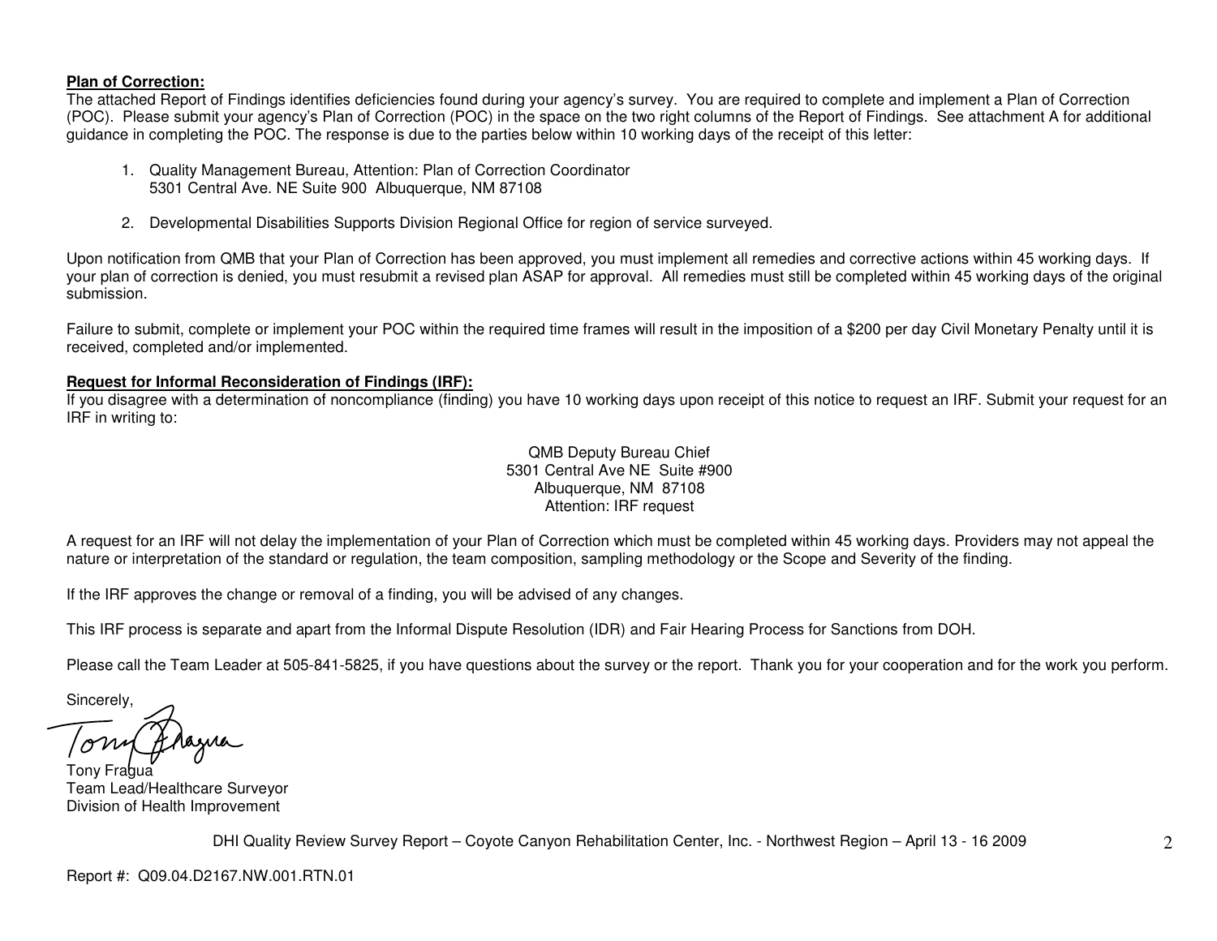**Plan of Correction:**
The attached Report of Findings identifies deficiencies found during your agency's survey. You are required to complete and implement a Plan of Correction (POC). Please submit your agency's Plan of Correction (POC) in the space on the two right columns of the Report of Findings. See attachment A for additional guidance in completing the POC. The response is due to the parties below within 10 working days of the receipt of this letter:

1. Quality Management Bureau, Attention: Plan of Correction Coordinator
   5301 Central Ave. NE Suite 900 Albuquerque, NM 87108

2. Developmental Disabilities Supports Division Regional Office for region of service surveyed.

Upon notification from QMB that your Plan of Correction has been approved, you must implement all remedies and corrective actions within 45 working days. If your plan of correction is denied, you must resubmit a revised plan ASAP for approval. All remedies must still be completed within 45 working days of the original submission.

Failure to submit, complete or implement your POC within the required time frames will result in the imposition of a $200 per day Civil Monetary Penalty until it is received, completed and/or implemented.

**Request for Informal Reconsideration of Findings (IRF):**
If you disagree with a determination of noncompliance (finding) you have 10 working days upon receipt of this notice to request an IRF. Submit your request for an IRF in writing to:

QMB Deputy Bureau Chief
5301 Central Ave NE Suite #900
Albuquerque, NM 87108
Attention: IRF request

A request for an IRF will not delay the implementation of your Plan of Correction which must be completed within 45 working days. Providers may not appeal the nature or interpretation of the standard or regulation, the team composition, sampling methodology or the Scope and Severity of the finding.

If the IRF approves the change or removal of a finding, you will be advised of any changes.

This IRF process is separate and apart from the Informal Dispute Resolution (IDR) and Fair Hearing Process for Sanctions from DOH.

Please call the Team Leader at 505-841-5825, if you have questions about the survey or the report. Thank you for your cooperation and for the work you perform.

Sincerely,

Tony Fragua
Team Lead/Healthcare Surveyor
Division of Health Improvement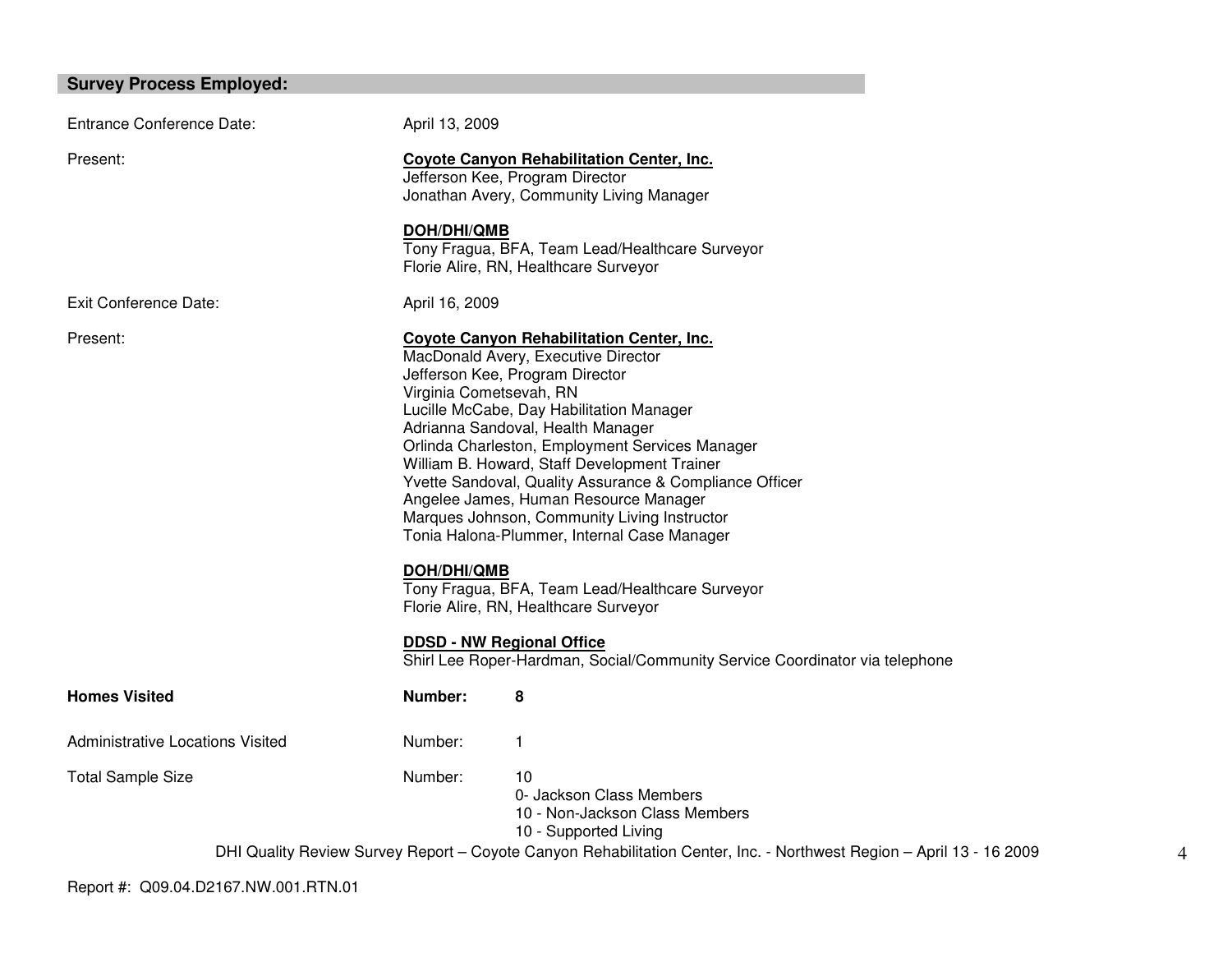## Survey Process Employed:

Entrance Conference Date: April 13, 2009

Present:

**Coyote Canyon Rehabilitation Center, Inc.**
Jefferson Kee, Program Director
Jonathan Avery, Community Living Manager

**DOH/DHI/QMB**
Tony Fragua, BFA, Team Lead/Healthcare Surveyor
Florie Alire, RN, Healthcare Surveyor

Exit Conference Date: April 16, 2009

Present:

**Coyote Canyon Rehabilitation Center, Inc.**
MacDonald Avery, Executive Director
Jefferson Kee, Program Director
Virginia Cometsevah, RN
Lucille McCabe, Day Habilitation Manager
Adrianna Sandoval, Health Manager
Orlinda Charleston, Employment Services Manager
William B. Howard, Staff Development Trainer
Yvette Sandoval, Quality Assurance & Compliance Officer
Angelee James, Human Resource Manager
Marques Johnson, Community Living Instructor
Tonia Halona-Plummer, Internal Case Manager

**DOH/DHI/QMB**
Tony Fragua, BFA, Team Lead/Healthcare Surveyor
Florie Alire, RN, Healthcare Surveyor

**DDSD - NW Regional Office**
Shirl Lee Roper-Hardman, Social/Community Service Coordinator via telephone

**Homes Visited** — **Number: 8**

Administrative Locations Visited — Number: 1

Total Sample Size — Number: 10
- 0- Jackson Class Members
- 10 - Non-Jackson Class Members
- 10 - Supported Living

Report #: Q09.04.D2167.NW.001.RTN.01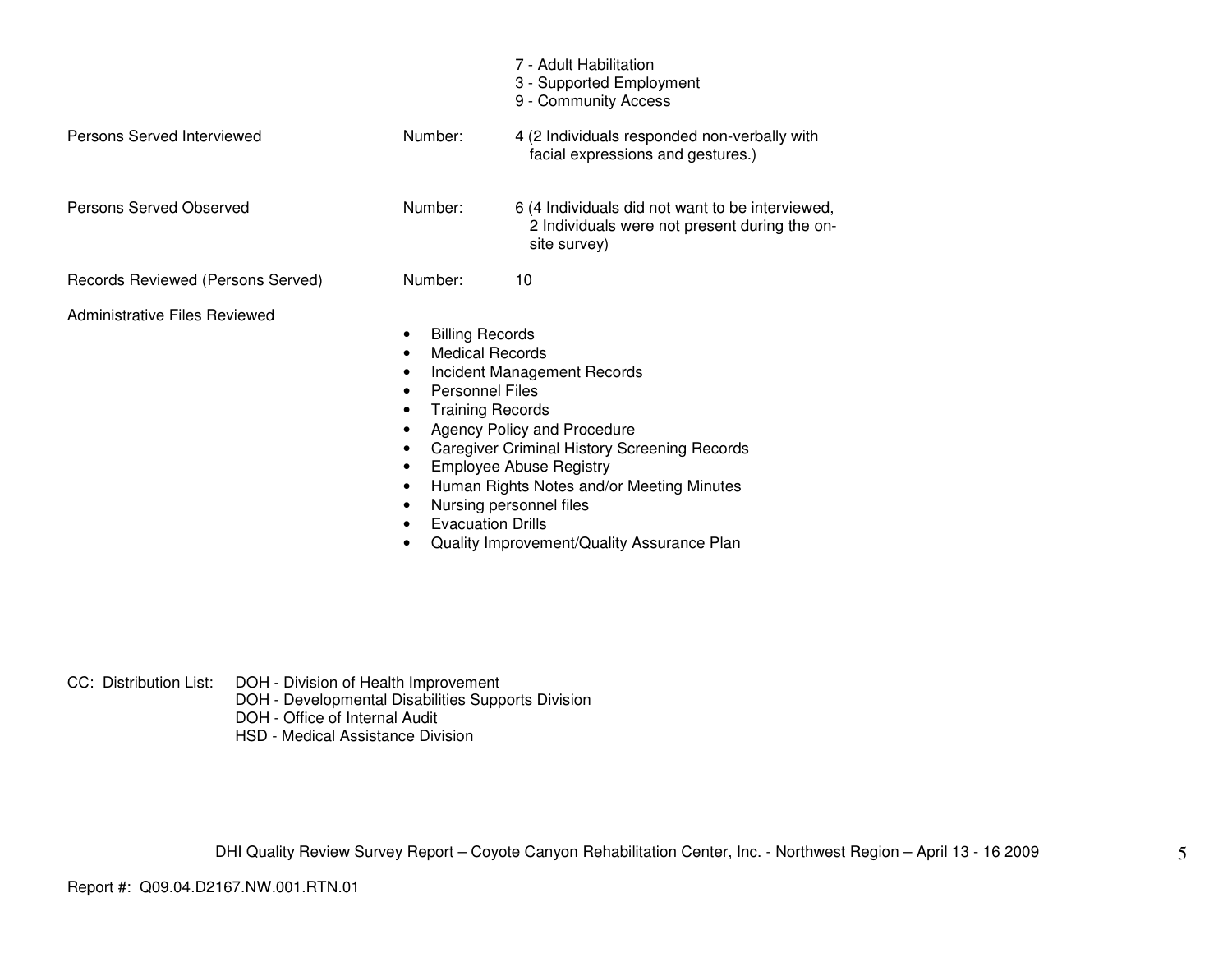7 - Adult Habilitation
3 - Supported Employment
9 - Community Access

| | | |
|---|---|---|
| Persons Served Interviewed | Number: | 4 (2 Individuals responded non-verbally with facial expressions and gestures.) |
| Persons Served Observed | Number: | 6 (4 Individuals did not want to be interviewed, 2 Individuals were not present during the on-site survey) |
| Records Reviewed (Persons Served) | Number: | 10 |

Administrative Files Reviewed

- Billing Records
- Medical Records
- Incident Management Records
- Personnel Files
- Training Records
- Agency Policy and Procedure
- Caregiver Criminal History Screening Records
- Employee Abuse Registry
- Human Rights Notes and/or Meeting Minutes
- Nursing personnel files
- Evacuation Drills
- Quality Improvement/Quality Assurance Plan

CC: Distribution List:
DOH - Division of Health Improvement
DOH - Developmental Disabilities Supports Division
DOH - Office of Internal Audit
HSD - Medical Assistance Division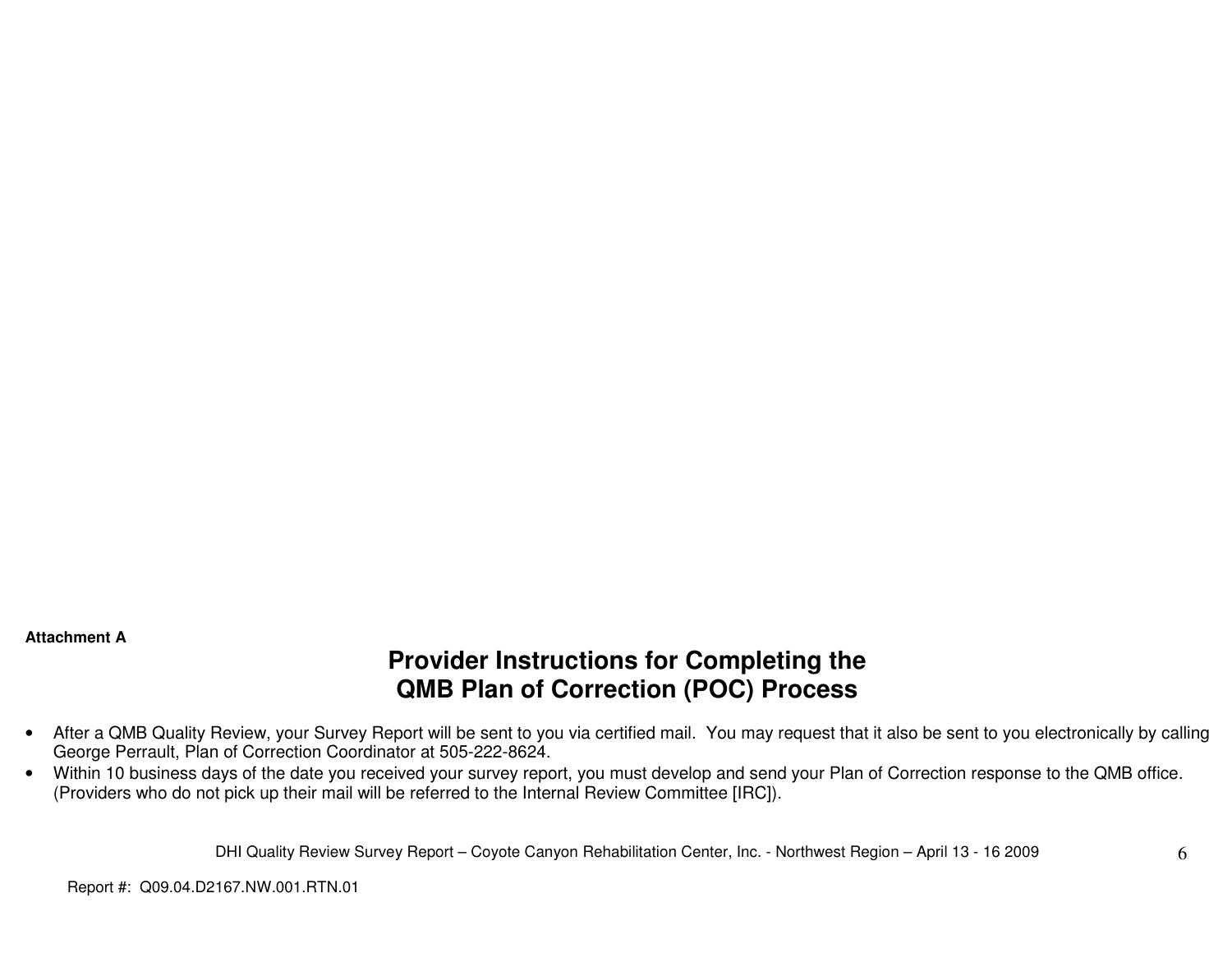**Attachment A**

# Provider Instructions for Completing the QMB Plan of Correction (POC) Process

- After a QMB Quality Review, your Survey Report will be sent to you via certified mail. You may request that it also be sent to you electronically by calling George Perrault, Plan of Correction Coordinator at 505-222-8624.
- Within 10 business days of the date you received your survey report, you must develop and send your Plan of Correction response to the QMB office. (Providers who do not pick up their mail will be referred to the Internal Review Committee [IRC]).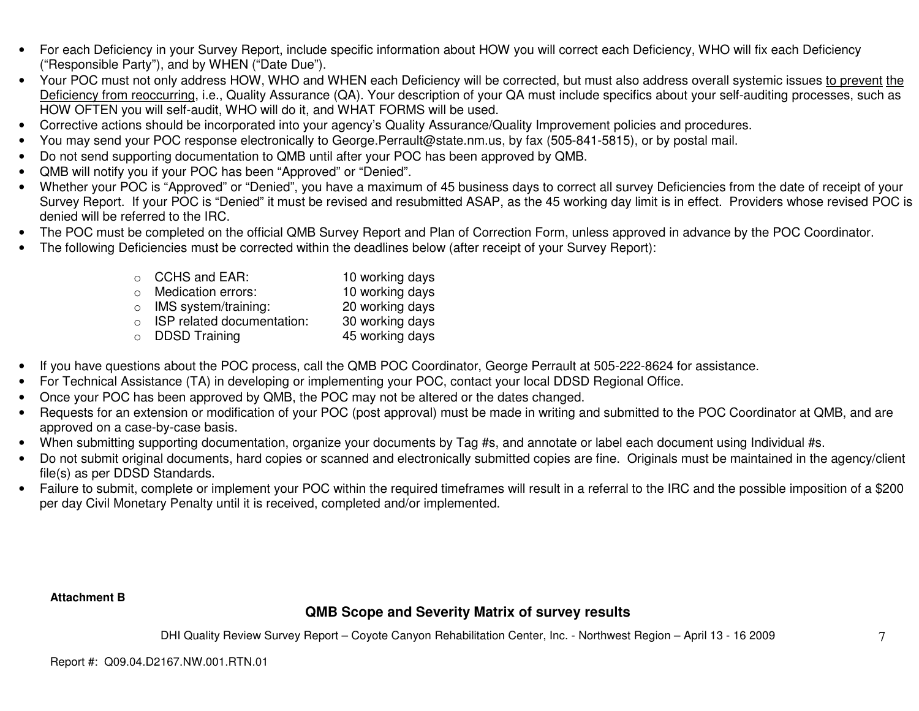- For each Deficiency in your Survey Report, include specific information about HOW you will correct each Deficiency, WHO will fix each Deficiency ("Responsible Party"), and by WHEN ("Date Due").
- Your POC must not only address HOW, WHO and WHEN each Deficiency will be corrected, but must also address overall systemic issues to prevent the Deficiency from reoccurring, i.e., Quality Assurance (QA). Your description of your QA must include specifics about your self-auditing processes, such as HOW OFTEN you will self-audit, WHO will do it, and WHAT FORMS will be used.
- Corrective actions should be incorporated into your agency's Quality Assurance/Quality Improvement policies and procedures.
- You may send your POC response electronically to George.Perrault@state.nm.us, by fax (505-841-5815), or by postal mail.
- Do not send supporting documentation to QMB until after your POC has been approved by QMB.
- QMB will notify you if your POC has been "Approved" or "Denied".
- Whether your POC is "Approved" or "Denied", you have a maximum of 45 business days to correct all survey Deficiencies from the date of receipt of your Survey Report. If your POC is "Denied" it must be revised and resubmitted ASAP, as the 45 working day limit is in effect. Providers whose revised POC is denied will be referred to the IRC.
- The POC must be completed on the official QMB Survey Report and Plan of Correction Form, unless approved in advance by the POC Coordinator.
- The following Deficiencies must be corrected within the deadlines below (after receipt of your Survey Report):

  - CCHS and EAR: 10 working days
  - Medication errors: 10 working days
  - IMS system/training: 20 working days
  - ISP related documentation: 30 working days
  - DDSD Training 45 working days

- If you have questions about the POC process, call the QMB POC Coordinator, George Perrault at 505-222-8624 for assistance.
- For Technical Assistance (TA) in developing or implementing your POC, contact your local DDSD Regional Office.
- Once your POC has been approved by QMB, the POC may not be altered or the dates changed.
- Requests for an extension or modification of your POC (post approval) must be made in writing and submitted to the POC Coordinator at QMB, and are approved on a case-by-case basis.
- When submitting supporting documentation, organize your documents by Tag #s, and annotate or label each document using Individual #s.
- Do not submit original documents, hard copies or scanned and electronically submitted copies are fine. Originals must be maintained in the agency/client file(s) as per DDSD Standards.
- Failure to submit, complete or implement your POC within the required timeframes will result in a referral to the IRC and the possible imposition of a $200 per day Civil Monetary Penalty until it is received, completed and/or implemented.

**Attachment B**

## QMB Scope and Severity Matrix of survey results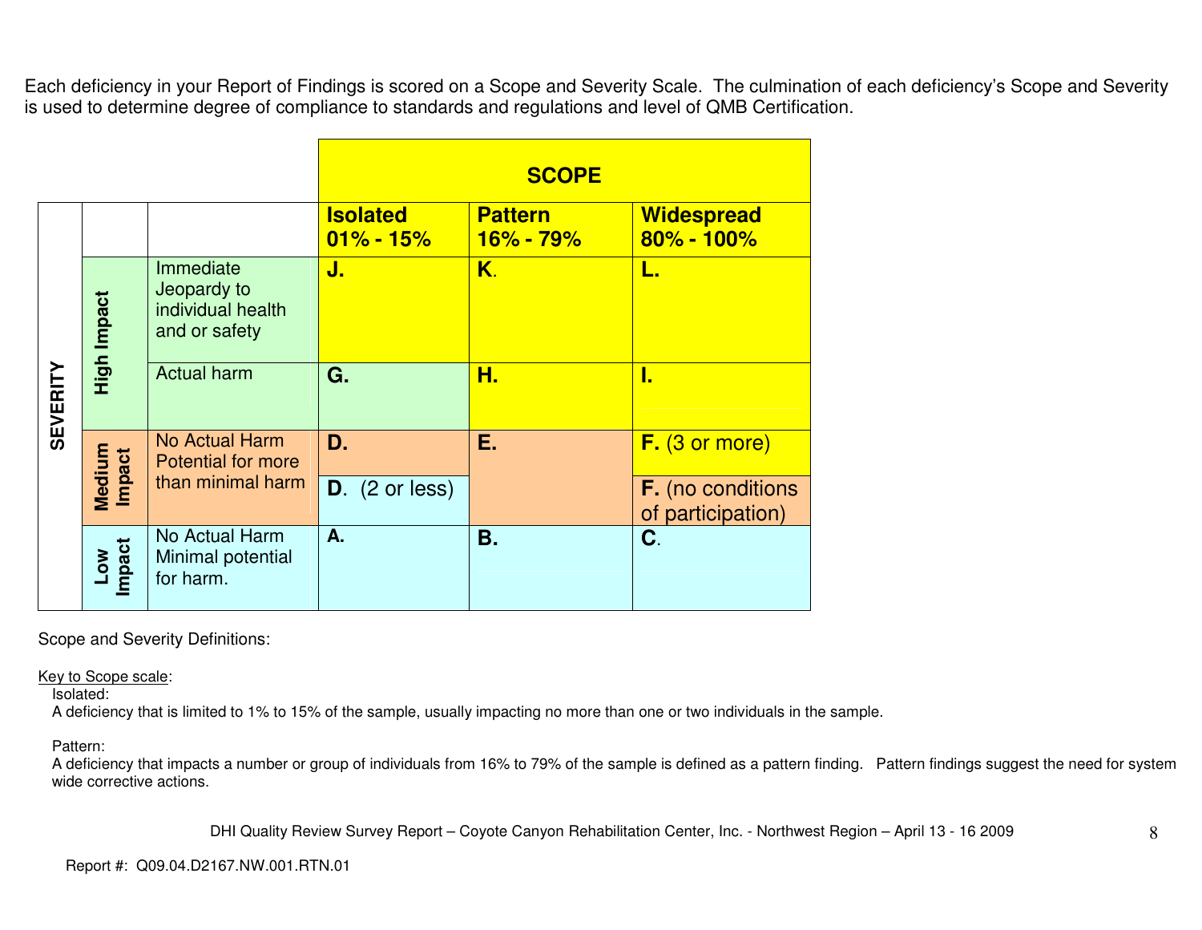Each deficiency in your Report of Findings is scored on a Scope and Severity Scale. The culmination of each deficiency's Scope and Severity is used to determine degree of compliance to standards and regulations and level of QMB Certification.

| | | | SCOPE | | |
|---|---|---|---|---|---|
| | | | **Isolated 01% - 15%** | **Pattern 16% - 79%** | **Widespread 80% - 100%** |
| SEVERITY | High Impact | Immediate Jeopardy to individual health and or safety | **J.** | **K.** | **L.** |
| | | Actual harm | **G.** | **H.** | **I.** |
| | Medium Impact | No Actual Harm Potential for more than minimal harm | **D.** | **E.** | **F.** (3 or more) |
| | | | **D.** (2 or less) | | **F.** (no conditions of participation) |
| | Low Impact | No Actual Harm Minimal potential for harm. | **A.** | **B.** | **C.** |

Scope and Severity Definitions:

Key to Scope scale:

Isolated:
A deficiency that is limited to 1% to 15% of the sample, usually impacting no more than one or two individuals in the sample.

Pattern:
A deficiency that impacts a number or group of individuals from 16% to 79% of the sample is defined as a pattern finding. Pattern findings suggest the need for system wide corrective actions.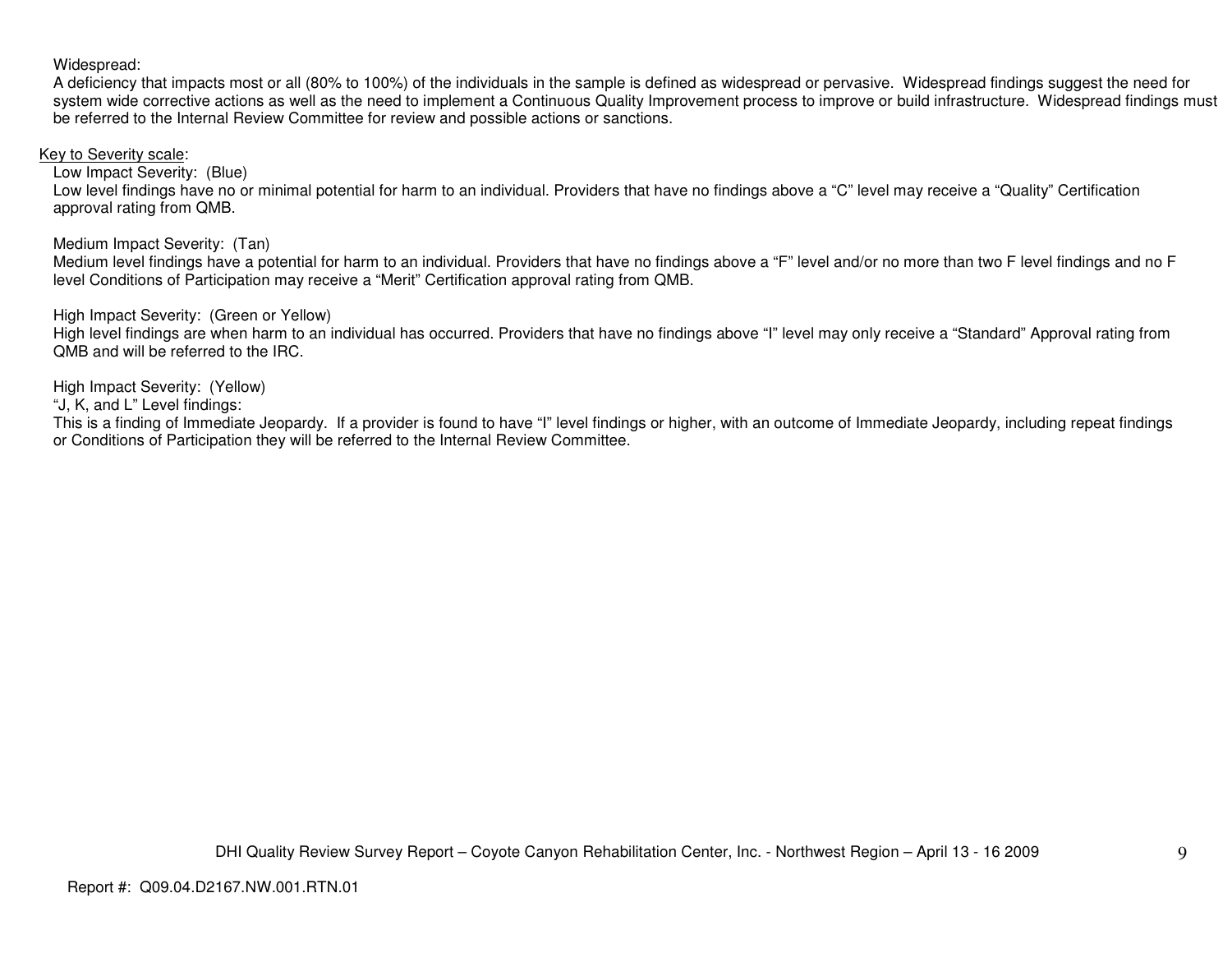Widespread:
A deficiency that impacts most or all (80% to 100%) of the individuals in the sample is defined as widespread or pervasive. Widespread findings suggest the need for system wide corrective actions as well as the need to implement a Continuous Quality Improvement process to improve or build infrastructure. Widespread findings must be referred to the Internal Review Committee for review and possible actions or sanctions.

Key to Severity scale:

Low Impact Severity: (Blue)
Low level findings have no or minimal potential for harm to an individual. Providers that have no findings above a "C" level may receive a "Quality" Certification approval rating from QMB.

Medium Impact Severity: (Tan)
Medium level findings have a potential for harm to an individual. Providers that have no findings above a "F" level and/or no more than two F level findings and no F level Conditions of Participation may receive a "Merit" Certification approval rating from QMB.

High Impact Severity: (Green or Yellow)
High level findings are when harm to an individual has occurred. Providers that have no findings above "I" level may only receive a "Standard" Approval rating from QMB and will be referred to the IRC.

High Impact Severity: (Yellow)
"J, K, and L" Level findings:
This is a finding of Immediate Jeopardy. If a provider is found to have "I" level findings or higher, with an outcome of Immediate Jeopardy, including repeat findings or Conditions of Participation they will be referred to the Internal Review Committee.

DHI Quality Review Survey Report – Coyote Canyon Rehabilitation Center, Inc. - Northwest Region – April 13 - 16 2009

Report #: Q09.04.D2167.NW.001.RTN.01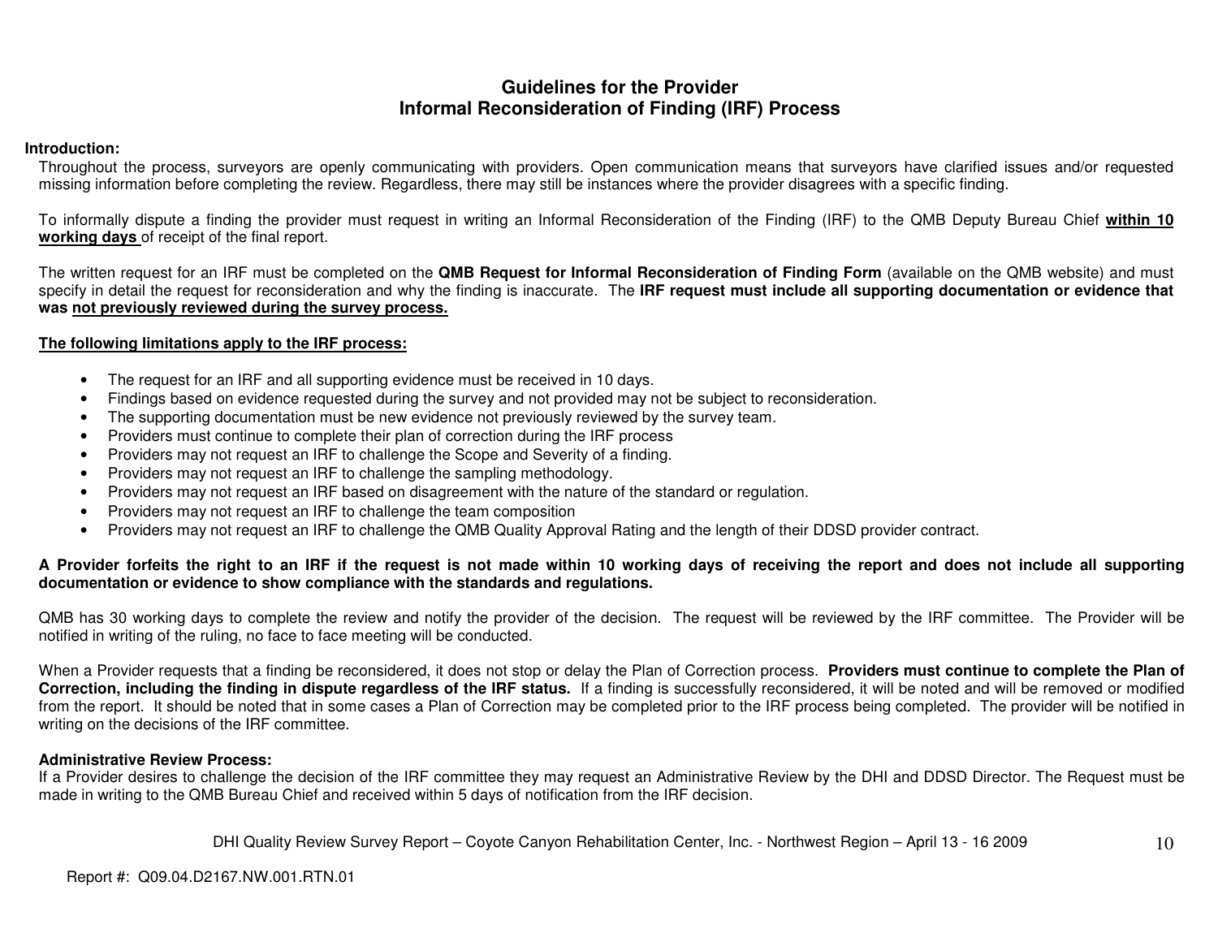## Guidelines for the Provider
## Informal Reconsideration of Finding (IRF) Process

**Introduction:**

Throughout the process, surveyors are openly communicating with providers. Open communication means that surveyors have clarified issues and/or requested missing information before completing the review. Regardless, there may still be instances where the provider disagrees with a specific finding.

To informally dispute a finding the provider must request in writing an Informal Reconsideration of the Finding (IRF) to the QMB Deputy Bureau Chief **<u>within 10 working days</u>** of receipt of the final report.

The written request for an IRF must be completed on the **QMB Request for Informal Reconsideration of Finding Form** (available on the QMB website) and must specify in detail the request for reconsideration and why the finding is inaccurate. The **IRF request must include all supporting documentation or evidence that was <u>not previously reviewed during the survey process.</u>**

**<u>The following limitations apply to the IRF process:</u>**

- The request for an IRF and all supporting evidence must be received in 10 days.
- Findings based on evidence requested during the survey and not provided may not be subject to reconsideration.
- The supporting documentation must be new evidence not previously reviewed by the survey team.
- Providers must continue to complete their plan of correction during the IRF process
- Providers may not request an IRF to challenge the Scope and Severity of a finding.
- Providers may not request an IRF to challenge the sampling methodology.
- Providers may not request an IRF based on disagreement with the nature of the standard or regulation.
- Providers may not request an IRF to challenge the team composition
- Providers may not request an IRF to challenge the QMB Quality Approval Rating and the length of their DDSD provider contract.

**A Provider forfeits the right to an IRF if the request is not made within 10 working days of receiving the report and does not include all supporting documentation or evidence to show compliance with the standards and regulations.**

QMB has 30 working days to complete the review and notify the provider of the decision. The request will be reviewed by the IRF committee. The Provider will be notified in writing of the ruling, no face to face meeting will be conducted.

When a Provider requests that a finding be reconsidered, it does not stop or delay the Plan of Correction process. **Providers must continue to complete the Plan of Correction, including the finding in dispute regardless of the IRF status.** If a finding is successfully reconsidered, it will be noted and will be removed or modified from the report. It should be noted that in some cases a Plan of Correction may be completed prior to the IRF process being completed. The provider will be notified in writing on the decisions of the IRF committee.

**Administrative Review Process:**

If a Provider desires to challenge the decision of the IRF committee they may request an Administrative Review by the DHI and DDSD Director. The Request must be made in writing to the QMB Bureau Chief and received within 5 days of notification from the IRF decision.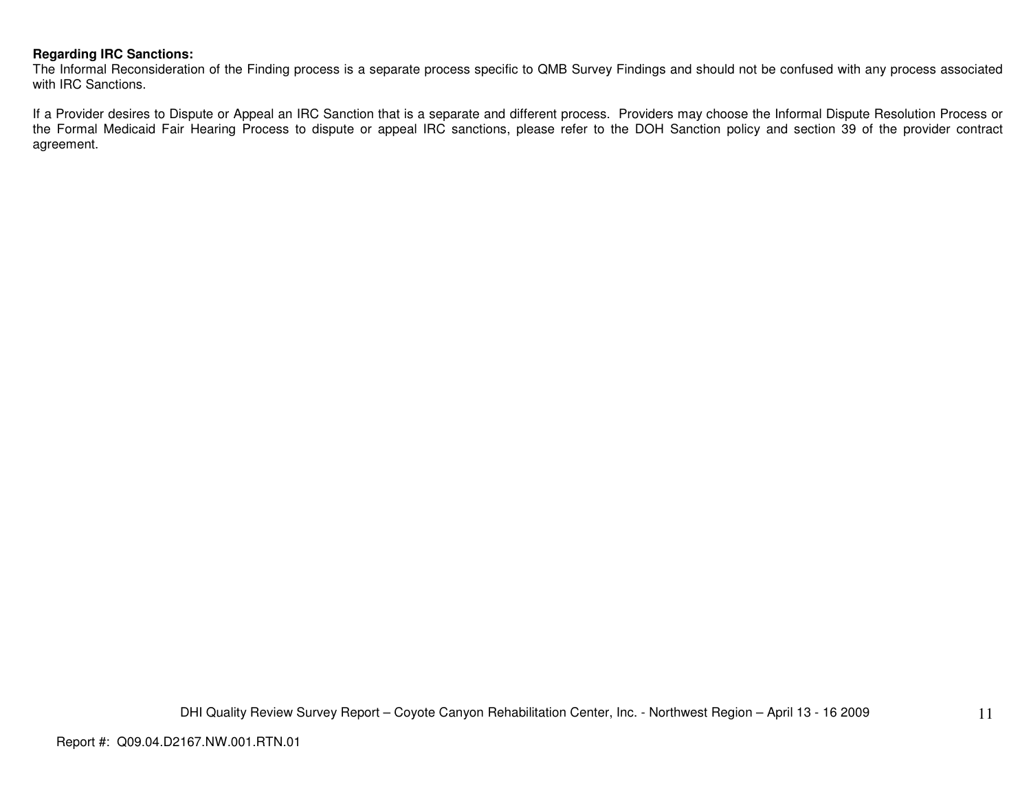**Regarding IRC Sanctions:**
The Informal Reconsideration of the Finding process is a separate process specific to QMB Survey Findings and should not be confused with any process associated with IRC Sanctions.

If a Provider desires to Dispute or Appeal an IRC Sanction that is a separate and different process. Providers may choose the Informal Dispute Resolution Process or the Formal Medicaid Fair Hearing Process to dispute or appeal IRC sanctions, please refer to the DOH Sanction policy and section 39 of the provider contract agreement.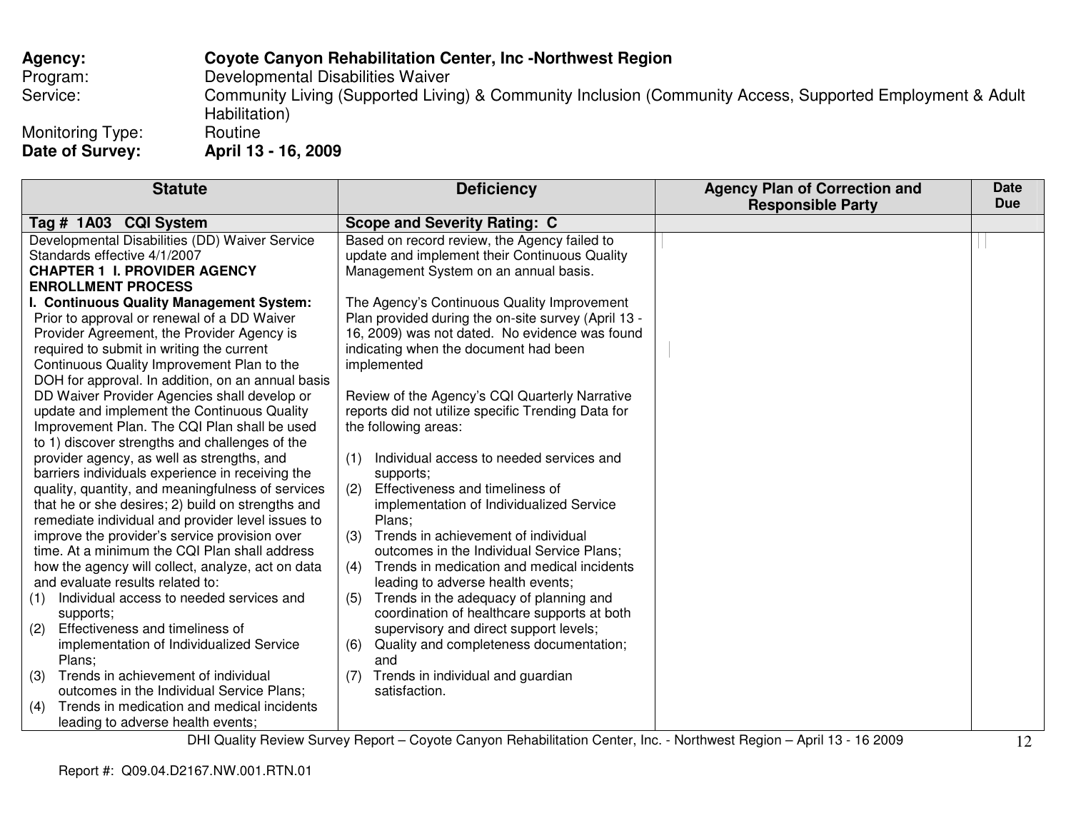**Agency:** **Coyote Canyon Rehabilitation Center, Inc -Northwest Region**
Program: Developmental Disabilities Waiver
Service: Community Living (Supported Living) & Community Inclusion (Community Access, Supported Employment & Adult Habilitation)
Monitoring Type: Routine
**Date of Survey:** **April 13 - 16, 2009**

| Statute | Deficiency | Agency Plan of Correction and Responsible Party | Date Due |
|---|---|---|---|
| **Tag # 1A03 CQI System** | **Scope and Severity Rating: C** | | |
| Developmental Disabilities (DD) Waiver Service Standards effective 4/1/2007<br>**CHAPTER 1 I. PROVIDER AGENCY ENROLLMENT PROCESS**<br>**I. Continuous Quality Management System:** Prior to approval or renewal of a DD Waiver Provider Agreement, the Provider Agency is required to submit in writing the current Continuous Quality Improvement Plan to the DOH for approval. In addition, on an annual basis DD Waiver Provider Agencies shall develop or update and implement the Continuous Quality Improvement Plan. The CQI Plan shall be used to 1) discover strengths and challenges of the provider agency, as well as strengths, and barriers individuals experience in receiving the quality, quantity, and meaningfulness of services that he or she desires; 2) build on strengths and remediate individual and provider level issues to improve the provider's service provision over time. At a minimum the CQI Plan shall address how the agency will collect, analyze, act on data and evaluate results related to:<br>(1) Individual access to needed services and supports;<br>(2) Effectiveness and timeliness of implementation of Individualized Service Plans;<br>(3) Trends in achievement of individual outcomes in the Individual Service Plans;<br>(4) Trends in medication and medical incidents leading to adverse health events; | Based on record review, the Agency failed to update and implement their Continuous Quality Management System on an annual basis.<br><br>The Agency's Continuous Quality Improvement Plan provided during the on-site survey (April 13 - 16, 2009) was not dated. No evidence was found indicating when the document had been implemented<br><br>Review of the Agency's CQI Quarterly Narrative reports did not utilize specific Trending Data for the following areas:<br><br>(1) Individual access to needed services and supports;<br>(2) Effectiveness and timeliness of implementation of Individualized Service Plans;<br>(3) Trends in achievement of individual outcomes in the Individual Service Plans;<br>(4) Trends in medication and medical incidents leading to adverse health events;<br>(5) Trends in the adequacy of planning and coordination of healthcare supports at both supervisory and direct support levels;<br>(6) Quality and completeness documentation; and<br>(7) Trends in individual and guardian satisfaction. | | |

DHI Quality Review Survey Report – Coyote Canyon Rehabilitation Center, Inc. - Northwest Region – April 13 - 16 2009

Report #: Q09.04.D2167.NW.001.RTN.01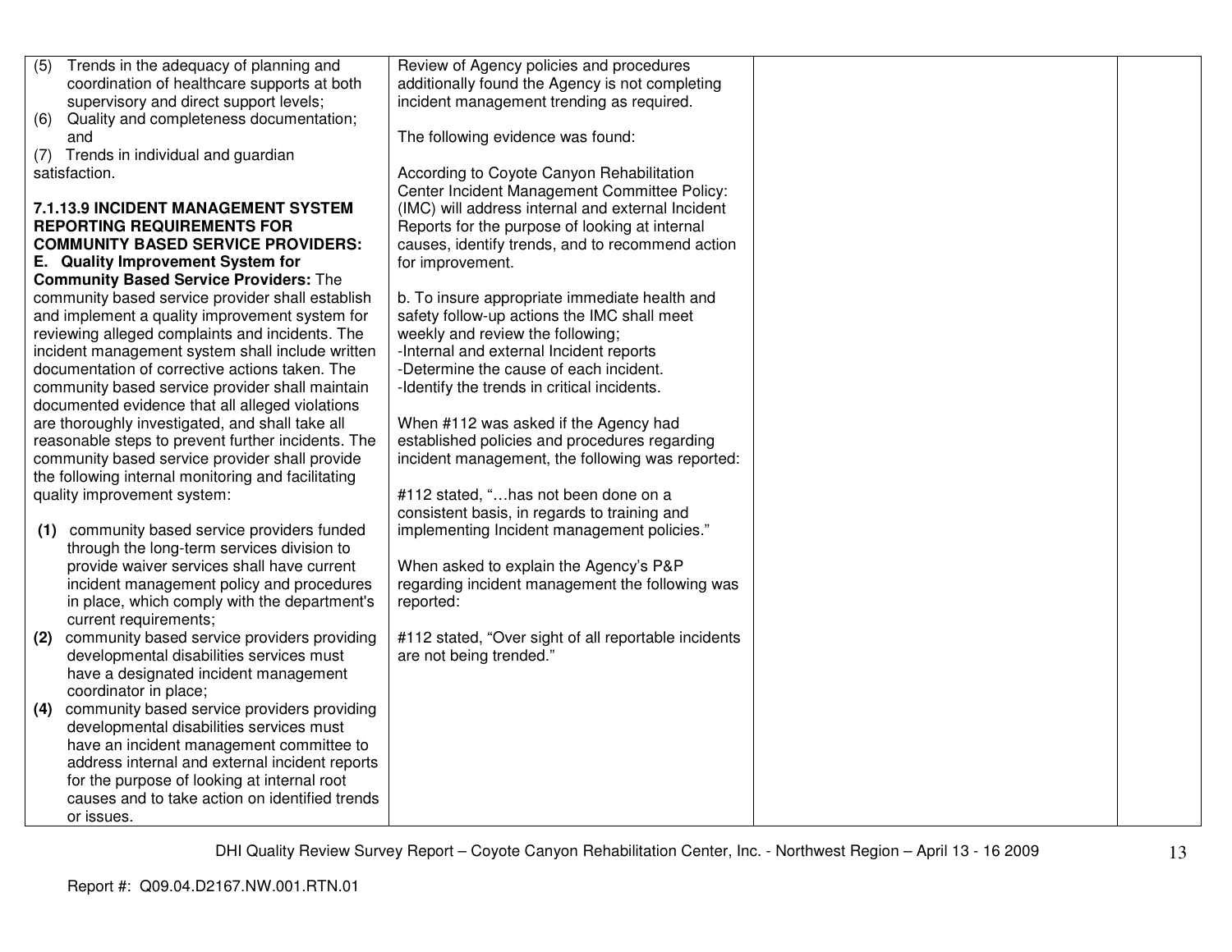| | | | |
|---|---|---|---|
| (5) Trends in the adequacy of planning and coordination of healthcare supports at both supervisory and direct support levels;<br>(6) Quality and completeness documentation; and<br>(7) Trends in individual and guardian satisfaction.<br><br>**7.1.13.9 INCIDENT MANAGEMENT SYSTEM REPORTING REQUIREMENTS FOR COMMUNITY BASED SERVICE PROVIDERS:**<br>**E. Quality Improvement System for Community Based Service Providers:** The community based service provider shall establish and implement a quality improvement system for reviewing alleged complaints and incidents. The incident management system shall include written documentation of corrective actions taken. The community based service provider shall maintain documented evidence that all alleged violations are thoroughly investigated, and shall take all reasonable steps to prevent further incidents. The community based service provider shall provide the following internal monitoring and facilitating quality improvement system:<br><br>**(1)** community based service providers funded through the long-term services division to provide waiver services shall have current incident management policy and procedures in place, which comply with the department's current requirements;<br>**(2)** community based service providers providing developmental disabilities services must have a designated incident management coordinator in place;<br>**(4)** community based service providers providing developmental disabilities services must have an incident management committee to address internal and external incident reports for the purpose of looking at internal root causes and to take action on identified trends or issues. | Review of Agency policies and procedures additionally found the Agency is not completing incident management trending as required.<br><br>The following evidence was found:<br><br>According to Coyote Canyon Rehabilitation Center Incident Management Committee Policy: (IMC) will address internal and external Incident Reports for the purpose of looking at internal causes, identify trends, and to recommend action for improvement.<br><br>b. To insure appropriate immediate health and safety follow-up actions the IMC shall meet weekly and review the following;<br>-Internal and external Incident reports<br>-Determine the cause of each incident.<br>-Identify the trends in critical incidents.<br><br>When #112 was asked if the Agency had established policies and procedures regarding incident management, the following was reported:<br><br>#112 stated, "…has not been done on a consistent basis, in regards to training and implementing Incident management policies."<br><br>When asked to explain the Agency's P&P regarding incident management the following was reported:<br><br>#112 stated, "Over sight of all reportable incidents are not being trended." | | |

DHI Quality Review Survey Report – Coyote Canyon Rehabilitation Center, Inc. - Northwest Region – April 13 - 16 2009

Report #: Q09.04.D2167.NW.001.RTN.01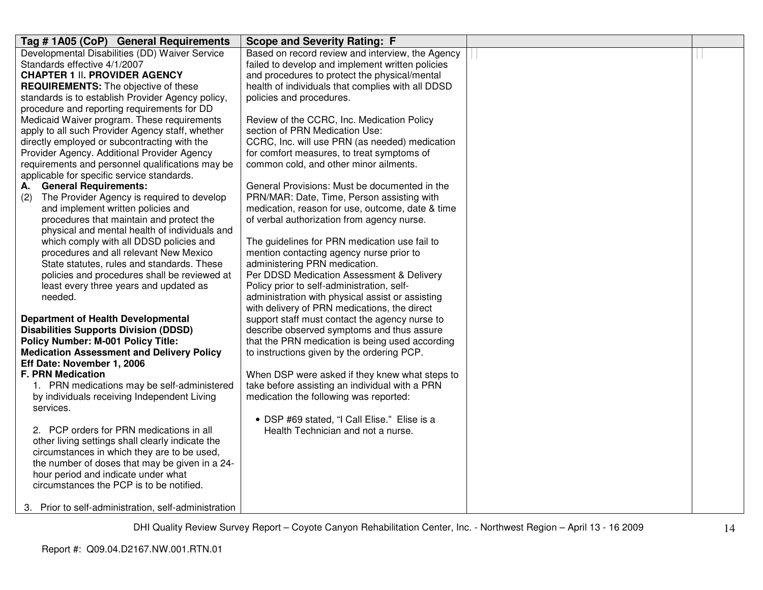| Tag # 1A05 (CoP) General Requirements | Scope and Severity Rating: F | | |
|---|---|---|---|
| Developmental Disabilities (DD) Waiver Service Standards effective 4/1/2007<br>**CHAPTER 1 II. PROVIDER AGENCY REQUIREMENTS:** The objective of these standards is to establish Provider Agency policy, procedure and reporting requirements for DD Medicaid Waiver program. These requirements apply to all such Provider Agency staff, whether directly employed or subcontracting with the Provider Agency. Additional Provider Agency requirements and personnel qualifications may be applicable for specific service standards.<br>**A. General Requirements:**<br>(2) The Provider Agency is required to develop and implement written policies and procedures that maintain and protect the physical and mental health of individuals and which comply with all DDSD policies and procedures and all relevant New Mexico State statutes, rules and standards. These policies and procedures shall be reviewed at least every three years and updated as needed.<br><br>**Department of Health Developmental Disabilities Supports Division (DDSD) Policy Number: M-001 Policy Title: Medication Assessment and Delivery Policy Eff Date: November 1, 2006**<br>**F. PRN Medication**<br>1. PRN medications may be self-administered by individuals receiving Independent Living services.<br><br>2. PCP orders for PRN medications in all other living settings shall clearly indicate the circumstances in which they are to be used, the number of doses that may be given in a 24-hour period and indicate under what circumstances the PCP is to be notified.<br><br>3. Prior to self-administration, self-administration | Based on record review and interview, the Agency failed to develop and implement written policies and procedures to protect the physical/mental health of individuals that complies with all DDSD policies and procedures.<br><br>Review of the CCRC, Inc. Medication Policy section of PRN Medication Use:<br>CCRC, Inc. will use PRN (as needed) medication for comfort measures, to treat symptoms of common cold, and other minor ailments.<br><br>General Provisions: Must be documented in the PRN/MAR: Date, Time, Person assisting with medication, reason for use, outcome, date & time of verbal authorization from agency nurse.<br><br>The guidelines for PRN medication use fail to mention contacting agency nurse prior to administering PRN medication.<br>Per DDSD Medication Assessment & Delivery Policy prior to self-administration, self-administration with physical assist or assisting with delivery of PRN medications, the direct support staff must contact the agency nurse to describe observed symptoms and thus assure that the PRN medication is being used according to instructions given by the ordering PCP.<br><br>When DSP were asked if they knew what steps to take before assisting an individual with a PRN medication the following was reported:<br><br>• DSP #69 stated, "I Call Elise." Elise is a Health Technician and not a nurse. | | |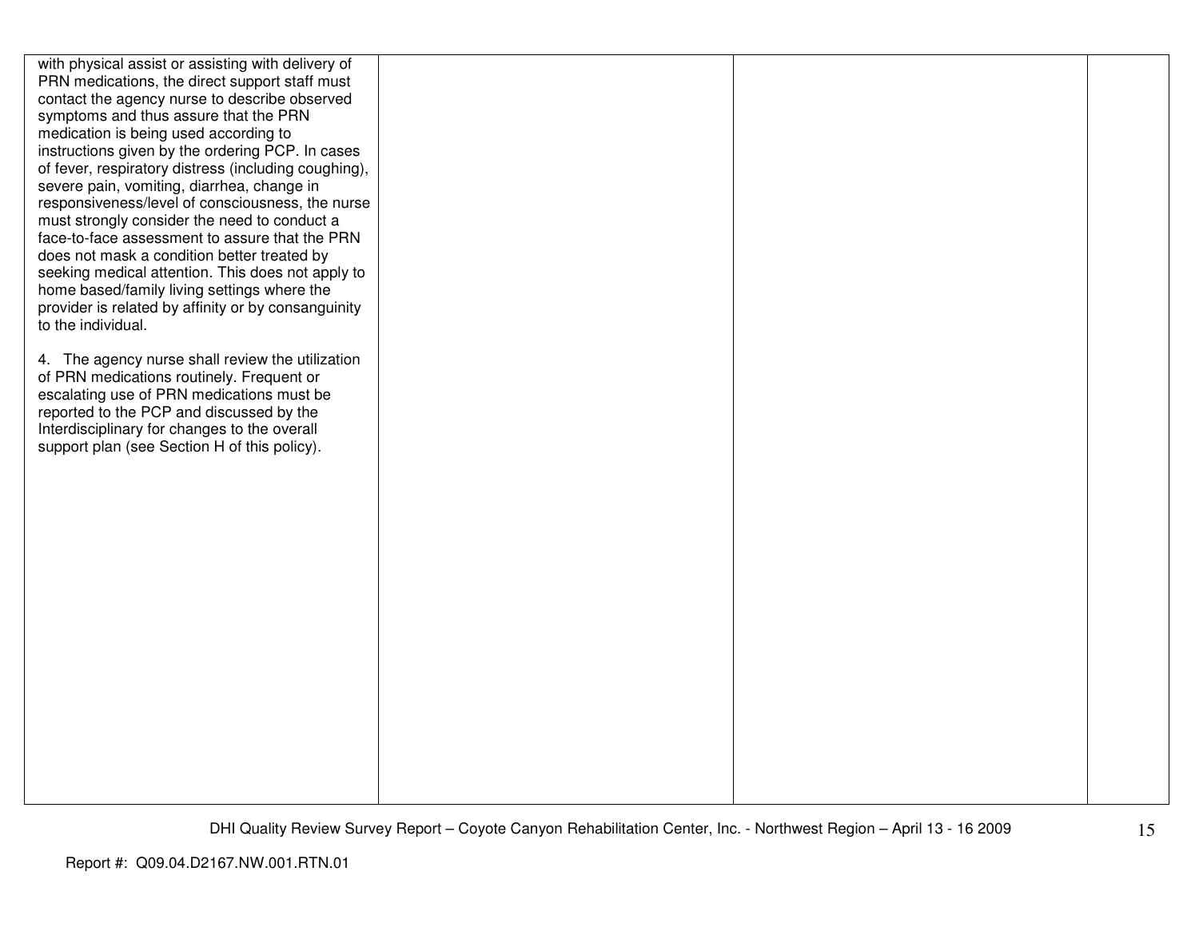| | | | |
|---|---|---|---|
| with physical assist or assisting with delivery of PRN medications, the direct support staff must contact the agency nurse to describe observed symptoms and thus assure that the PRN medication is being used according to instructions given by the ordering PCP. In cases of fever, respiratory distress (including coughing), severe pain, vomiting, diarrhea, change in responsiveness/level of consciousness, the nurse must strongly consider the need to conduct a face-to-face assessment to assure that the PRN does not mask a condition better treated by seeking medical attention. This does not apply to home based/family living settings where the provider is related by affinity or by consanguinity to the individual.<br><br>4. The agency nurse shall review the utilization of PRN medications routinely. Frequent or escalating use of PRN medications must be reported to the PCP and discussed by the Interdisciplinary for changes to the overall support plan (see Section H of this policy). | | | |

DHI Quality Review Survey Report – Coyote Canyon Rehabilitation Center, Inc. - Northwest Region – April 13 - 16 2009

Report #: Q09.04.D2167.NW.001.RTN.01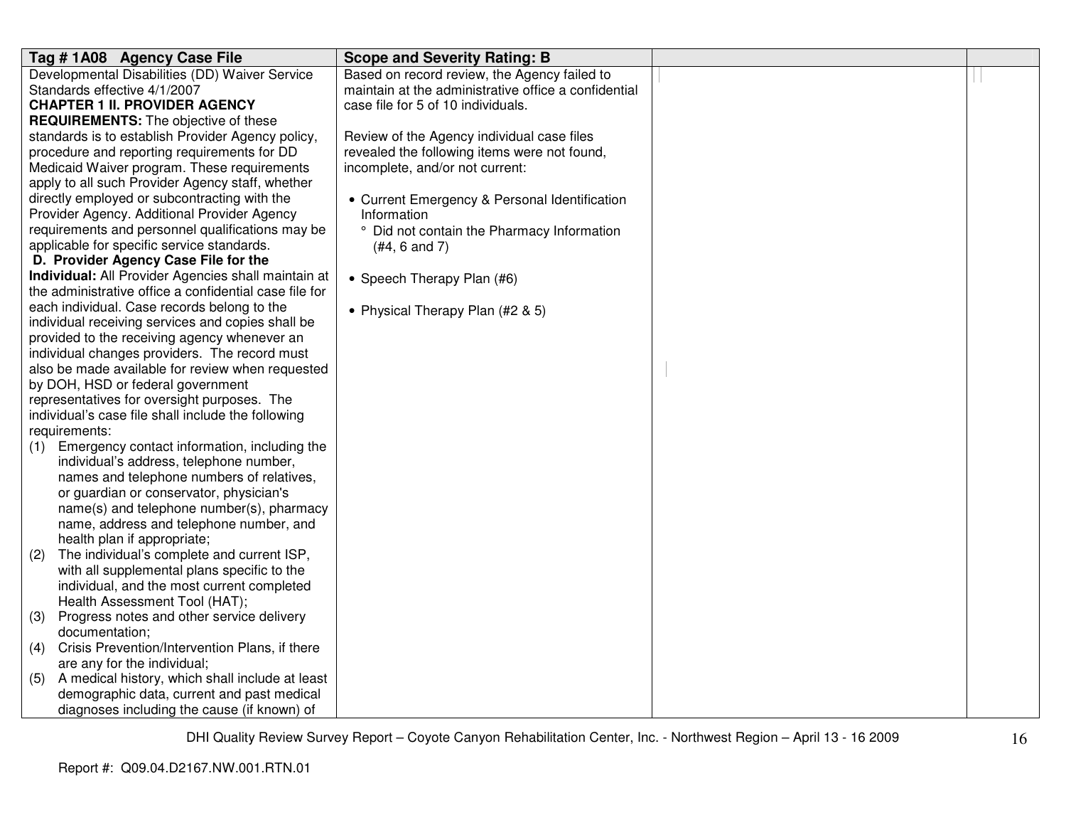| Tag # 1A08 Agency Case File | Scope and Severity Rating: B | | |
|---|---|---|---|
| Developmental Disabilities (DD) Waiver Service Standards effective 4/1/2007<br>**CHAPTER 1 II. PROVIDER AGENCY REQUIREMENTS:** The objective of these standards is to establish Provider Agency policy, procedure and reporting requirements for DD Medicaid Waiver program. These requirements apply to all such Provider Agency staff, whether directly employed or subcontracting with the Provider Agency. Additional Provider Agency requirements and personnel qualifications may be applicable for specific service standards.<br>**D. Provider Agency Case File for the Individual:** All Provider Agencies shall maintain at the administrative office a confidential case file for each individual. Case records belong to the individual receiving services and copies shall be provided to the receiving agency whenever an individual changes providers. The record must also be made available for review when requested by DOH, HSD or federal government representatives for oversight purposes. The individual's case file shall include the following requirements:<br>(1) Emergency contact information, including the individual's address, telephone number, names and telephone numbers of relatives, or guardian or conservator, physician's name(s) and telephone number(s), pharmacy name, address and telephone number, and health plan if appropriate;<br>(2) The individual's complete and current ISP, with all supplemental plans specific to the individual, and the most current completed Health Assessment Tool (HAT);<br>(3) Progress notes and other service delivery documentation;<br>(4) Crisis Prevention/Intervention Plans, if there are any for the individual;<br>(5) A medical history, which shall include at least demographic data, current and past medical diagnoses including the cause (if known) of | Based on record review, the Agency failed to maintain at the administrative office a confidential case file for 5 of 10 individuals.<br><br>Review of the Agency individual case files revealed the following items were not found, incomplete, and/or not current:<br><br>• Current Emergency & Personal Identification Information<br>&nbsp;&nbsp;° Did not contain the Pharmacy Information (#4, 6 and 7)<br><br>• Speech Therapy Plan (#6)<br><br>• Physical Therapy Plan (#2 & 5) | | |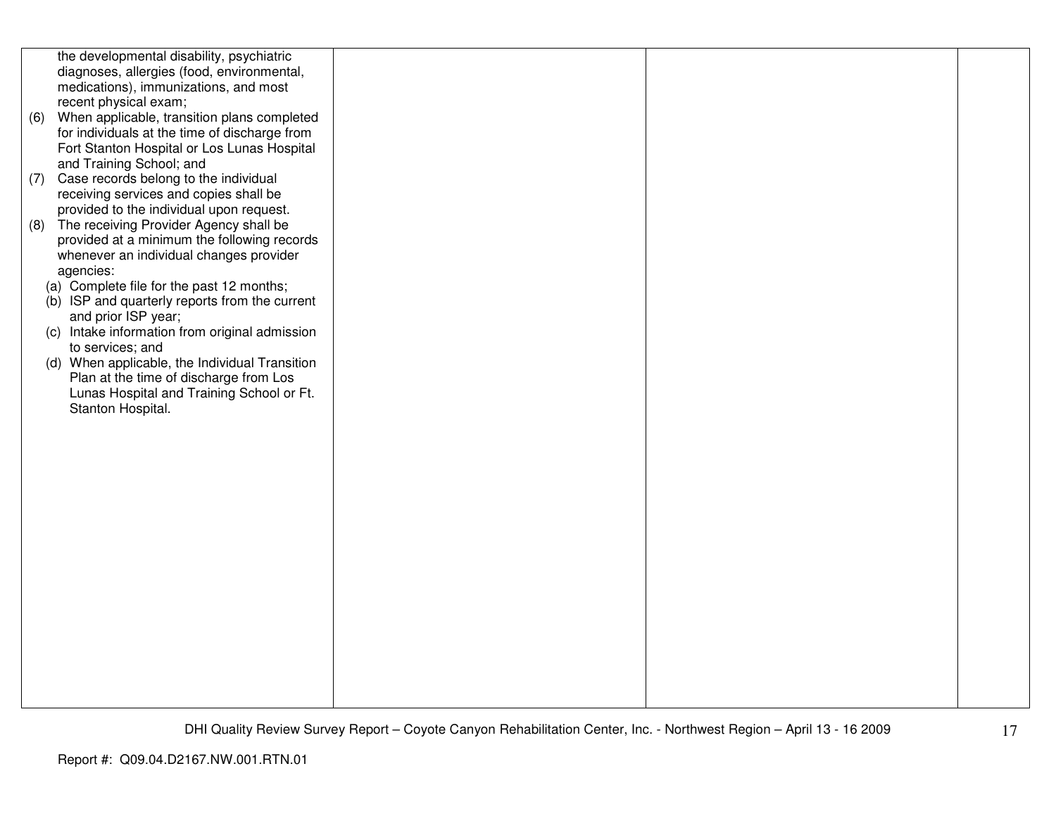| | | | |
|---|---|---|---|
| the developmental disability, psychiatric diagnoses, allergies (food, environmental, medications), immunizations, and most recent physical exam;<br>(6) When applicable, transition plans completed for individuals at the time of discharge from Fort Stanton Hospital or Los Lunas Hospital and Training School; and<br>(7) Case records belong to the individual receiving services and copies shall be provided to the individual upon request.<br>(8) The receiving Provider Agency shall be provided at a minimum the following records whenever an individual changes provider agencies:<br>(a) Complete file for the past 12 months;<br>(b) ISP and quarterly reports from the current and prior ISP year;<br>(c) Intake information from original admission to services; and<br>(d) When applicable, the Individual Transition Plan at the time of discharge from Los Lunas Hospital and Training School or Ft. Stanton Hospital. | | | |

Report #: Q09.04.D2167.NW.001.RTN.01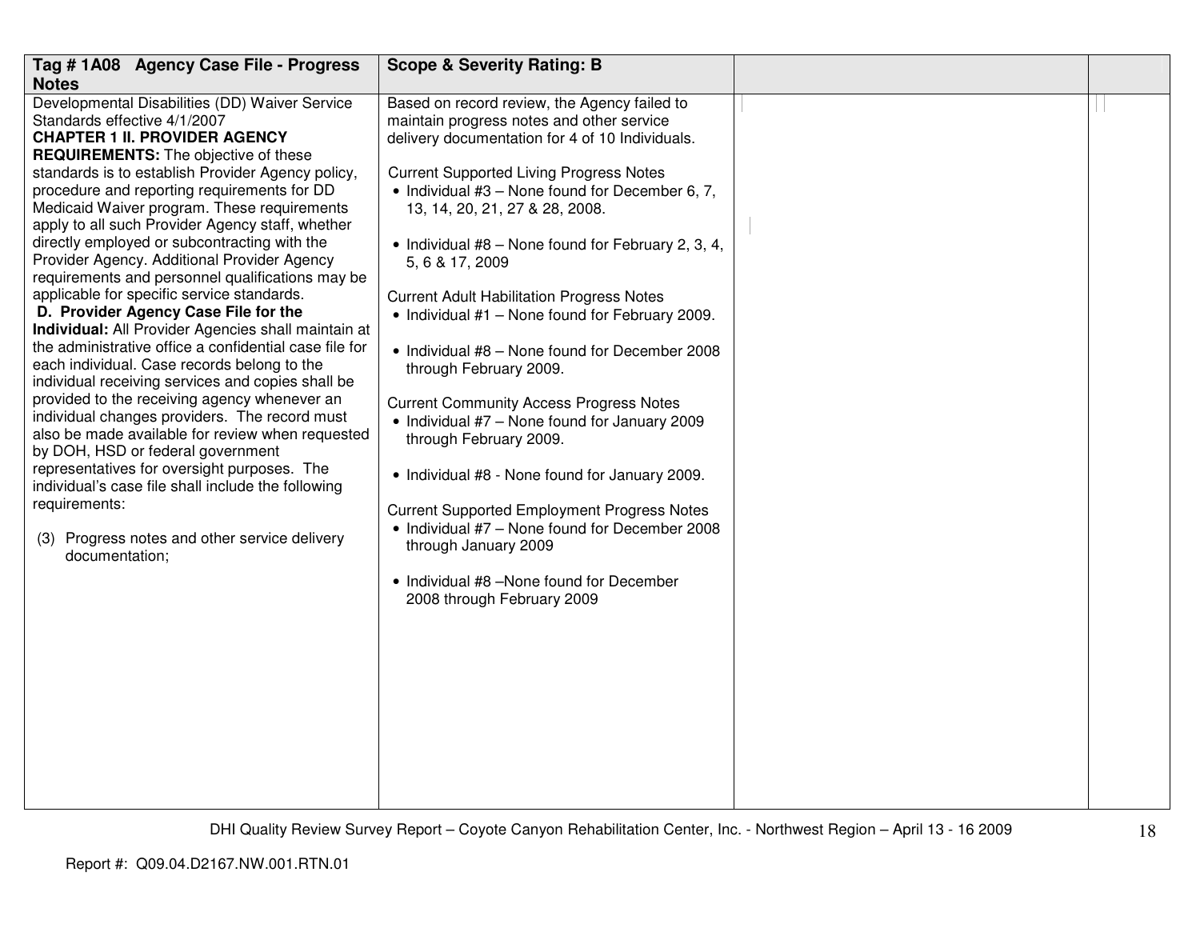| Tag # 1A08 Agency Case File - Progress Notes | Scope & Severity Rating: B | | |
|---|---|---|---|
| Developmental Disabilities (DD) Waiver Service Standards effective 4/1/2007<br>**CHAPTER 1 II. PROVIDER AGENCY REQUIREMENTS:** The objective of these standards is to establish Provider Agency policy, procedure and reporting requirements for DD Medicaid Waiver program. These requirements apply to all such Provider Agency staff, whether directly employed or subcontracting with the Provider Agency. Additional Provider Agency requirements and personnel qualifications may be applicable for specific service standards.<br>**D. Provider Agency Case File for the Individual:** All Provider Agencies shall maintain at the administrative office a confidential case file for each individual. Case records belong to the individual receiving services and copies shall be provided to the receiving agency whenever an individual changes providers. The record must also be made available for review when requested by DOH, HSD or federal government representatives for oversight purposes. The individual's case file shall include the following requirements:<br><br>(3) Progress notes and other service delivery documentation; | Based on record review, the Agency failed to maintain progress notes and other service delivery documentation for 4 of 10 Individuals.<br><br>Current Supported Living Progress Notes<br>• Individual #3 – None found for December 6, 7, 13, 14, 20, 21, 27 & 28, 2008.<br><br>• Individual #8 – None found for February 2, 3, 4, 5, 6 & 17, 2009<br><br>Current Adult Habilitation Progress Notes<br>• Individual #1 – None found for February 2009.<br><br>• Individual #8 – None found for December 2008 through February 2009.<br><br>Current Community Access Progress Notes<br>• Individual #7 – None found for January 2009 through February 2009.<br><br>• Individual #8 - None found for January 2009.<br><br>Current Supported Employment Progress Notes<br>• Individual #7 – None found for December 2008 through January 2009<br><br>• Individual #8 –None found for December 2008 through February 2009 | | |

Report #: Q09.04.D2167.NW.001.RTN.01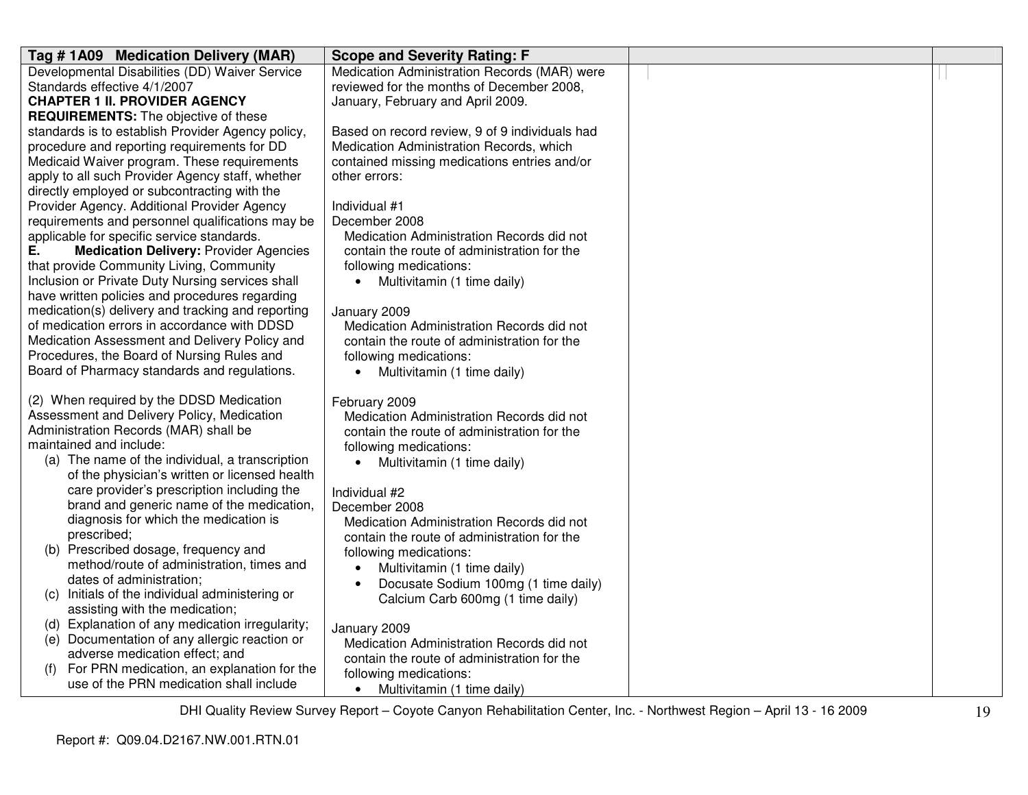| Tag # 1A09 Medication Delivery (MAR) | Scope and Severity Rating: F | | |
|---|---|---|---|
| Developmental Disabilities (DD) Waiver Service Standards effective 4/1/2007<br>**CHAPTER 1 II. PROVIDER AGENCY REQUIREMENTS:** The objective of these standards is to establish Provider Agency policy, procedure and reporting requirements for DD Medicaid Waiver program. These requirements apply to all such Provider Agency staff, whether directly employed or subcontracting with the Provider Agency. Additional Provider Agency requirements and personnel qualifications may be applicable for specific service standards.<br>**E. Medication Delivery:** Provider Agencies that provide Community Living, Community Inclusion or Private Duty Nursing services shall have written policies and procedures regarding medication(s) delivery and tracking and reporting of medication errors in accordance with DDSD Medication Assessment and Delivery Policy and Procedures, the Board of Nursing Rules and Board of Pharmacy standards and regulations.<br><br>(2) When required by the DDSD Medication Assessment and Delivery Policy, Medication Administration Records (MAR) shall be maintained and include:<br>(a) The name of the individual, a transcription of the physician's written or licensed health care provider's prescription including the brand and generic name of the medication, diagnosis for which the medication is prescribed;<br>(b) Prescribed dosage, frequency and method/route of administration, times and dates of administration;<br>(c) Initials of the individual administering or assisting with the medication;<br>(d) Explanation of any medication irregularity;<br>(e) Documentation of any allergic reaction or adverse medication effect; and<br>(f) For PRN medication, an explanation for the use of the PRN medication shall include | Medication Administration Records (MAR) were reviewed for the months of December 2008, January, February and April 2009.<br><br>Based on record review, 9 of 9 individuals had Medication Administration Records, which contained missing medications entries and/or other errors:<br><br>Individual #1<br>December 2008<br>Medication Administration Records did not contain the route of administration for the following medications:<br>• Multivitamin (1 time daily)<br><br>January 2009<br>Medication Administration Records did not contain the route of administration for the following medications:<br>• Multivitamin (1 time daily)<br><br>February 2009<br>Medication Administration Records did not contain the route of administration for the following medications:<br>• Multivitamin (1 time daily)<br><br>Individual #2<br>December 2008<br>Medication Administration Records did not contain the route of administration for the following medications:<br>• Multivitamin (1 time daily)<br>• Docusate Sodium 100mg (1 time daily) Calcium Carb 600mg (1 time daily)<br><br>January 2009<br>Medication Administration Records did not contain the route of administration for the following medications:<br>• Multivitamin (1 time daily) | | |

DHI Quality Review Survey Report – Coyote Canyon Rehabilitation Center, Inc. - Northwest Region – April 13 - 16 2009

Report #: Q09.04.D2167.NW.001.RTN.01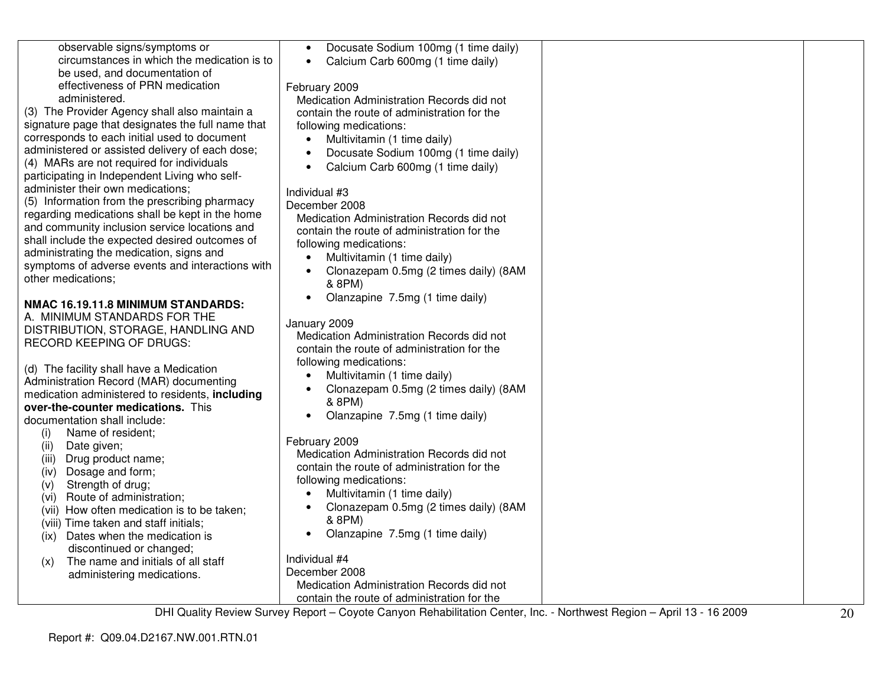| | | | |
|---|---|---|---|
| observable signs/symptoms or circumstances in which the medication is to be used, and documentation of effectiveness of PRN medication administered.<br>(3) The Provider Agency shall also maintain a signature page that designates the full name that corresponds to each initial used to document administered or assisted delivery of each dose;<br>(4) MARs are not required for individuals participating in Independent Living who self-administer their own medications;<br>(5) Information from the prescribing pharmacy regarding medications shall be kept in the home and community inclusion service locations and shall include the expected desired outcomes of administrating the medication, signs and symptoms of adverse events and interactions with other medications;<br><br>**NMAC 16.19.11.8 MINIMUM STANDARDS:**<br>A. MINIMUM STANDARDS FOR THE DISTRIBUTION, STORAGE, HANDLING AND RECORD KEEPING OF DRUGS:<br><br>(d) The facility shall have a Medication Administration Record (MAR) documenting medication administered to residents, **including over-the-counter medications.** This documentation shall include:<br>(i) Name of resident;<br>(ii) Date given;<br>(iii) Drug product name;<br>(iv) Dosage and form;<br>(v) Strength of drug;<br>(vi) Route of administration;<br>(vii) How often medication is to be taken;<br>(viii) Time taken and staff initials;<br>(ix) Dates when the medication is discontinued or changed;<br>(x) The name and initials of all staff administering medications. | • Docusate Sodium 100mg (1 time daily)<br>• Calcium Carb 600mg (1 time daily)<br><br>February 2009<br>Medication Administration Records did not contain the route of administration for the following medications:<br>• Multivitamin (1 time daily)<br>• Docusate Sodium 100mg (1 time daily)<br>• Calcium Carb 600mg (1 time daily)<br><br>Individual #3<br>December 2008<br>Medication Administration Records did not contain the route of administration for the following medications:<br>• Multivitamin (1 time daily)<br>• Clonazepam 0.5mg (2 times daily) (8AM & 8PM)<br>• Olanzapine 7.5mg (1 time daily)<br><br>January 2009<br>Medication Administration Records did not contain the route of administration for the following medications:<br>• Multivitamin (1 time daily)<br>• Clonazepam 0.5mg (2 times daily) (8AM & 8PM)<br>• Olanzapine 7.5mg (1 time daily)<br><br>February 2009<br>Medication Administration Records did not contain the route of administration for the following medications:<br>• Multivitamin (1 time daily)<br>• Clonazepam 0.5mg (2 times daily) (8AM & 8PM)<br>• Olanzapine 7.5mg (1 time daily)<br><br>Individual #4<br>December 2008<br>Medication Administration Records did not contain the route of administration for the | | |

DHI Quality Review Survey Report – Coyote Canyon Rehabilitation Center, Inc. - Northwest Region – April 13 - 16 2009

Report #: Q09.04.D2167.NW.001.RTN.01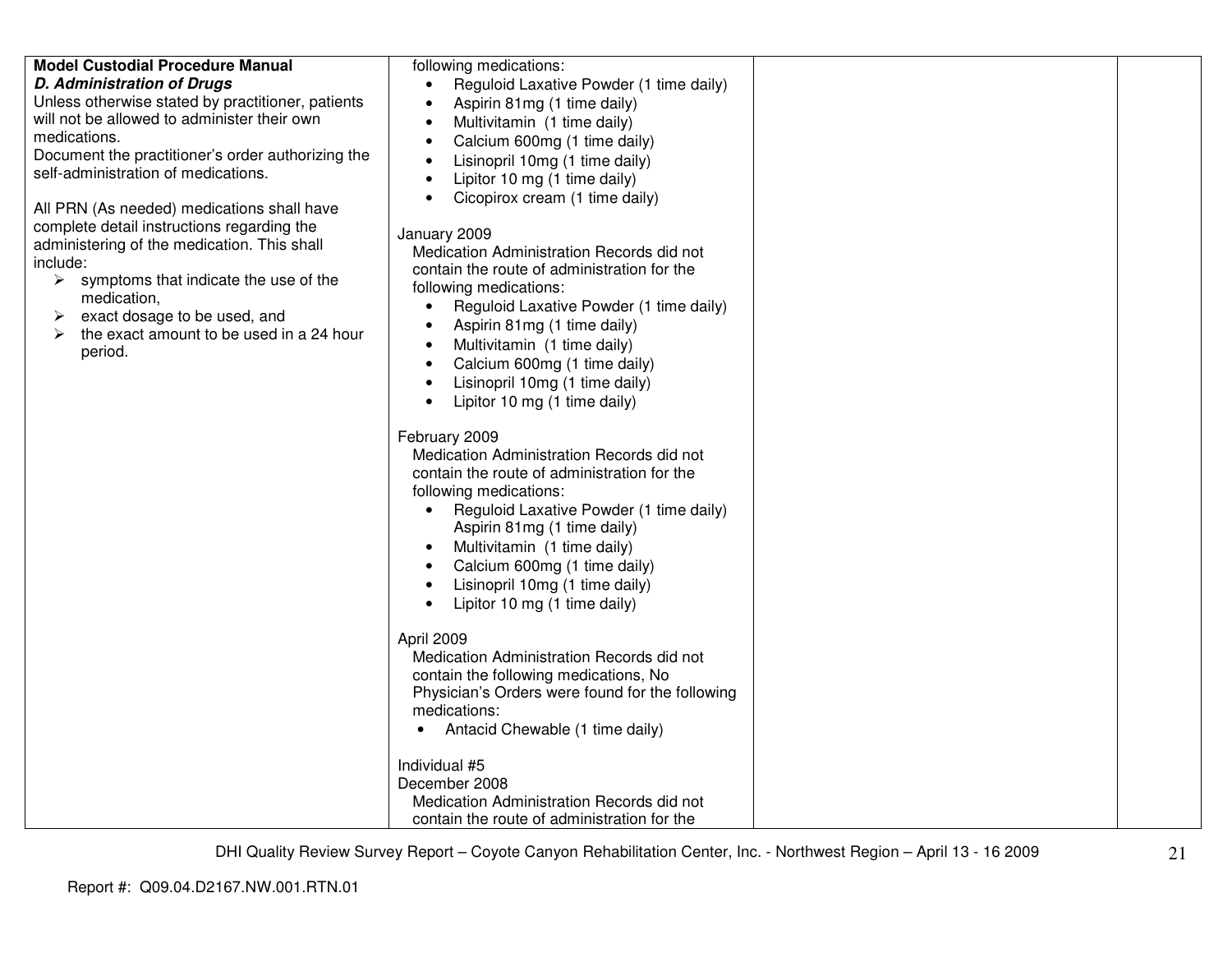| Model Custodial Procedure Manual<br>***D. Administration of Drugs***<br>Unless otherwise stated by practitioner, patients will not be allowed to administer their own medications.<br>Document the practitioner's order authorizing the self-administration of medications.<br><br>All PRN (As needed) medications shall have complete detail instructions regarding the administering of the medication. This shall include:<br>➢ symptoms that indicate the use of the medication,<br>➢ exact dosage to be used, and<br>➢ the exact amount to be used in a 24 hour period. | following medications:<br>• Reguloid Laxative Powder (1 time daily)<br>• Aspirin 81mg (1 time daily)<br>• Multivitamin (1 time daily)<br>• Calcium 600mg (1 time daily)<br>• Lisinopril 10mg (1 time daily)<br>• Lipitor 10 mg (1 time daily)<br>• Cicopirox cream (1 time daily)<br><br>January 2009<br>Medication Administration Records did not contain the route of administration for the following medications:<br>• Reguloid Laxative Powder (1 time daily)<br>• Aspirin 81mg (1 time daily)<br>• Multivitamin (1 time daily)<br>• Calcium 600mg (1 time daily)<br>• Lisinopril 10mg (1 time daily)<br>• Lipitor 10 mg (1 time daily)<br><br>February 2009<br>Medication Administration Records did not contain the route of administration for the following medications:<br>• Reguloid Laxative Powder (1 time daily) Aspirin 81mg (1 time daily)<br>• Multivitamin (1 time daily)<br>• Calcium 600mg (1 time daily)<br>• Lisinopril 10mg (1 time daily)<br>• Lipitor 10 mg (1 time daily)<br><br>April 2009<br>Medication Administration Records did not contain the following medications, No Physician's Orders were found for the following medications:<br>• Antacid Chewable (1 time daily)<br><br>Individual #5<br>December 2008<br>Medication Administration Records did not contain the route of administration for the | | |
|---|---|---|---|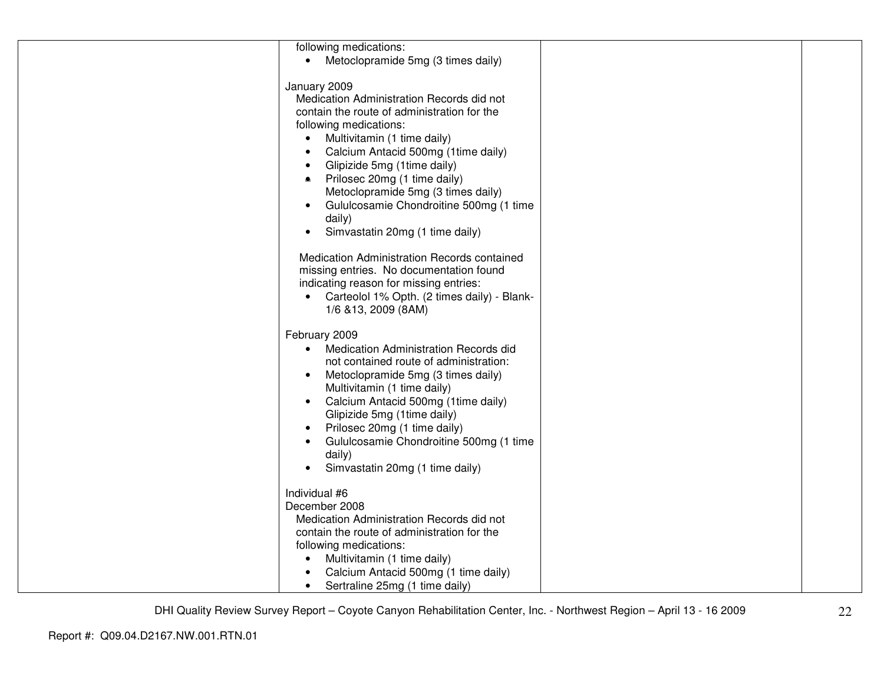| | | | |
|---|---|---|---|
| | following medications:<br>• Metoclopramide 5mg (3 times daily)<br><br>January 2009<br>Medication Administration Records did not contain the route of administration for the following medications:<br>• Multivitamin (1 time daily)<br>• Calcium Antacid 500mg (1time daily)<br>• Glipizide 5mg (1time daily)<br>• Prilosec 20mg (1 time daily)<br>Metoclopramide 5mg (3 times daily)<br>• Gululcosamie Chondroitine 500mg (1 time daily)<br>• Simvastatin 20mg (1 time daily)<br><br>Medication Administration Records contained missing entries. No documentation found indicating reason for missing entries:<br>• Carteolol 1% Opth. (2 times daily) - Blank- 1/6 &13, 2009 (8AM)<br><br>February 2009<br>• Medication Administration Records did not contained route of administration:<br>• Metoclopramide 5mg (3 times daily)<br>Multivitamin (1 time daily)<br>• Calcium Antacid 500mg (1time daily)<br>Glipizide 5mg (1time daily)<br>• Prilosec 20mg (1 time daily)<br>• Gululcosamie Chondroitine 500mg (1 time daily)<br>• Simvastatin 20mg (1 time daily)<br><br>Individual #6<br>December 2008<br>Medication Administration Records did not contain the route of administration for the following medications:<br>• Multivitamin (1 time daily)<br>• Calcium Antacid 500mg (1 time daily)<br>• Sertraline 25mg (1 time daily) | | |

DHI Quality Review Survey Report – Coyote Canyon Rehabilitation Center, Inc. - Northwest Region – April 13 - 16 2009

Report #: Q09.04.D2167.NW.001.RTN.01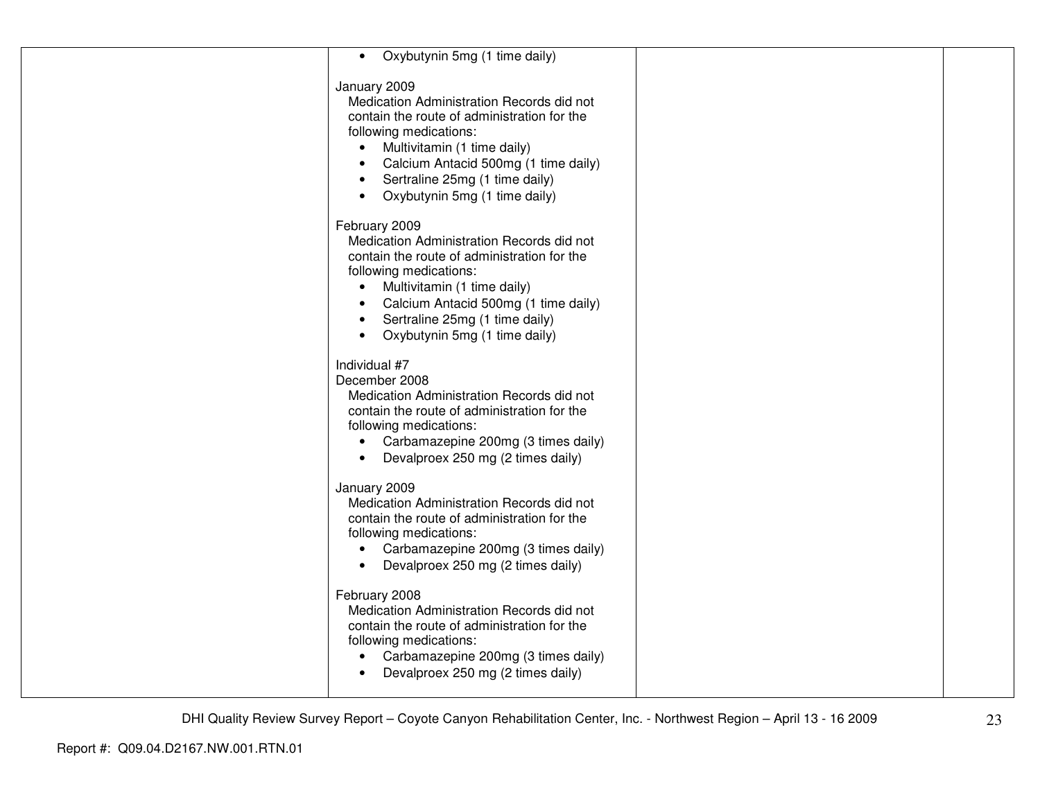| | | | |
|---|---|---|---|
| | • Oxybutynin 5mg (1 time daily)<br><br>January 2009<br>Medication Administration Records did not contain the route of administration for the following medications:<br>• Multivitamin (1 time daily)<br>• Calcium Antacid 500mg (1 time daily)<br>• Sertraline 25mg (1 time daily)<br>• Oxybutynin 5mg (1 time daily)<br><br>February 2009<br>Medication Administration Records did not contain the route of administration for the following medications:<br>• Multivitamin (1 time daily)<br>• Calcium Antacid 500mg (1 time daily)<br>• Sertraline 25mg (1 time daily)<br>• Oxybutynin 5mg (1 time daily)<br><br>Individual #7<br>December 2008<br>Medication Administration Records did not contain the route of administration for the following medications:<br>• Carbamazepine 200mg (3 times daily)<br>• Devalproex 250 mg (2 times daily)<br><br>January 2009<br>Medication Administration Records did not contain the route of administration for the following medications:<br>• Carbamazepine 200mg (3 times daily)<br>• Devalproex 250 mg (2 times daily)<br><br>February 2008<br>Medication Administration Records did not contain the route of administration for the following medications:<br>• Carbamazepine 200mg (3 times daily)<br>• Devalproex 250 mg (2 times daily) | | |

DHI Quality Review Survey Report – Coyote Canyon Rehabilitation Center, Inc. - Northwest Region – April 13 - 16 2009

Report #: Q09.04.D2167.NW.001.RTN.01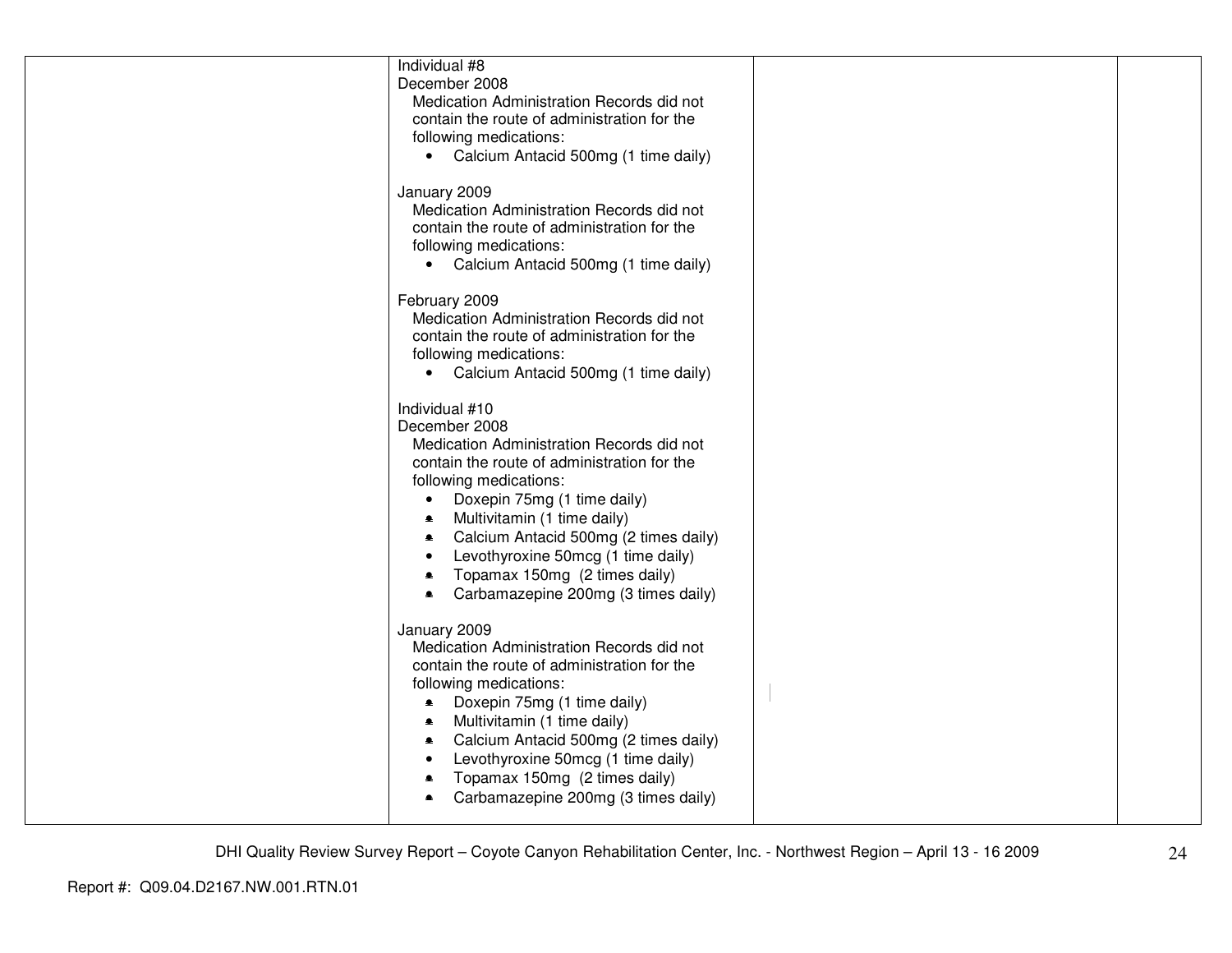| | | | |
|---|---|---|---|
| | Individual #8<br>December 2008<br>Medication Administration Records did not contain the route of administration for the following medications:<br>• Calcium Antacid 500mg (1 time daily)<br><br>January 2009<br>Medication Administration Records did not contain the route of administration for the following medications:<br>• Calcium Antacid 500mg (1 time daily)<br><br>February 2009<br>Medication Administration Records did not contain the route of administration for the following medications:<br>• Calcium Antacid 500mg (1 time daily)<br><br>Individual #10<br>December 2008<br>Medication Administration Records did not contain the route of administration for the following medications:<br>• Doxepin 75mg (1 time daily)<br>• Multivitamin (1 time daily)<br>• Calcium Antacid 500mg (2 times daily)<br>• Levothyroxine 50mcg (1 time daily)<br>• Topamax 150mg (2 times daily)<br>• Carbamazepine 200mg (3 times daily)<br><br>January 2009<br>Medication Administration Records did not contain the route of administration for the following medications:<br>• Doxepin 75mg (1 time daily)<br>• Multivitamin (1 time daily)<br>• Calcium Antacid 500mg (2 times daily)<br>• Levothyroxine 50mcg (1 time daily)<br>• Topamax 150mg (2 times daily)<br>• Carbamazepine 200mg (3 times daily) | | |

DHI Quality Review Survey Report – Coyote Canyon Rehabilitation Center, Inc. - Northwest Region – April 13 - 16 2009

Report #: Q09.04.D2167.NW.001.RTN.01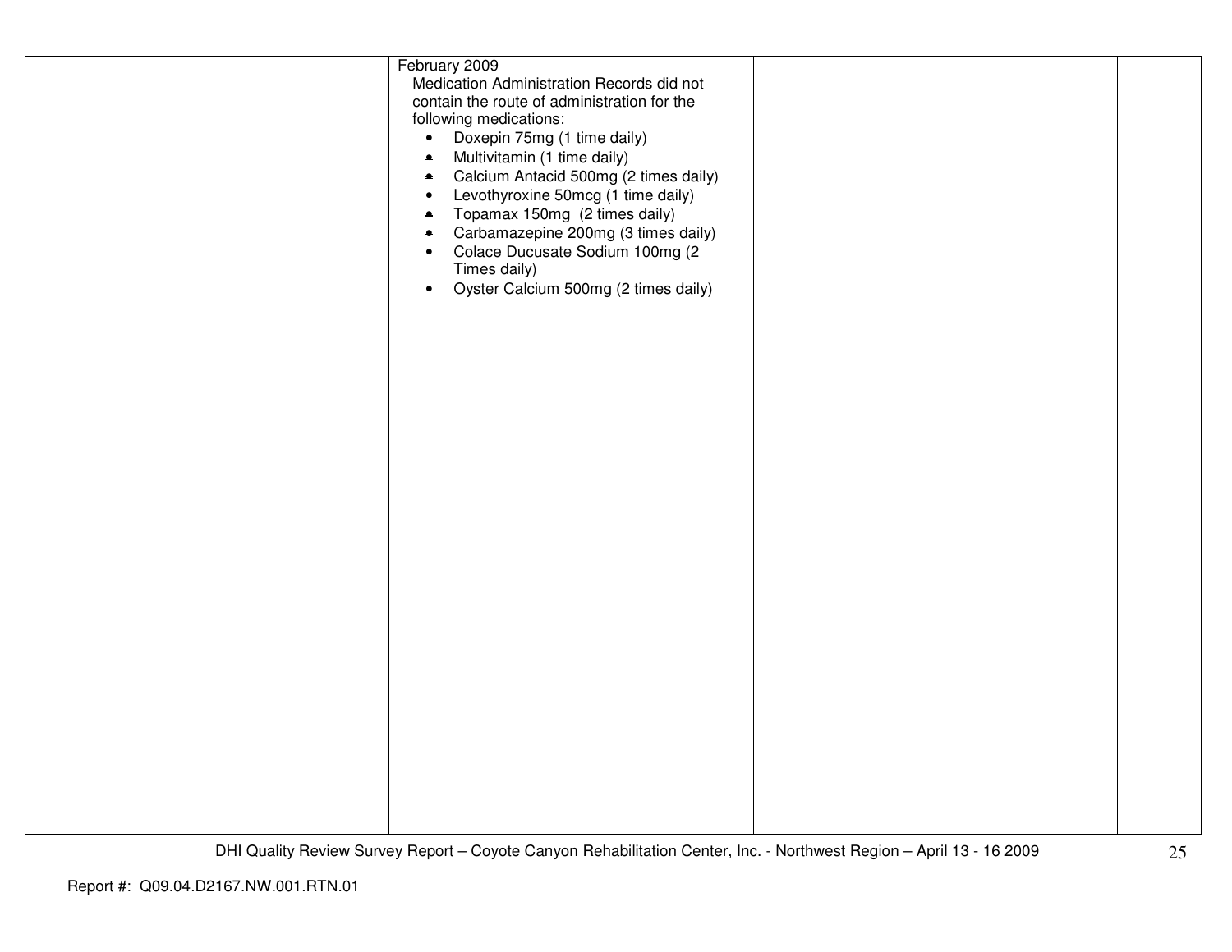| | February 2009<br>Medication Administration Records did not contain the route of administration for the following medications:<br>• Doxepin 75mg (1 time daily)<br>• Multivitamin (1 time daily)<br>• Calcium Antacid 500mg (2 times daily)<br>• Levothyroxine 50mcg (1 time daily)<br>• Topamax 150mg (2 times daily)<br>• Carbamazepine 200mg (3 times daily)<br>• Colace Ducusate Sodium 100mg (2 Times daily)<br>• Oyster Calcium 500mg (2 times daily) | | |
|---|---|---|---|

Report #: Q09.04.D2167.NW.001.RTN.01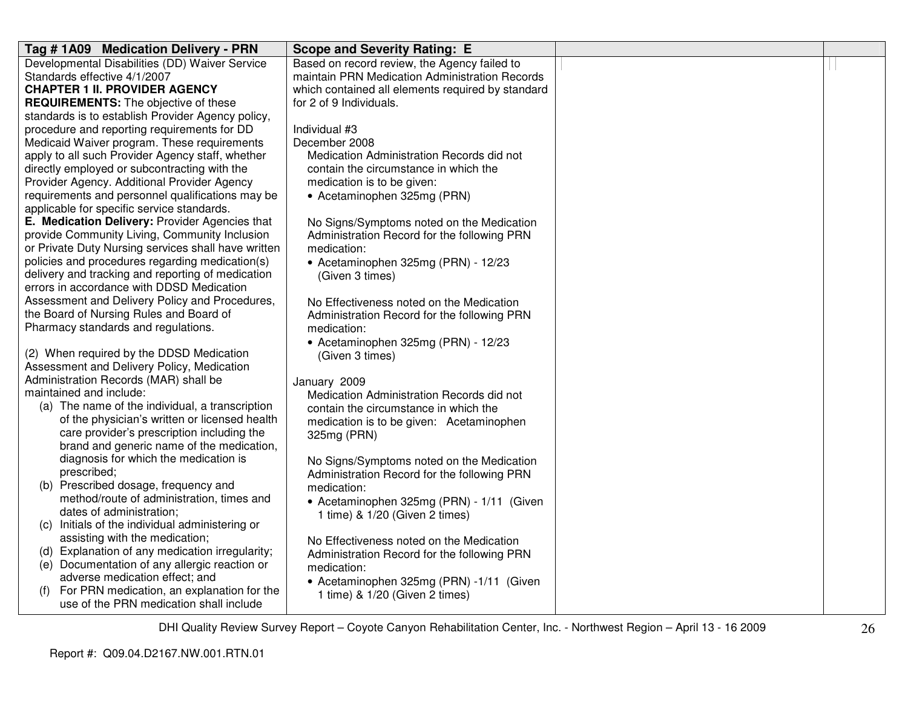| Tag # 1A09 Medication Delivery - PRN | Scope and Severity Rating: E | | |
|---|---|---|---|
| Developmental Disabilities (DD) Waiver Service Standards effective 4/1/2007<br>**CHAPTER 1 II. PROVIDER AGENCY REQUIREMENTS:** The objective of these standards is to establish Provider Agency policy, procedure and reporting requirements for DD Medicaid Waiver program. These requirements apply to all such Provider Agency staff, whether directly employed or subcontracting with the Provider Agency. Additional Provider Agency requirements and personnel qualifications may be applicable for specific service standards.<br>**E. Medication Delivery:** Provider Agencies that provide Community Living, Community Inclusion or Private Duty Nursing services shall have written policies and procedures regarding medication(s) delivery and tracking and reporting of medication errors in accordance with DDSD Medication Assessment and Delivery Policy and Procedures, the Board of Nursing Rules and Board of Pharmacy standards and regulations.<br><br>(2) When required by the DDSD Medication Assessment and Delivery Policy, Medication Administration Records (MAR) shall be maintained and include:<br>(a) The name of the individual, a transcription of the physician's written or licensed health care provider's prescription including the brand and generic name of the medication, diagnosis for which the medication is prescribed;<br>(b) Prescribed dosage, frequency and method/route of administration, times and dates of administration;<br>(c) Initials of the individual administering or assisting with the medication;<br>(d) Explanation of any medication irregularity;<br>(e) Documentation of any allergic reaction or adverse medication effect; and<br>(f) For PRN medication, an explanation for the use of the PRN medication shall include | Based on record review, the Agency failed to maintain PRN Medication Administration Records which contained all elements required by standard for 2 of 9 Individuals.<br><br>Individual #3<br>December 2008<br>Medication Administration Records did not contain the circumstance in which the medication is to be given:<br>• Acetaminophen 325mg (PRN)<br><br>No Signs/Symptoms noted on the Medication Administration Record for the following PRN medication:<br>• Acetaminophen 325mg (PRN) - 12/23 (Given 3 times)<br><br>No Effectiveness noted on the Medication Administration Record for the following PRN medication:<br>• Acetaminophen 325mg (PRN) - 12/23 (Given 3 times)<br><br>January 2009<br>Medication Administration Records did not contain the circumstance in which the medication is to be given: Acetaminophen 325mg (PRN)<br><br>No Signs/Symptoms noted on the Medication Administration Record for the following PRN medication:<br>• Acetaminophen 325mg (PRN) - 1/11 (Given 1 time) & 1/20 (Given 2 times)<br><br>No Effectiveness noted on the Medication Administration Record for the following PRN medication:<br>• Acetaminophen 325mg (PRN) -1/11 (Given 1 time) & 1/20 (Given 2 times) | | |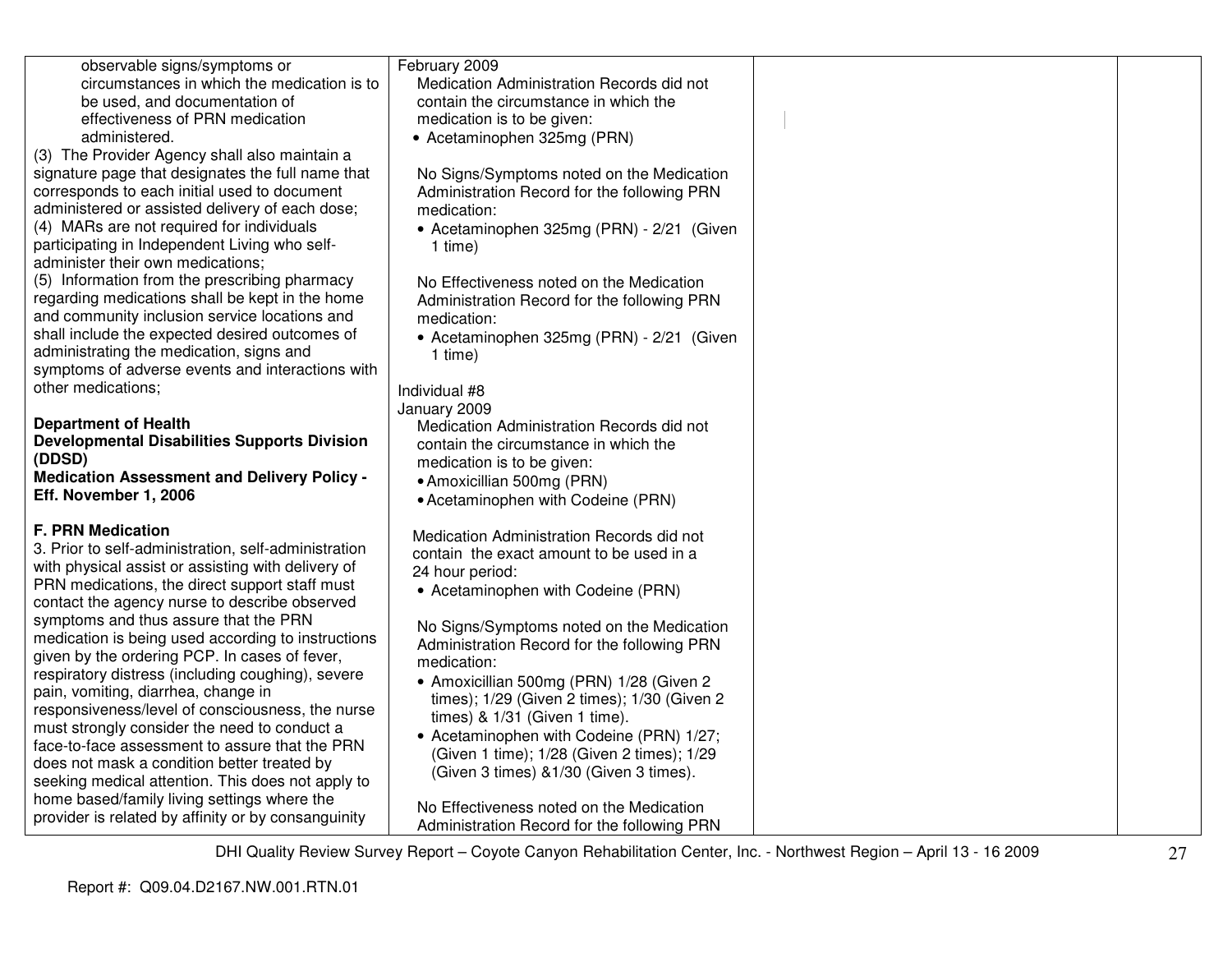| | | | |
|---|---|---|---|
| observable signs/symptoms or circumstances in which the medication is to be used, and documentation of effectiveness of PRN medication administered.<br>(3) The Provider Agency shall also maintain a signature page that designates the full name that corresponds to each initial used to document administered or assisted delivery of each dose;<br>(4) MARs are not required for individuals participating in Independent Living who self-administer their own medications;<br>(5) Information from the prescribing pharmacy regarding medications shall be kept in the home and community inclusion service locations and shall include the expected desired outcomes of administrating the medication, signs and symptoms of adverse events and interactions with other medications;<br><br>**Department of Health Developmental Disabilities Supports Division (DDSD) Medication Assessment and Delivery Policy - Eff. November 1, 2006**<br><br>**F. PRN Medication**<br>3. Prior to self-administration, self-administration with physical assist or assisting with delivery of PRN medications, the direct support staff must contact the agency nurse to describe observed symptoms and thus assure that the PRN medication is being used according to instructions given by the ordering PCP. In cases of fever, respiratory distress (including coughing), severe pain, vomiting, diarrhea, change in responsiveness/level of consciousness, the nurse must strongly consider the need to conduct a face-to-face assessment to assure that the PRN does not mask a condition better treated by seeking medical attention. This does not apply to home based/family living settings where the provider is related by affinity or by consanguinity | February 2009<br>Medication Administration Records did not contain the circumstance in which the medication is to be given:<br>• Acetaminophen 325mg (PRN)<br><br>No Signs/Symptoms noted on the Medication Administration Record for the following PRN medication:<br>• Acetaminophen 325mg (PRN) - 2/21 (Given 1 time)<br><br>No Effectiveness noted on the Medication Administration Record for the following PRN medication:<br>• Acetaminophen 325mg (PRN) - 2/21 (Given 1 time)<br><br>Individual #8<br>January 2009<br>Medication Administration Records did not contain the circumstance in which the medication is to be given:<br>• Amoxicillian 500mg (PRN)<br>• Acetaminophen with Codeine (PRN)<br><br>Medication Administration Records did not contain the exact amount to be used in a 24 hour period:<br>• Acetaminophen with Codeine (PRN)<br><br>No Signs/Symptoms noted on the Medication Administration Record for the following PRN medication:<br>• Amoxicillian 500mg (PRN) 1/28 (Given 2 times); 1/29 (Given 2 times); 1/30 (Given 2 times) & 1/31 (Given 1 time).<br>• Acetaminophen with Codeine (PRN) 1/27; (Given 1 time); 1/28 (Given 2 times); 1/29 (Given 3 times) &1/30 (Given 3 times).<br><br>No Effectiveness noted on the Medication Administration Record for the following PRN | | |

DHI Quality Review Survey Report – Coyote Canyon Rehabilitation Center, Inc. - Northwest Region – April 13 - 16 2009

Report #: Q09.04.D2167.NW.001.RTN.01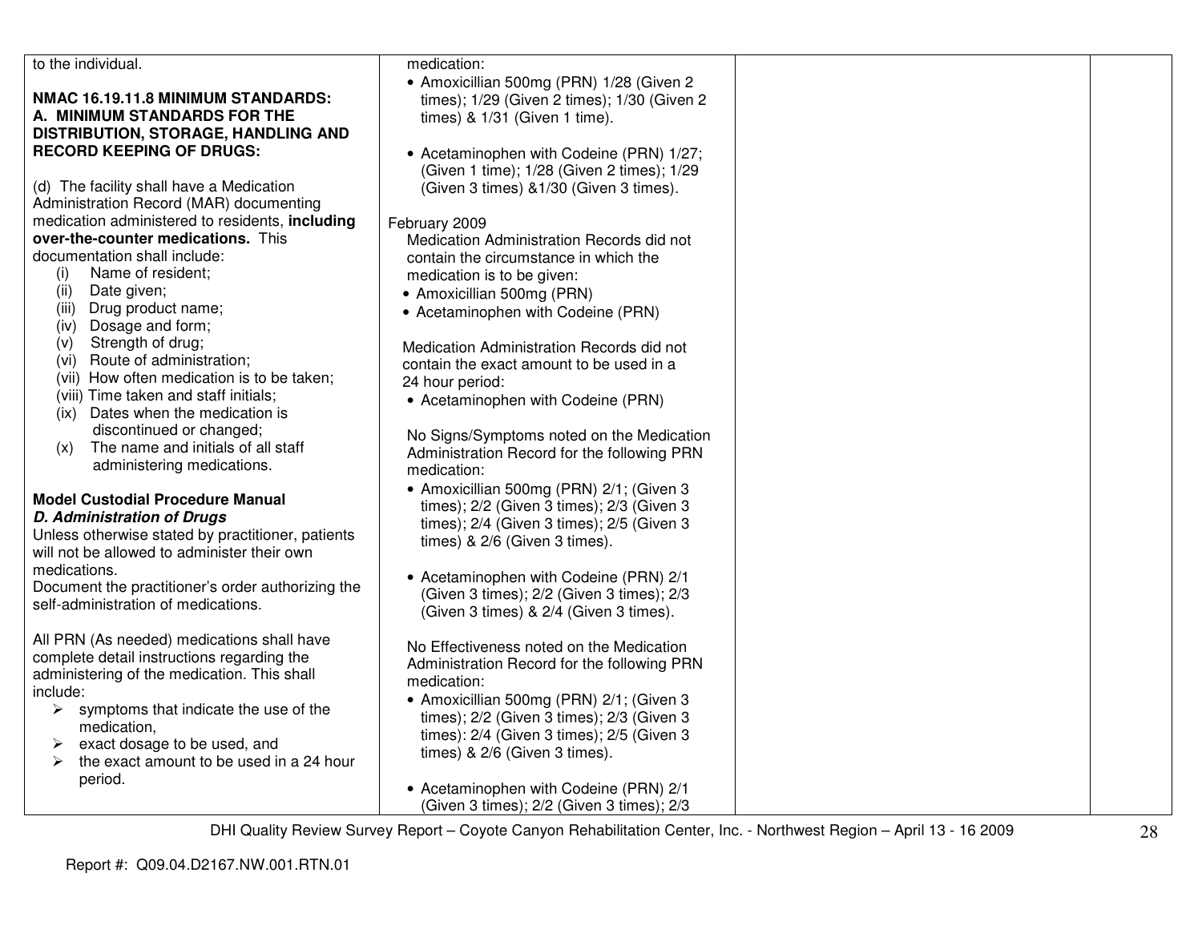| | | | |
|---|---|---|---|
| to the individual.<br><br>**NMAC 16.19.11.8 MINIMUM STANDARDS: A. MINIMUM STANDARDS FOR THE DISTRIBUTION, STORAGE, HANDLING AND RECORD KEEPING OF DRUGS:**<br><br>(d) The facility shall have a Medication Administration Record (MAR) documenting medication administered to residents, **including over-the-counter medications.** This documentation shall include:<br>(i) Name of resident;<br>(ii) Date given;<br>(iii) Drug product name;<br>(iv) Dosage and form;<br>(v) Strength of drug;<br>(vi) Route of administration;<br>(vii) How often medication is to be taken;<br>(viii) Time taken and staff initials;<br>(ix) Dates when the medication is discontinued or changed;<br>(x) The name and initials of all staff administering medications.<br><br>**Model Custodial Procedure Manual**<br>***D. Administration of Drugs***<br>Unless otherwise stated by practitioner, patients will not be allowed to administer their own medications.<br>Document the practitioner's order authorizing the self-administration of medications.<br><br>All PRN (As needed) medications shall have complete detail instructions regarding the administering of the medication. This shall include:<br>➢ symptoms that indicate the use of the medication,<br>➢ exact dosage to be used, and<br>➢ the exact amount to be used in a 24 hour period. | medication:<br>• Amoxicillian 500mg (PRN) 1/28 (Given 2 times); 1/29 (Given 2 times); 1/30 (Given 2 times) & 1/31 (Given 1 time).<br><br>• Acetaminophen with Codeine (PRN) 1/27; (Given 1 time); 1/28 (Given 2 times); 1/29 (Given 3 times) &1/30 (Given 3 times).<br><br>February 2009<br>Medication Administration Records did not contain the circumstance in which the medication is to be given:<br>• Amoxicillian 500mg (PRN)<br>• Acetaminophen with Codeine (PRN)<br><br>Medication Administration Records did not contain the exact amount to be used in a 24 hour period:<br>• Acetaminophen with Codeine (PRN)<br><br>No Signs/Symptoms noted on the Medication Administration Record for the following PRN medication:<br>• Amoxicillian 500mg (PRN) 2/1; (Given 3 times); 2/2 (Given 3 times); 2/3 (Given 3 times); 2/4 (Given 3 times); 2/5 (Given 3 times) & 2/6 (Given 3 times).<br><br>• Acetaminophen with Codeine (PRN) 2/1 (Given 3 times); 2/2 (Given 3 times); 2/3 (Given 3 times) & 2/4 (Given 3 times).<br><br>No Effectiveness noted on the Medication Administration Record for the following PRN medication:<br>• Amoxicillian 500mg (PRN) 2/1; (Given 3 times); 2/2 (Given 3 times); 2/3 (Given 3 times): 2/4 (Given 3 times); 2/5 (Given 3 times) & 2/6 (Given 3 times).<br><br>• Acetaminophen with Codeine (PRN) 2/1 (Given 3 times); 2/2 (Given 3 times); 2/3 | | |

Report #: Q09.04.D2167.NW.001.RTN.01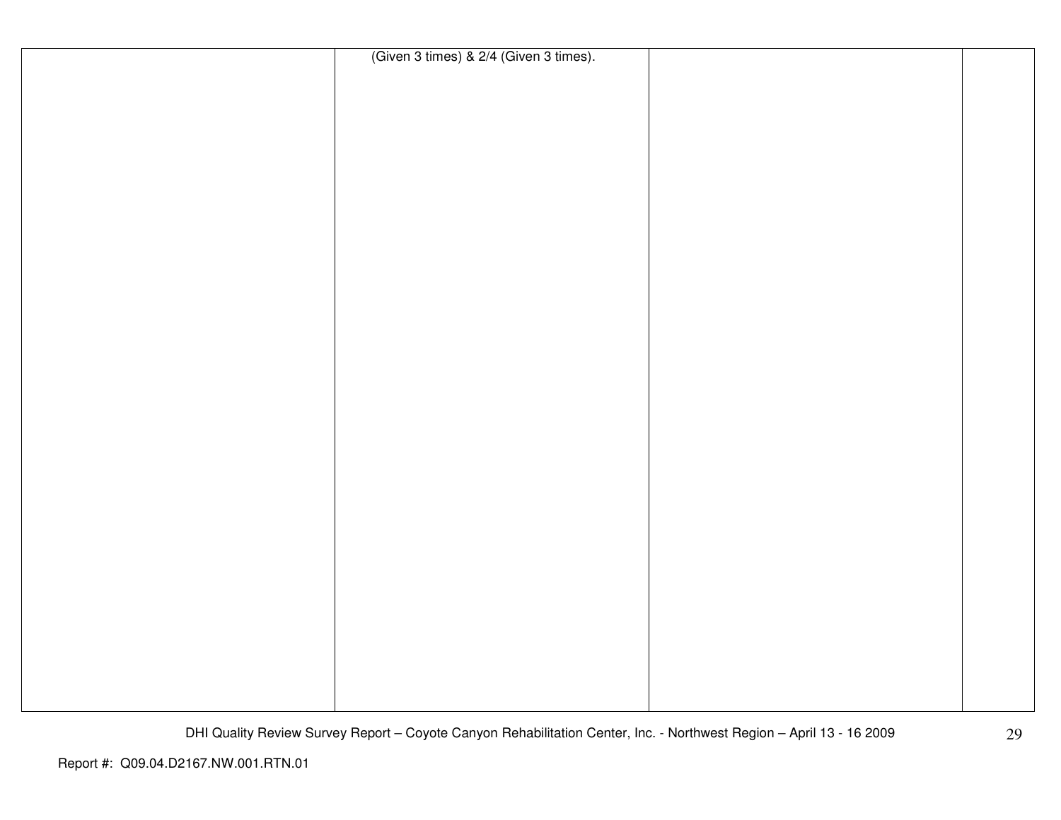|  |  |  |  |
|---|---|---|---|
|  | (Given 3 times) & 2/4 (Given 3 times). |  |  |

Report #: Q09.04.D2167.NW.001.RTN.01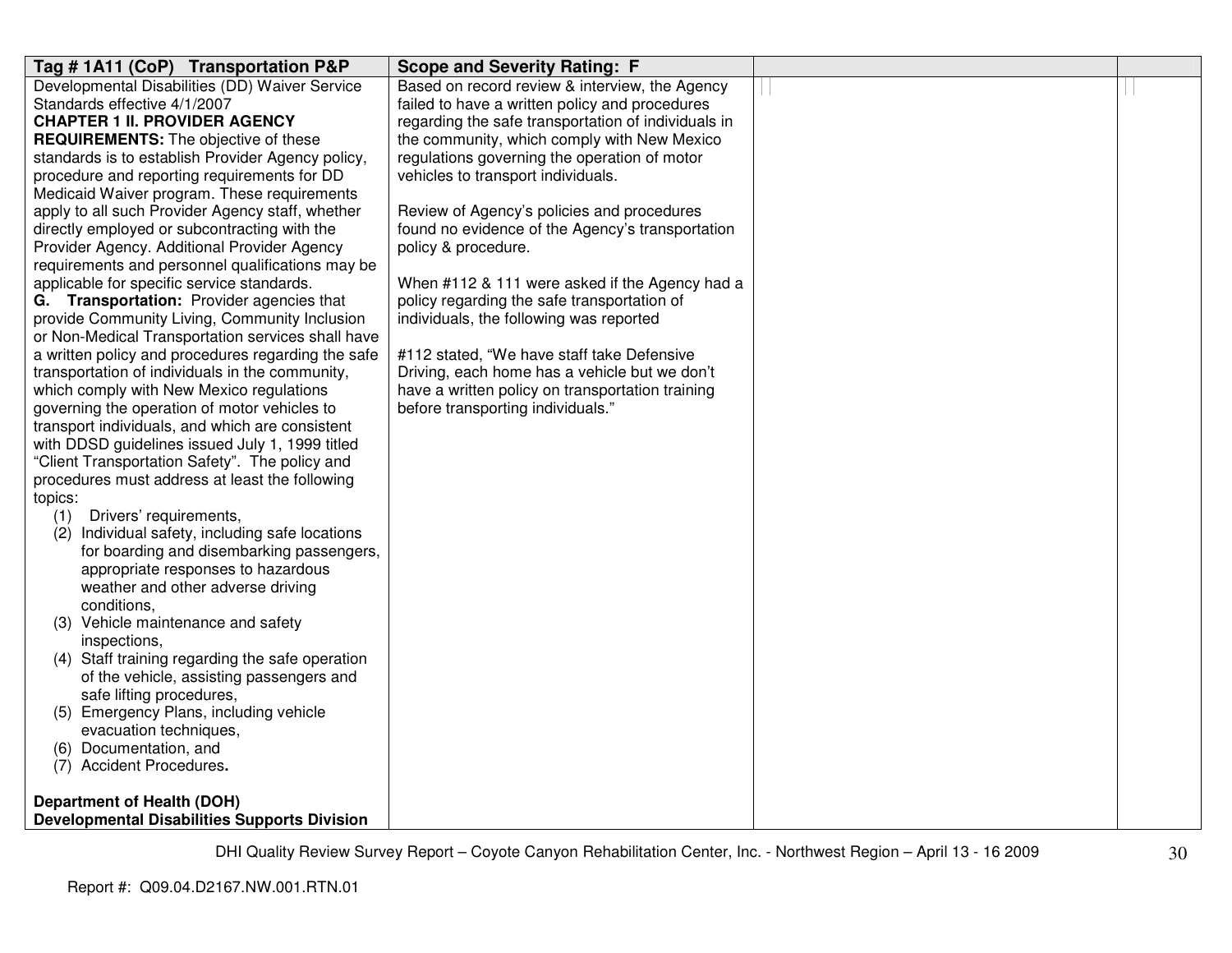| Tag # 1A11 (CoP) Transportation P&P | Scope and Severity Rating: F | | |
|---|---|---|---|
| Developmental Disabilities (DD) Waiver Service Standards effective 4/1/2007<br>**CHAPTER 1 II. PROVIDER AGENCY REQUIREMENTS:** The objective of these standards is to establish Provider Agency policy, procedure and reporting requirements for DD Medicaid Waiver program. These requirements apply to all such Provider Agency staff, whether directly employed or subcontracting with the Provider Agency. Additional Provider Agency requirements and personnel qualifications may be applicable for specific service standards.<br>**G. Transportation:** Provider agencies that provide Community Living, Community Inclusion or Non-Medical Transportation services shall have a written policy and procedures regarding the safe transportation of individuals in the community, which comply with New Mexico regulations governing the operation of motor vehicles to transport individuals, and which are consistent with DDSD guidelines issued July 1, 1999 titled "Client Transportation Safety". The policy and procedures must address at least the following topics:<br>(1) Drivers' requirements,<br>(2) Individual safety, including safe locations for boarding and disembarking passengers, appropriate responses to hazardous weather and other adverse driving conditions,<br>(3) Vehicle maintenance and safety inspections,<br>(4) Staff training regarding the safe operation of the vehicle, assisting passengers and safe lifting procedures,<br>(5) Emergency Plans, including vehicle evacuation techniques,<br>(6) Documentation, and<br>(7) Accident Procedures**.**<br><br>**Department of Health (DOH)**<br>**Developmental Disabilities Supports Division** | Based on record review & interview, the Agency failed to have a written policy and procedures regarding the safe transportation of individuals in the community, which comply with New Mexico regulations governing the operation of motor vehicles to transport individuals.<br><br>Review of Agency's policies and procedures found no evidence of the Agency's transportation policy & procedure.<br><br>When #112 & 111 were asked if the Agency had a policy regarding the safe transportation of individuals, the following was reported<br><br>#112 stated, "We have staff take Defensive Driving, each home has a vehicle but we don't have a written policy on transportation training before transporting individuals." | | |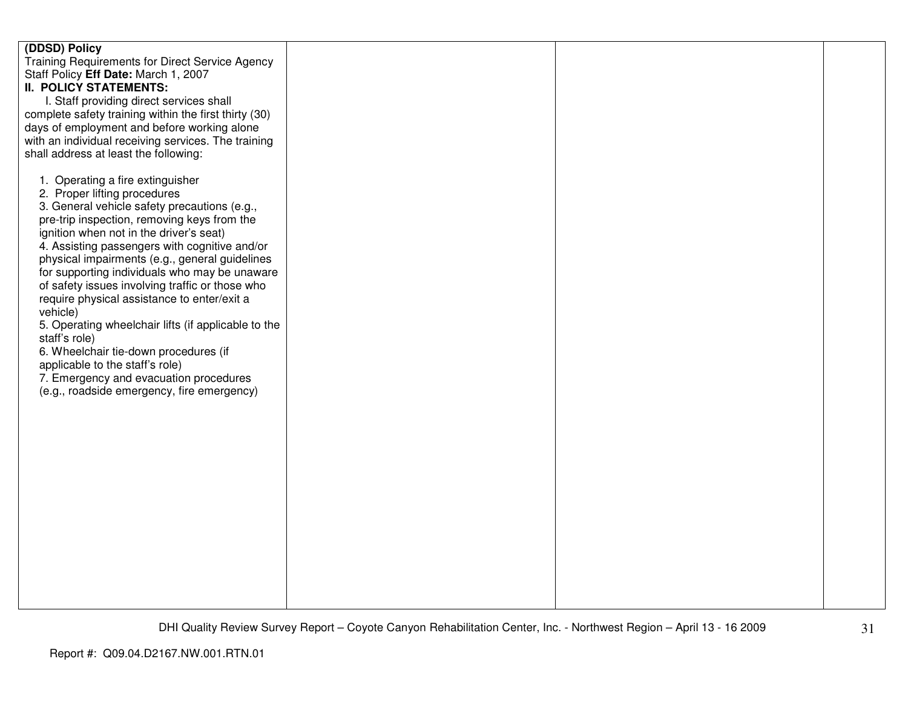| | | | |
|---|---|---|---|
| **(DDSD) Policy**<br>Training Requirements for Direct Service Agency Staff Policy **Eff Date:** March 1, 2007<br>**II. POLICY STATEMENTS:**<br>I. Staff providing direct services shall complete safety training within the first thirty (30) days of employment and before working alone with an individual receiving services. The training shall address at least the following:<br><br>1. Operating a fire extinguisher<br>2. Proper lifting procedures<br>3. General vehicle safety precautions (e.g., pre-trip inspection, removing keys from the ignition when not in the driver's seat)<br>4. Assisting passengers with cognitive and/or physical impairments (e.g., general guidelines for supporting individuals who may be unaware of safety issues involving traffic or those who require physical assistance to enter/exit a vehicle)<br>5. Operating wheelchair lifts (if applicable to the staff's role)<br>6. Wheelchair tie-down procedures (if applicable to the staff's role)<br>7. Emergency and evacuation procedures (e.g., roadside emergency, fire emergency) | | | |

DHI Quality Review Survey Report – Coyote Canyon Rehabilitation Center, Inc. - Northwest Region – April 13 - 16 2009

Report #: Q09.04.D2167.NW.001.RTN.01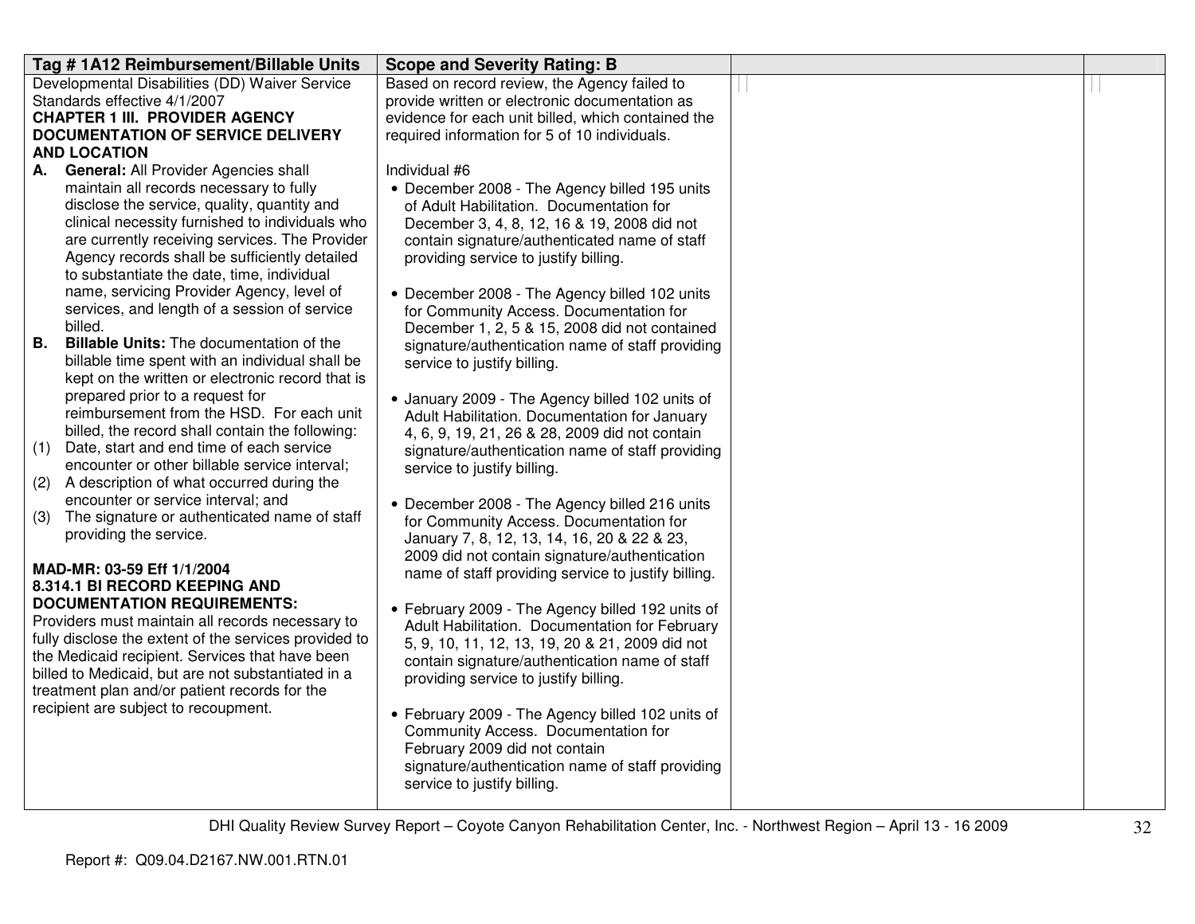| Tag # 1A12 Reimbursement/Billable Units | Scope and Severity Rating: B | | |
|---|---|---|---|
| Developmental Disabilities (DD) Waiver Service Standards effective 4/1/2007<br>**CHAPTER 1 III. PROVIDER AGENCY DOCUMENTATION OF SERVICE DELIVERY AND LOCATION**<br>**A. General:** All Provider Agencies shall maintain all records necessary to fully disclose the service, quality, quantity and clinical necessity furnished to individuals who are currently receiving services. The Provider Agency records shall be sufficiently detailed to substantiate the date, time, individual name, servicing Provider Agency, level of services, and length of a session of service billed.<br>**B. Billable Units:** The documentation of the billable time spent with an individual shall be kept on the written or electronic record that is prepared prior to a request for reimbursement from the HSD. For each unit billed, the record shall contain the following:<br>(1) Date, start and end time of each service encounter or other billable service interval;<br>(2) A description of what occurred during the encounter or service interval; and<br>(3) The signature or authenticated name of staff providing the service.<br><br>**MAD-MR: 03-59 Eff 1/1/2004**<br>**8.314.1 BI RECORD KEEPING AND DOCUMENTATION REQUIREMENTS:**<br>Providers must maintain all records necessary to fully disclose the extent of the services provided to the Medicaid recipient. Services that have been billed to Medicaid, but are not substantiated in a treatment plan and/or patient records for the recipient are subject to recoupment. | Based on record review, the Agency failed to provide written or electronic documentation as evidence for each unit billed, which contained the required information for 5 of 10 individuals.<br><br>Individual #6<br>• December 2008 - The Agency billed 195 units of Adult Habilitation. Documentation for December 3, 4, 8, 12, 16 & 19, 2008 did not contain signature/authenticated name of staff providing service to justify billing.<br><br>• December 2008 - The Agency billed 102 units for Community Access. Documentation for December 1, 2, 5 & 15, 2008 did not contained signature/authentication name of staff providing service to justify billing.<br><br>• January 2009 - The Agency billed 102 units of Adult Habilitation. Documentation for January 4, 6, 9, 19, 21, 26 & 28, 2009 did not contain signature/authentication name of staff providing service to justify billing.<br><br>• December 2008 - The Agency billed 216 units for Community Access. Documentation for January 7, 8, 12, 13, 14, 16, 20 & 22 & 23, 2009 did not contain signature/authentication name of staff providing service to justify billing.<br><br>• February 2009 - The Agency billed 192 units of Adult Habilitation. Documentation for February 5, 9, 10, 11, 12, 13, 19, 20 & 21, 2009 did not contain signature/authentication name of staff providing service to justify billing.<br><br>• February 2009 - The Agency billed 102 units of Community Access. Documentation for February 2009 did not contain signature/authentication name of staff providing service to justify billing. | | |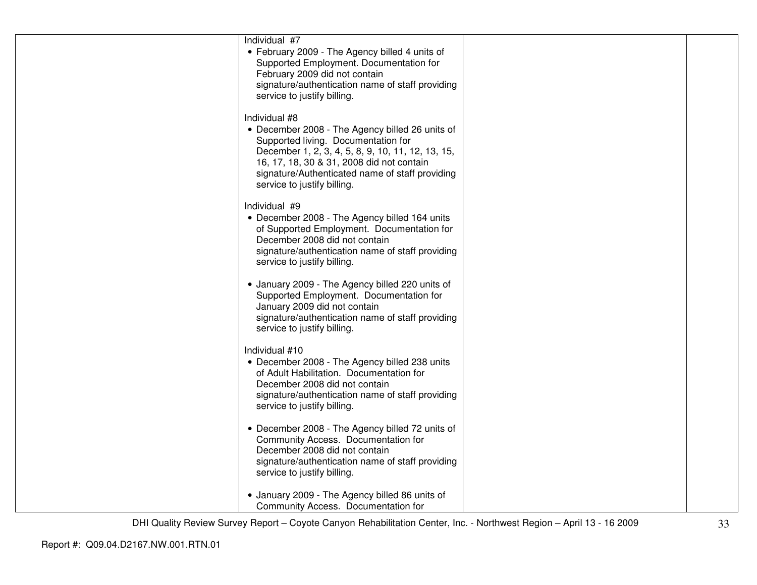| | | | |
|---|---|---|---|
| | Individual #7<br>• February 2009 - The Agency billed 4 units of Supported Employment. Documentation for February 2009 did not contain signature/authentication name of staff providing service to justify billing.<br><br>Individual #8<br>• December 2008 - The Agency billed 26 units of Supported living. Documentation for December 1, 2, 3, 4, 5, 8, 9, 10, 11, 12, 13, 15, 16, 17, 18, 30 & 31, 2008 did not contain signature/Authenticated name of staff providing service to justify billing.<br><br>Individual #9<br>• December 2008 - The Agency billed 164 units of Supported Employment. Documentation for December 2008 did not contain signature/authentication name of staff providing service to justify billing.<br><br>• January 2009 - The Agency billed 220 units of Supported Employment. Documentation for January 2009 did not contain signature/authentication name of staff providing service to justify billing.<br><br>Individual #10<br>• December 2008 - The Agency billed 238 units of Adult Habilitation. Documentation for December 2008 did not contain signature/authentication name of staff providing service to justify billing.<br><br>• December 2008 - The Agency billed 72 units of Community Access. Documentation for December 2008 did not contain signature/authentication name of staff providing service to justify billing.<br><br>• January 2009 - The Agency billed 86 units of Community Access. Documentation for | | |

Report #: Q09.04.D2167.NW.001.RTN.01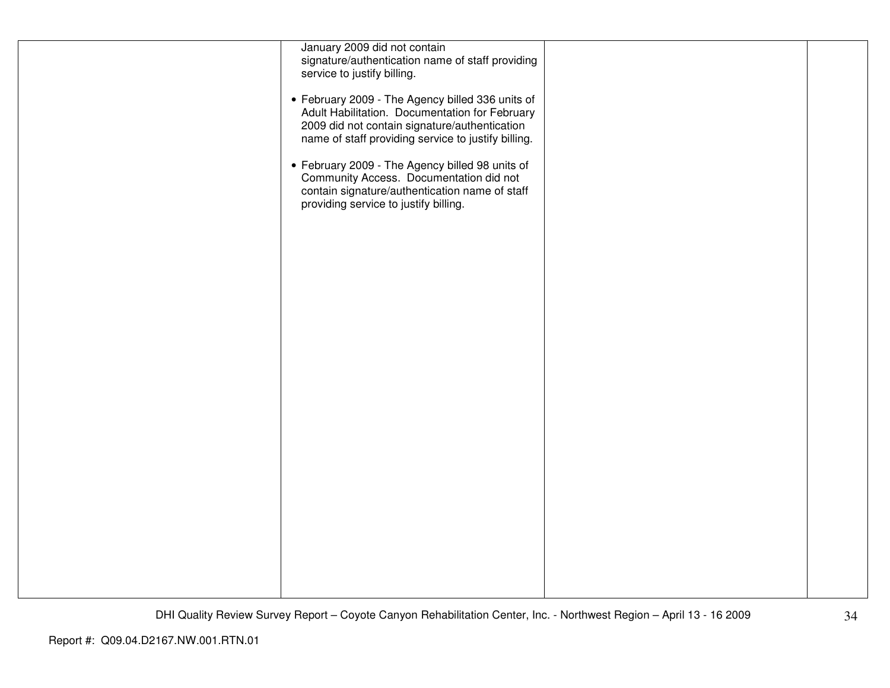| | | | |
|---|---|---|---|
| | January 2009 did not contain signature/authentication name of staff providing service to justify billing.<br><br>• February 2009 - The Agency billed 336 units of Adult Habilitation. Documentation for February 2009 did not contain signature/authentication name of staff providing service to justify billing.<br><br>• February 2009 - The Agency billed 98 units of Community Access. Documentation did not contain signature/authentication name of staff providing service to justify billing. | | |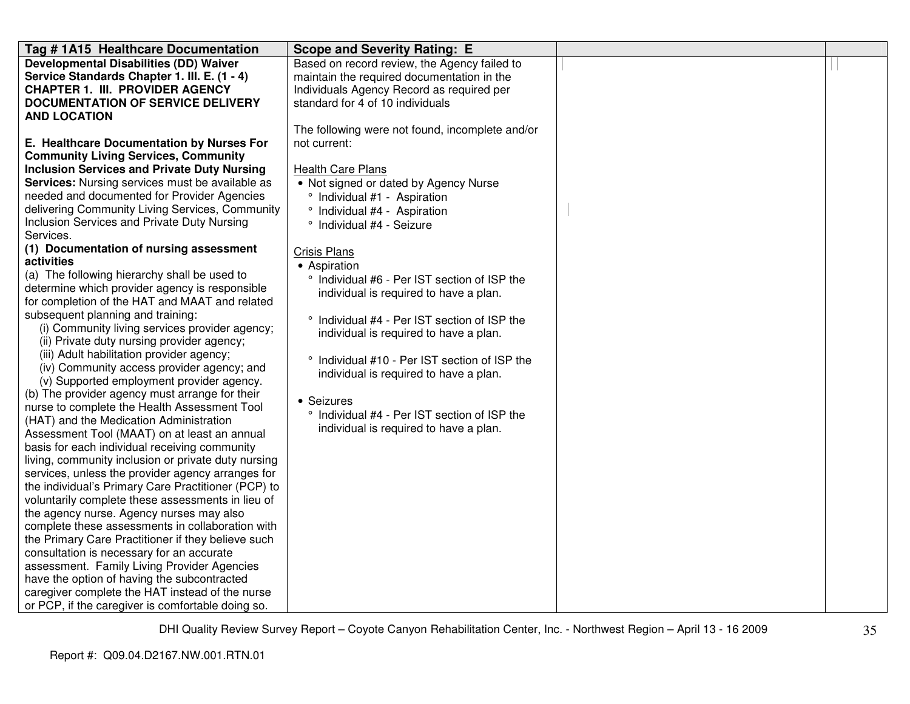| Tag # 1A15 Healthcare Documentation | Scope and Severity Rating: E | | |
|---|---|---|---|
| **Developmental Disabilities (DD) Waiver Service Standards Chapter 1. III. E. (1 - 4) CHAPTER 1. III. PROVIDER AGENCY DOCUMENTATION OF SERVICE DELIVERY AND LOCATION**<br><br>**E. Healthcare Documentation by Nurses For Community Living Services, Community Inclusion Services and Private Duty Nursing Services:** Nursing services must be available as needed and documented for Provider Agencies delivering Community Living Services, Community Inclusion Services and Private Duty Nursing Services.<br>**(1) Documentation of nursing assessment activities**<br>(a) The following hierarchy shall be used to determine which provider agency is responsible for completion of the HAT and MAAT and related subsequent planning and training:<br>(i) Community living services provider agency;<br>(ii) Private duty nursing provider agency;<br>(iii) Adult habilitation provider agency;<br>(iv) Community access provider agency; and<br>(v) Supported employment provider agency.<br>(b) The provider agency must arrange for their nurse to complete the Health Assessment Tool (HAT) and the Medication Administration Assessment Tool (MAAT) on at least an annual basis for each individual receiving community living, community inclusion or private duty nursing services, unless the provider agency arranges for the individual's Primary Care Practitioner (PCP) to voluntarily complete these assessments in lieu of the agency nurse. Agency nurses may also complete these assessments in collaboration with the Primary Care Practitioner if they believe such consultation is necessary for an accurate assessment. Family Living Provider Agencies have the option of having the subcontracted caregiver complete the HAT instead of the nurse or PCP, if the caregiver is comfortable doing so. | Based on record review, the Agency failed to maintain the required documentation in the Individuals Agency Record as required per standard for 4 of 10 individuals<br><br>The following were not found, incomplete and/or not current:<br><br>Health Care Plans<br>• Not signed or dated by Agency Nurse<br>° Individual #1 - Aspiration<br>° Individual #4 - Aspiration<br>° Individual #4 - Seizure<br><br>Crisis Plans<br>• Aspiration<br>° Individual #6 - Per IST section of ISP the individual is required to have a plan.<br><br>° Individual #4 - Per IST section of ISP the individual is required to have a plan.<br><br>° Individual #10 - Per IST section of ISP the individual is required to have a plan.<br><br>• Seizures<br>° Individual #4 - Per IST section of ISP the individual is required to have a plan. | | |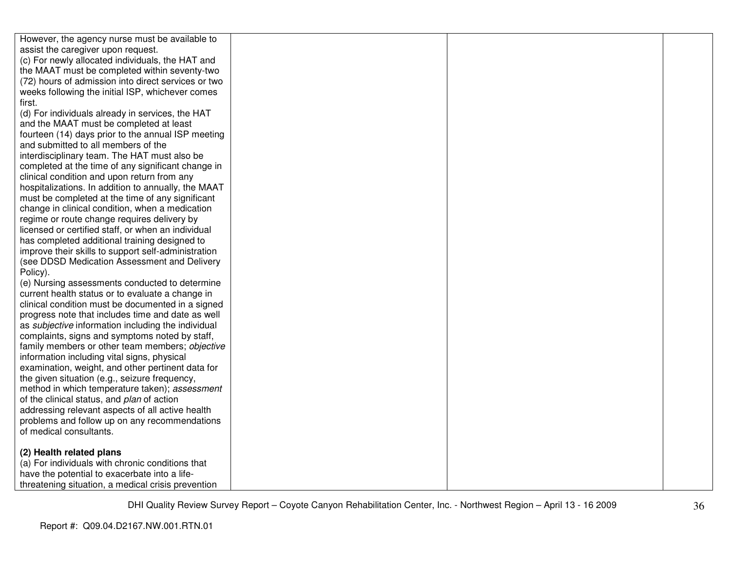| | | | |
|---|---|---|---|
| However, the agency nurse must be available to assist the caregiver upon request.<br>(c) For newly allocated individuals, the HAT and the MAAT must be completed within seventy-two (72) hours of admission into direct services or two weeks following the initial ISP, whichever comes first.<br>(d) For individuals already in services, the HAT and the MAAT must be completed at least fourteen (14) days prior to the annual ISP meeting and submitted to all members of the interdisciplinary team. The HAT must also be completed at the time of any significant change in clinical condition and upon return from any hospitalizations. In addition to annually, the MAAT must be completed at the time of any significant change in clinical condition, when a medication regime or route change requires delivery by licensed or certified staff, or when an individual has completed additional training designed to improve their skills to support self-administration (see DDSD Medication Assessment and Delivery Policy).<br>(e) Nursing assessments conducted to determine current health status or to evaluate a change in clinical condition must be documented in a signed progress note that includes time and date as well as *subjective* information including the individual complaints, signs and symptoms noted by staff, family members or other team members; *objective* information including vital signs, physical examination, weight, and other pertinent data for the given situation (e.g., seizure frequency, method in which temperature taken); *assessment* of the clinical status, and *plan* of action addressing relevant aspects of all active health problems and follow up on any recommendations of medical consultants.<br><br>**(2) Health related plans**<br>(a) For individuals with chronic conditions that have the potential to exacerbate into a life-threatening situation, a medical crisis prevention | | | |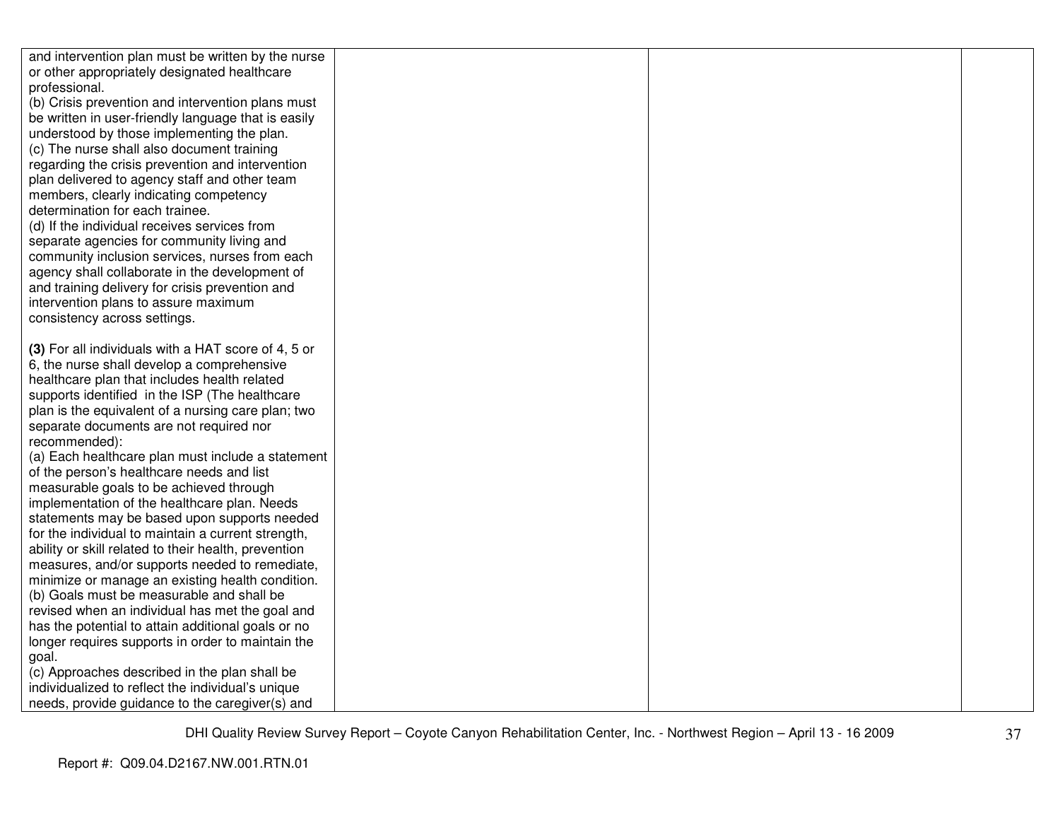| | | | |
|---|---|---|---|
| and intervention plan must be written by the nurse or other appropriately designated healthcare professional.<br>(b) Crisis prevention and intervention plans must be written in user-friendly language that is easily understood by those implementing the plan.<br>(c) The nurse shall also document training regarding the crisis prevention and intervention plan delivered to agency staff and other team members, clearly indicating competency determination for each trainee.<br>(d) If the individual receives services from separate agencies for community living and community inclusion services, nurses from each agency shall collaborate in the development of and training delivery for crisis prevention and intervention plans to assure maximum consistency across settings.<br><br>**(3)** For all individuals with a HAT score of 4, 5 or 6, the nurse shall develop a comprehensive healthcare plan that includes health related supports identified in the ISP (The healthcare plan is the equivalent of a nursing care plan; two separate documents are not required nor recommended):<br>(a) Each healthcare plan must include a statement of the person's healthcare needs and list measurable goals to be achieved through implementation of the healthcare plan. Needs statements may be based upon supports needed for the individual to maintain a current strength, ability or skill related to their health, prevention measures, and/or supports needed to remediate, minimize or manage an existing health condition.<br>(b) Goals must be measurable and shall be revised when an individual has met the goal and has the potential to attain additional goals or no longer requires supports in order to maintain the goal.<br>(c) Approaches described in the plan shall be individualized to reflect the individual's unique needs, provide guidance to the caregiver(s) and | | | |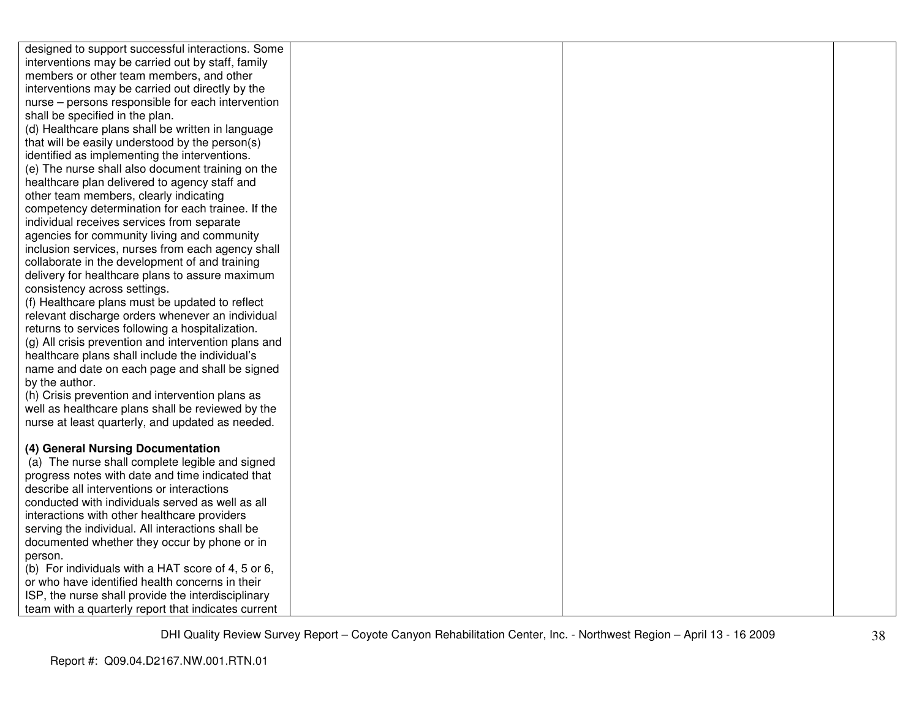| | | | |
|---|---|---|---|
| designed to support successful interactions. Some interventions may be carried out by staff, family members or other team members, and other interventions may be carried out directly by the nurse – persons responsible for each intervention shall be specified in the plan.<br>(d) Healthcare plans shall be written in language that will be easily understood by the person(s) identified as implementing the interventions.<br>(e) The nurse shall also document training on the healthcare plan delivered to agency staff and other team members, clearly indicating competency determination for each trainee. If the individual receives services from separate agencies for community living and community inclusion services, nurses from each agency shall collaborate in the development of and training delivery for healthcare plans to assure maximum consistency across settings.<br>(f) Healthcare plans must be updated to reflect relevant discharge orders whenever an individual returns to services following a hospitalization.<br>(g) All crisis prevention and intervention plans and healthcare plans shall include the individual's name and date on each page and shall be signed by the author.<br>(h) Crisis prevention and intervention plans as well as healthcare plans shall be reviewed by the nurse at least quarterly, and updated as needed.<br><br>**(4) General Nursing Documentation**<br>(a) The nurse shall complete legible and signed progress notes with date and time indicated that describe all interventions or interactions conducted with individuals served as well as all interactions with other healthcare providers serving the individual. All interactions shall be documented whether they occur by phone or in person.<br>(b) For individuals with a HAT score of 4, 5 or 6, or who have identified health concerns in their ISP, the nurse shall provide the interdisciplinary team with a quarterly report that indicates current | | | |

DHI Quality Review Survey Report – Coyote Canyon Rehabilitation Center, Inc. - Northwest Region – April 13 - 16 2009

Report #: Q09.04.D2167.NW.001.RTN.01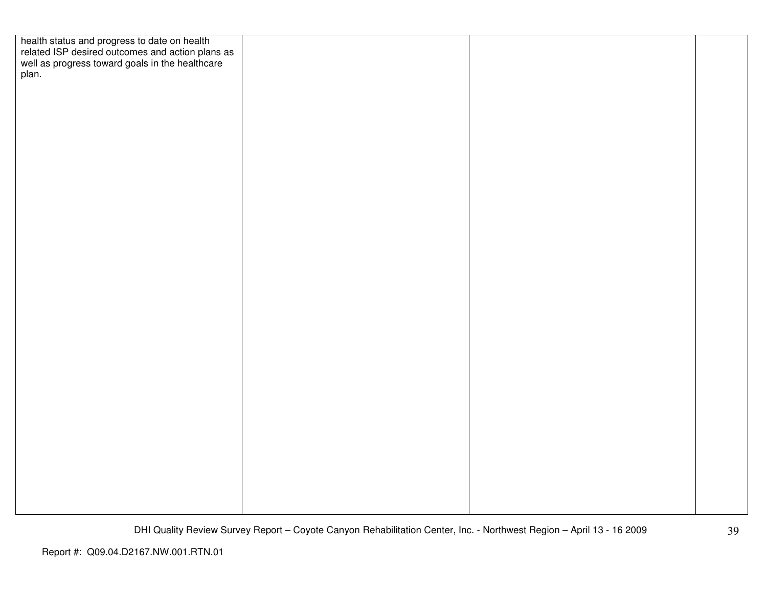| | | | |
|---|---|---|---|
| health status and progress to date on health related ISP desired outcomes and action plans as well as progress toward goals in the healthcare plan. | | | |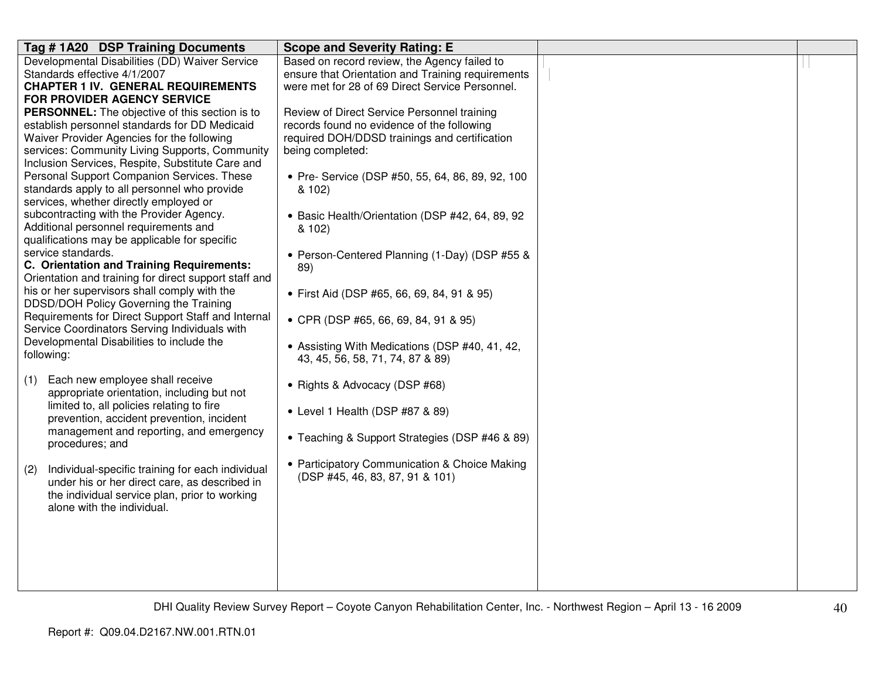| Tag # 1A20 DSP Training Documents | Scope and Severity Rating: E | | |
|---|---|---|---|
| Developmental Disabilities (DD) Waiver Service Standards effective 4/1/2007<br>**CHAPTER 1 IV. GENERAL REQUIREMENTS FOR PROVIDER AGENCY SERVICE PERSONNEL:** The objective of this section is to establish personnel standards for DD Medicaid Waiver Provider Agencies for the following services: Community Living Supports, Community Inclusion Services, Respite, Substitute Care and Personal Support Companion Services. These standards apply to all personnel who provide services, whether directly employed or subcontracting with the Provider Agency. Additional personnel requirements and qualifications may be applicable for specific service standards.<br>**C. Orientation and Training Requirements:** Orientation and training for direct support staff and his or her supervisors shall comply with the DDSD/DOH Policy Governing the Training Requirements for Direct Support Staff and Internal Service Coordinators Serving Individuals with Developmental Disabilities to include the following:<br><br>(1) Each new employee shall receive appropriate orientation, including but not limited to, all policies relating to fire prevention, accident prevention, incident management and reporting, and emergency procedures; and<br><br>(2) Individual-specific training for each individual under his or her direct care, as described in the individual service plan, prior to working alone with the individual. | Based on record review, the Agency failed to ensure that Orientation and Training requirements were met for 28 of 69 Direct Service Personnel.<br><br>Review of Direct Service Personnel training records found no evidence of the following required DOH/DDSD trainings and certification being completed:<br><br>• Pre- Service (DSP #50, 55, 64, 86, 89, 92, 100 & 102)<br><br>• Basic Health/Orientation (DSP #42, 64, 89, 92 & 102)<br><br>• Person-Centered Planning (1-Day) (DSP #55 & 89)<br><br>• First Aid (DSP #65, 66, 69, 84, 91 & 95)<br><br>• CPR (DSP #65, 66, 69, 84, 91 & 95)<br><br>• Assisting With Medications (DSP #40, 41, 42, 43, 45, 56, 58, 71, 74, 87 & 89)<br><br>• Rights & Advocacy (DSP #68)<br><br>• Level 1 Health (DSP #87 & 89)<br><br>• Teaching & Support Strategies (DSP #46 & 89)<br><br>• Participatory Communication & Choice Making (DSP #45, 46, 83, 87, 91 & 101) | | |

Report #: Q09.04.D2167.NW.001.RTN.01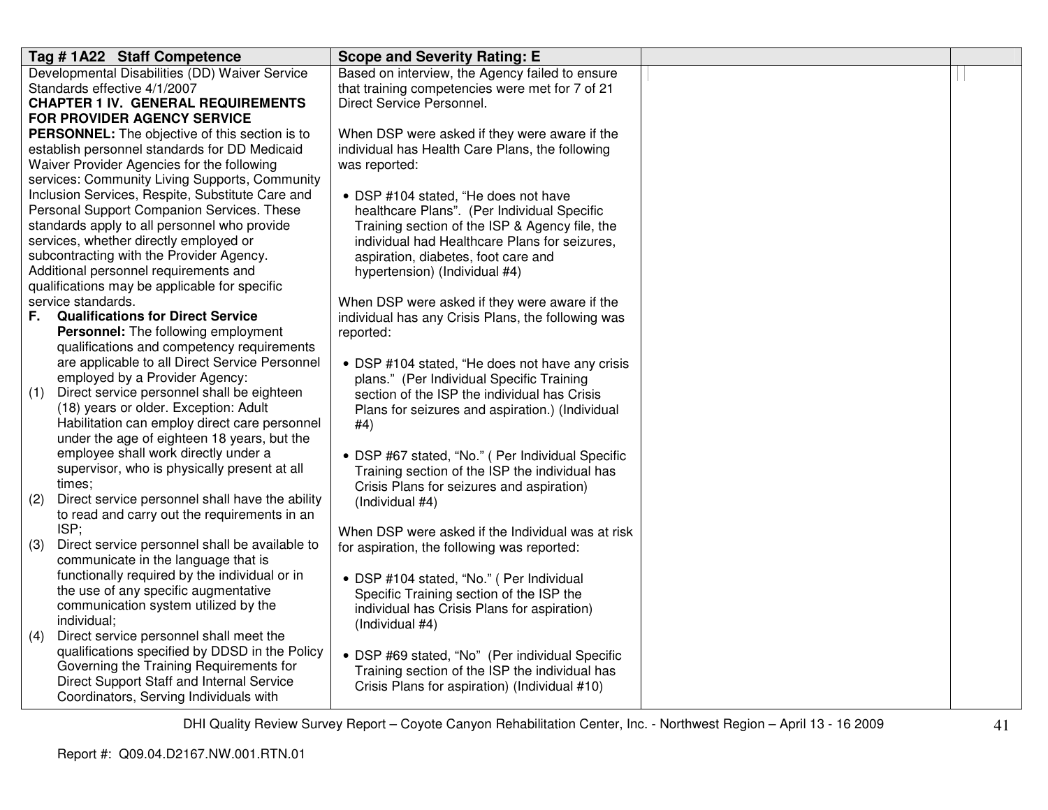| Tag # 1A22 Staff Competence | Scope and Severity Rating: E | | |
|---|---|---|---|
| Developmental Disabilities (DD) Waiver Service Standards effective 4/1/2007<br>**CHAPTER 1 IV. GENERAL REQUIREMENTS FOR PROVIDER AGENCY SERVICE PERSONNEL:** The objective of this section is to establish personnel standards for DD Medicaid Waiver Provider Agencies for the following services: Community Living Supports, Community Inclusion Services, Respite, Substitute Care and Personal Support Companion Services. These standards apply to all personnel who provide services, whether directly employed or subcontracting with the Provider Agency. Additional personnel requirements and qualifications may be applicable for specific service standards.<br>**F. Qualifications for Direct Service Personnel:** The following employment qualifications and competency requirements are applicable to all Direct Service Personnel employed by a Provider Agency:<br>(1) Direct service personnel shall be eighteen (18) years or older. Exception: Adult Habilitation can employ direct care personnel under the age of eighteen 18 years, but the employee shall work directly under a supervisor, who is physically present at all times;<br>(2) Direct service personnel shall have the ability to read and carry out the requirements in an ISP;<br>(3) Direct service personnel shall be available to communicate in the language that is functionally required by the individual or in the use of any specific augmentative communication system utilized by the individual;<br>(4) Direct service personnel shall meet the qualifications specified by DDSD in the Policy Governing the Training Requirements for Direct Support Staff and Internal Service Coordinators, Serving Individuals with | Based on interview, the Agency failed to ensure that training competencies were met for 7 of 21 Direct Service Personnel.<br><br>When DSP were asked if they were aware if the individual has Health Care Plans, the following was reported:<br><br>• DSP #104 stated, "He does not have healthcare Plans". (Per Individual Specific Training section of the ISP & Agency file, the individual had Healthcare Plans for seizures, aspiration, diabetes, foot care and hypertension) (Individual #4)<br><br>When DSP were asked if they were aware if the individual has any Crisis Plans, the following was reported:<br><br>• DSP #104 stated, "He does not have any crisis plans." (Per Individual Specific Training section of the ISP the individual has Crisis Plans for seizures and aspiration.) (Individual #4)<br><br>• DSP #67 stated, "No." ( Per Individual Specific Training section of the ISP the individual has Crisis Plans for seizures and aspiration) (Individual #4)<br><br>When DSP were asked if the Individual was at risk for aspiration, the following was reported:<br><br>• DSP #104 stated, "No." ( Per Individual Specific Training section of the ISP the individual has Crisis Plans for aspiration) (Individual #4)<br><br>• DSP #69 stated, "No" (Per individual Specific Training section of the ISP the individual has Crisis Plans for aspiration) (Individual #10) | | |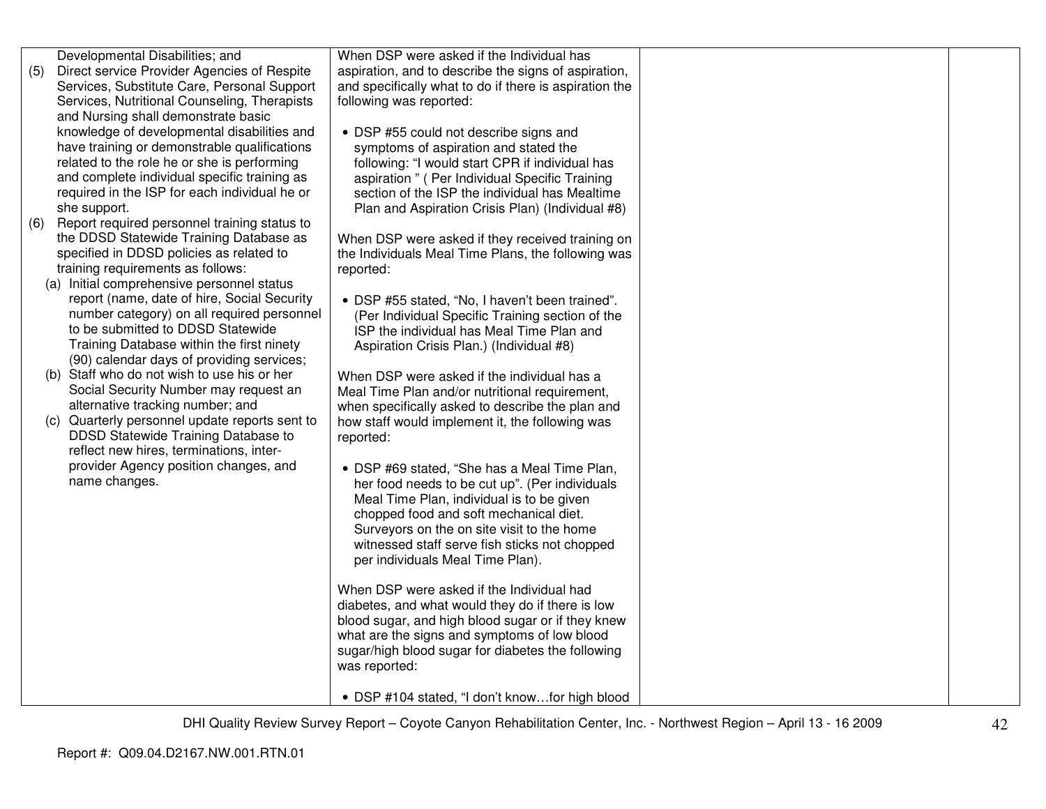| | | | |
|---|---|---|---|
| Developmental Disabilities; and<br>(5) Direct service Provider Agencies of Respite Services, Substitute Care, Personal Support Services, Nutritional Counseling, Therapists and Nursing shall demonstrate basic knowledge of developmental disabilities and have training or demonstrable qualifications related to the role he or she is performing and complete individual specific training as required in the ISP for each individual he or she support.<br>(6) Report required personnel training status to the DDSD Statewide Training Database as specified in DDSD policies as related to training requirements as follows:<br>(a) Initial comprehensive personnel status report (name, date of hire, Social Security number category) on all required personnel to be submitted to DDSD Statewide Training Database within the first ninety (90) calendar days of providing services;<br>(b) Staff who do not wish to use his or her Social Security Number may request an alternative tracking number; and<br>(c) Quarterly personnel update reports sent to DDSD Statewide Training Database to reflect new hires, terminations, inter-provider Agency position changes, and name changes. | When DSP were asked if the Individual has aspiration, and to describe the signs of aspiration, and specifically what to do if there is aspiration the following was reported:<br><br>• DSP #55 could not describe signs and symptoms of aspiration and stated the following: "I would start CPR if individual has aspiration " ( Per Individual Specific Training section of the ISP the individual has Mealtime Plan and Aspiration Crisis Plan) (Individual #8)<br><br>When DSP were asked if they received training on the Individuals Meal Time Plans, the following was reported:<br><br>• DSP #55 stated, "No, I haven't been trained". (Per Individual Specific Training section of the ISP the individual has Meal Time Plan and Aspiration Crisis Plan.) (Individual #8)<br><br>When DSP were asked if the individual has a Meal Time Plan and/or nutritional requirement, when specifically asked to describe the plan and how staff would implement it, the following was reported:<br><br>• DSP #69 stated, "She has a Meal Time Plan, her food needs to be cut up". (Per individuals Meal Time Plan, individual is to be given chopped food and soft mechanical diet. Surveyors on the on site visit to the home witnessed staff serve fish sticks not chopped per individuals Meal Time Plan).<br><br>When DSP were asked if the Individual had diabetes, and what would they do if there is low blood sugar, and high blood sugar or if they knew what are the signs and symptoms of low blood sugar/high blood sugar for diabetes the following was reported:<br><br>• DSP #104 stated, "I don't know…for high blood | | |

DHI Quality Review Survey Report – Coyote Canyon Rehabilitation Center, Inc. - Northwest Region – April 13 - 16 2009

Report #: Q09.04.D2167.NW.001.RTN.01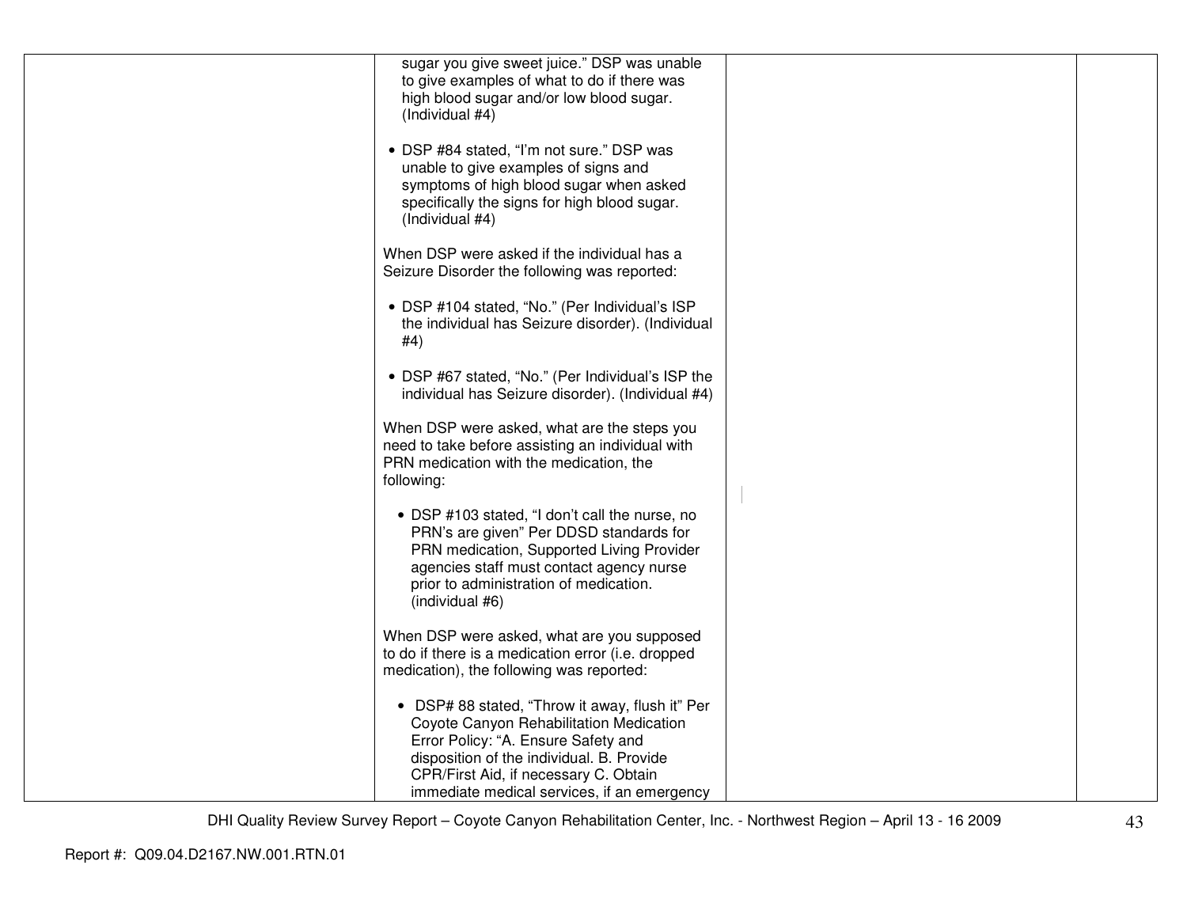| | | | |
|---|---|---|---|
| | sugar you give sweet juice." DSP was unable to give examples of what to do if there was high blood sugar and/or low blood sugar. (Individual #4)<br><br>• DSP #84 stated, "I'm not sure." DSP was unable to give examples of signs and symptoms of high blood sugar when asked specifically the signs for high blood sugar. (Individual #4)<br><br>When DSP were asked if the individual has a Seizure Disorder the following was reported:<br><br>• DSP #104 stated, "No." (Per Individual's ISP the individual has Seizure disorder). (Individual #4)<br><br>• DSP #67 stated, "No." (Per Individual's ISP the individual has Seizure disorder). (Individual #4)<br><br>When DSP were asked, what are the steps you need to take before assisting an individual with PRN medication with the medication, the following:<br><br>• DSP #103 stated, "I don't call the nurse, no PRN's are given" Per DDSD standards for PRN medication, Supported Living Provider agencies staff must contact agency nurse prior to administration of medication. (individual #6)<br><br>When DSP were asked, what are you supposed to do if there is a medication error (i.e. dropped medication), the following was reported:<br><br>• DSP# 88 stated, "Throw it away, flush it" Per Coyote Canyon Rehabilitation Medication Error Policy: "A. Ensure Safety and disposition of the individual. B. Provide CPR/First Aid, if necessary C. Obtain immediate medical services, if an emergency | | |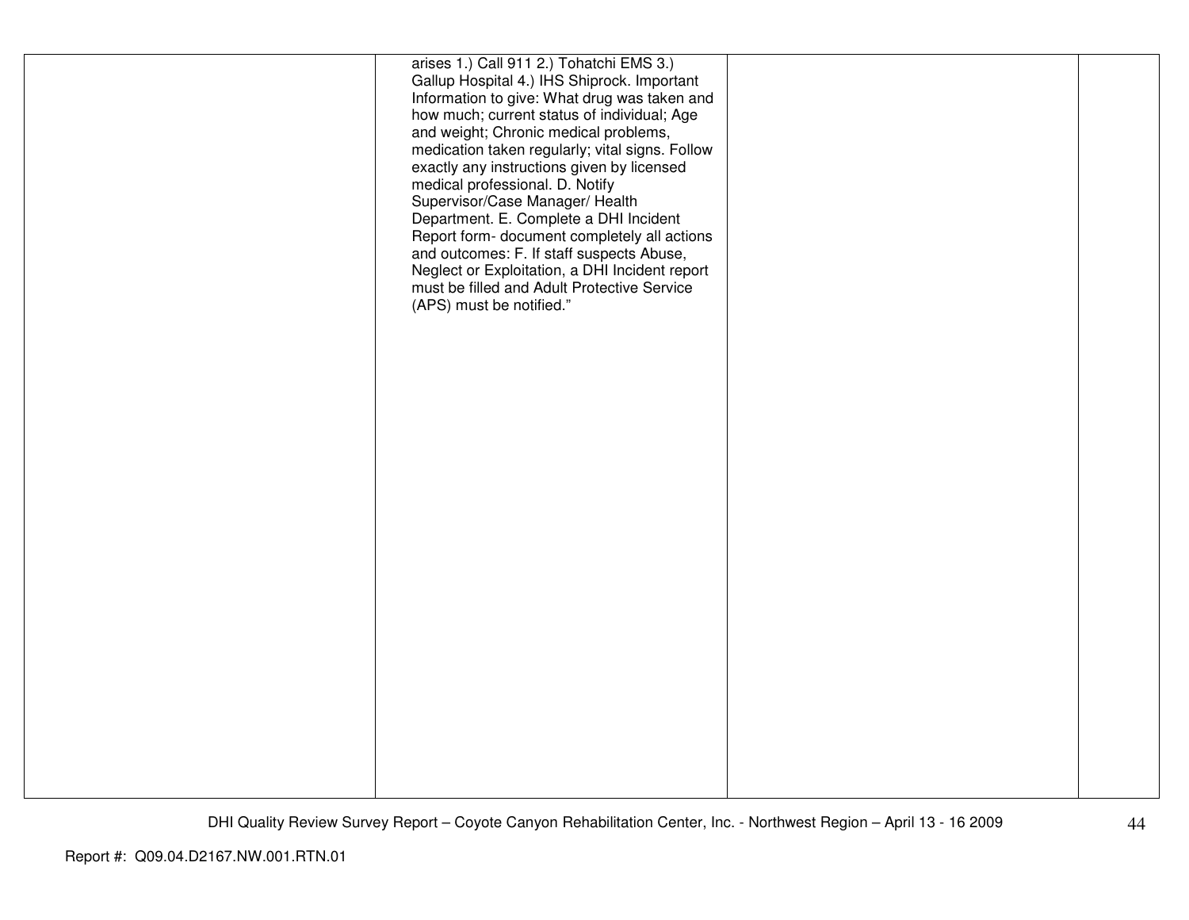| | | | |
|---|---|---|---|
| | arises 1.) Call 911 2.) Tohatchi EMS 3.) Gallup Hospital 4.) IHS Shiprock. Important Information to give: What drug was taken and how much; current status of individual; Age and weight; Chronic medical problems, medication taken regularly; vital signs. Follow exactly any instructions given by licensed medical professional. D. Notify Supervisor/Case Manager/ Health Department. E. Complete a DHI Incident Report form- document completely all actions and outcomes: F. If staff suspects Abuse, Neglect or Exploitation, a DHI Incident report must be filled and Adult Protective Service (APS) must be notified." | | |

Report #: Q09.04.D2167.NW.001.RTN.01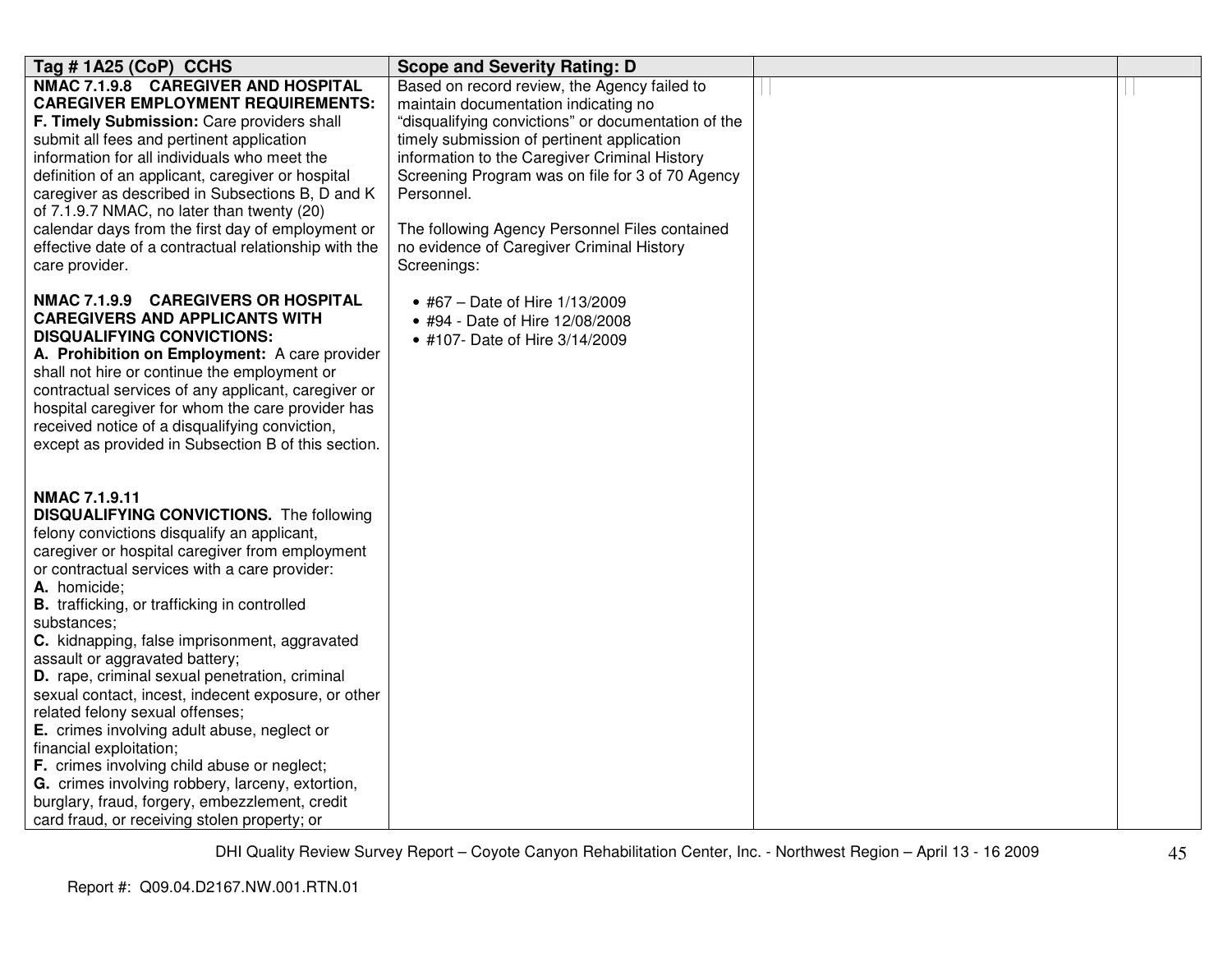| Tag # 1A25 (CoP) CCHS | Scope and Severity Rating: D | | |
|---|---|---|---|
| **NMAC 7.1.9.8 CAREGIVER AND HOSPITAL CAREGIVER EMPLOYMENT REQUIREMENTS:**<br>**F. Timely Submission:** Care providers shall submit all fees and pertinent application information for all individuals who meet the definition of an applicant, caregiver or hospital caregiver as described in Subsections B, D and K of 7.1.9.7 NMAC, no later than twenty (20) calendar days from the first day of employment or effective date of a contractual relationship with the care provider.<br><br>**NMAC 7.1.9.9 CAREGIVERS OR HOSPITAL CAREGIVERS AND APPLICANTS WITH DISQUALIFYING CONVICTIONS:**<br>**A. Prohibition on Employment:** A care provider shall not hire or continue the employment or contractual services of any applicant, caregiver or hospital caregiver for whom the care provider has received notice of a disqualifying conviction, except as provided in Subsection B of this section.<br><br>**NMAC 7.1.9.11**<br>**DISQUALIFYING CONVICTIONS.** The following felony convictions disqualify an applicant, caregiver or hospital caregiver from employment or contractual services with a care provider:<br>**A.** homicide;<br>**B.** trafficking, or trafficking in controlled substances;<br>**C.** kidnapping, false imprisonment, aggravated assault or aggravated battery;<br>**D.** rape, criminal sexual penetration, criminal sexual contact, incest, indecent exposure, or other related felony sexual offenses;<br>**E.** crimes involving adult abuse, neglect or financial exploitation;<br>**F.** crimes involving child abuse or neglect;<br>**G.** crimes involving robbery, larceny, extortion, burglary, fraud, forgery, embezzlement, credit card fraud, or receiving stolen property; or | Based on record review, the Agency failed to maintain documentation indicating no "disqualifying convictions" or documentation of the timely submission of pertinent application information to the Caregiver Criminal History Screening Program was on file for 3 of 70 Agency Personnel.<br><br>The following Agency Personnel Files contained no evidence of Caregiver Criminal History Screenings:<br><br>• #67 – Date of Hire 1/13/2009<br>• #94 - Date of Hire 12/08/2008<br>• #107- Date of Hire 3/14/2009 | | |

Report #: Q09.04.D2167.NW.001.RTN.01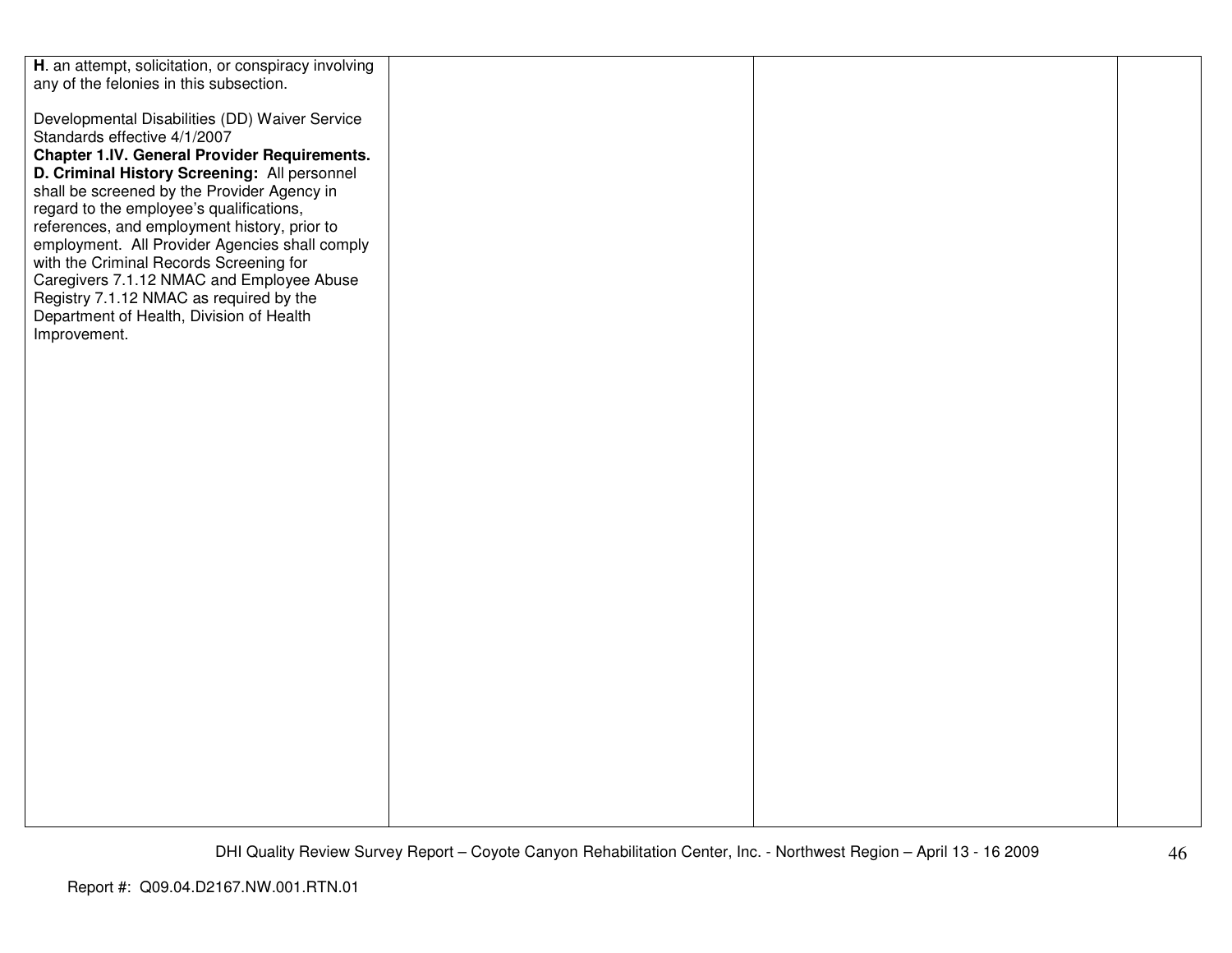| | | | |
|---|---|---|---|
| **H**. an attempt, solicitation, or conspiracy involving any of the felonies in this subsection.<br><br>Developmental Disabilities (DD) Waiver Service Standards effective 4/1/2007<br>**Chapter 1.IV. General Provider Requirements. D. Criminal History Screening:** All personnel shall be screened by the Provider Agency in regard to the employee's qualifications, references, and employment history, prior to employment. All Provider Agencies shall comply with the Criminal Records Screening for Caregivers 7.1.12 NMAC and Employee Abuse Registry 7.1.12 NMAC as required by the Department of Health, Division of Health Improvement. | | | |

Report #: Q09.04.D2167.NW.001.RTN.01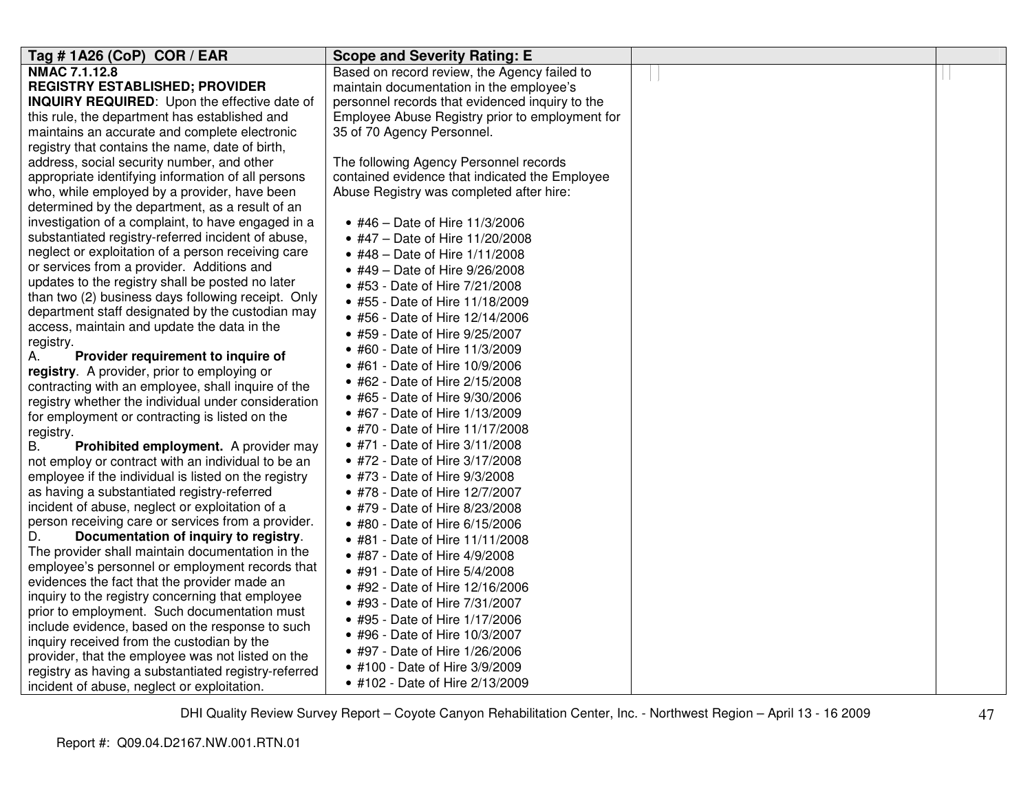| Tag # 1A26 (CoP) COR / EAR | Scope and Severity Rating: E | | |
|---|---|---|---|
| **NMAC 7.1.12.8**<br>**REGISTRY ESTABLISHED; PROVIDER INQUIRY REQUIRED**: Upon the effective date of this rule, the department has established and maintains an accurate and complete electronic registry that contains the name, date of birth, address, social security number, and other appropriate identifying information of all persons who, while employed by a provider, have been determined by the department, as a result of an investigation of a complaint, to have engaged in a substantiated registry-referred incident of abuse, neglect or exploitation of a person receiving care or services from a provider. Additions and updates to the registry shall be posted no later than two (2) business days following receipt. Only department staff designated by the custodian may access, maintain and update the data in the registry.<br>A. **Provider requirement to inquire of registry**. A provider, prior to employing or contracting with an employee, shall inquire of the registry whether the individual under consideration for employment or contracting is listed on the registry.<br>B. **Prohibited employment.** A provider may not employ or contract with an individual to be an employee if the individual is listed on the registry as having a substantiated registry-referred incident of abuse, neglect or exploitation of a person receiving care or services from a provider.<br>D. **Documentation of inquiry to registry**. The provider shall maintain documentation in the employee's personnel or employment records that evidences the fact that the provider made an inquiry to the registry concerning that employee prior to employment. Such documentation must include evidence, based on the response to such inquiry received from the custodian by the provider, that the employee was not listed on the registry as having a substantiated registry-referred incident of abuse, neglect or exploitation. | Based on record review, the Agency failed to maintain documentation in the employee's personnel records that evidenced inquiry to the Employee Abuse Registry prior to employment for 35 of 70 Agency Personnel.<br><br>The following Agency Personnel records contained evidence that indicated the Employee Abuse Registry was completed after hire:<br><br>• #46 – Date of Hire 11/3/2006<br>• #47 – Date of Hire 11/20/2008<br>• #48 – Date of Hire 1/11/2008<br>• #49 – Date of Hire 9/26/2008<br>• #53 - Date of Hire 7/21/2008<br>• #55 - Date of Hire 11/18/2009<br>• #56 - Date of Hire 12/14/2006<br>• #59 - Date of Hire 9/25/2007<br>• #60 - Date of Hire 11/3/2009<br>• #61 - Date of Hire 10/9/2006<br>• #62 - Date of Hire 2/15/2008<br>• #65 - Date of Hire 9/30/2006<br>• #67 - Date of Hire 1/13/2009<br>• #70 - Date of Hire 11/17/2008<br>• #71 - Date of Hire 3/11/2008<br>• #72 - Date of Hire 3/17/2008<br>• #73 - Date of Hire 9/3/2008<br>• #78 - Date of Hire 12/7/2007<br>• #79 - Date of Hire 8/23/2008<br>• #80 - Date of Hire 6/15/2006<br>• #81 - Date of Hire 11/11/2008<br>• #87 - Date of Hire 4/9/2008<br>• #91 - Date of Hire 5/4/2008<br>• #92 - Date of Hire 12/16/2006<br>• #93 - Date of Hire 7/31/2007<br>• #95 - Date of Hire 1/17/2006<br>• #96 - Date of Hire 10/3/2007<br>• #97 - Date of Hire 1/26/2006<br>• #100 - Date of Hire 3/9/2009<br>• #102 - Date of Hire 2/13/2009 | | |

Report #: Q09.04.D2167.NW.001.RTN.01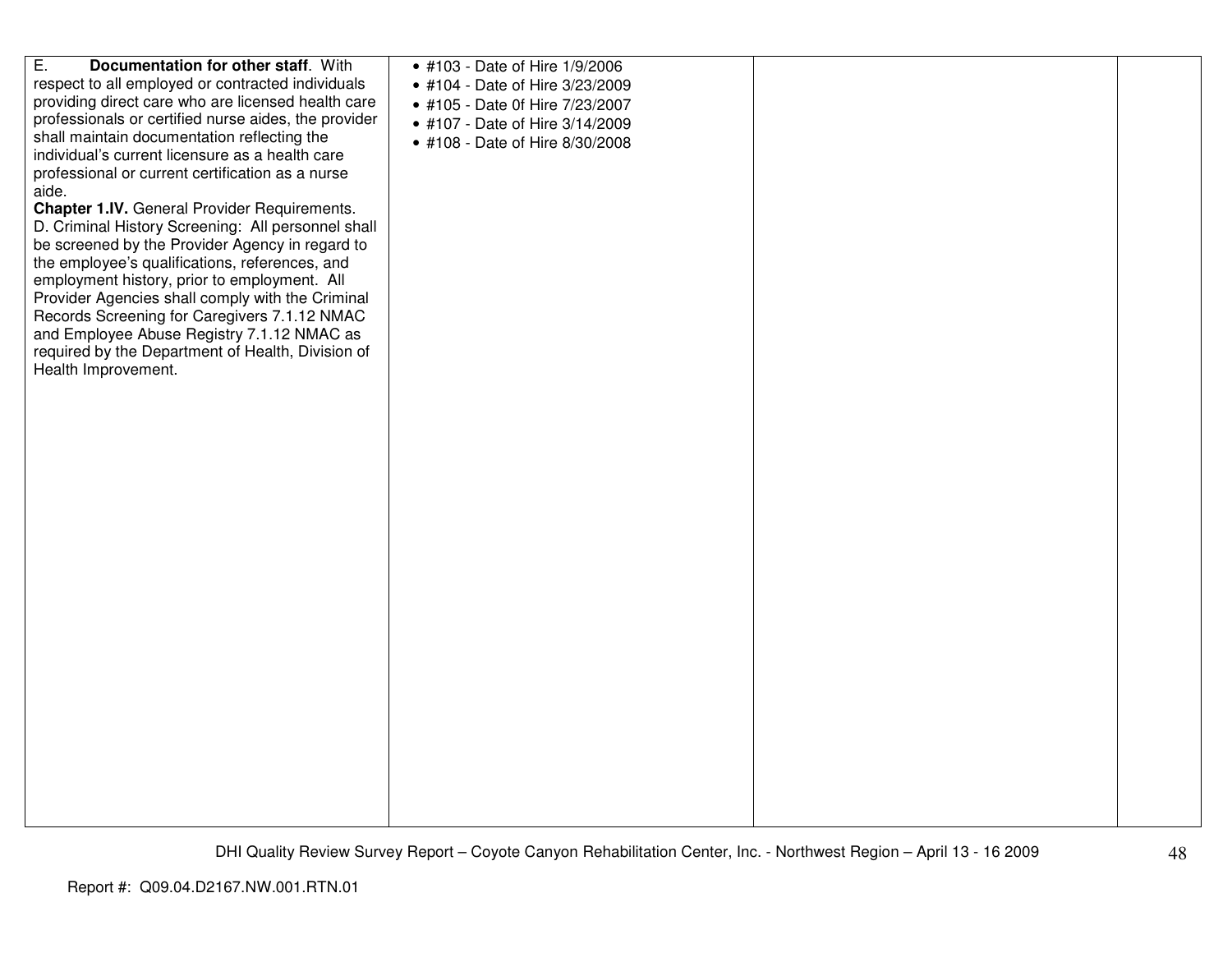| | | | |
|---|---|---|---|
| E. **Documentation for other staff**. With respect to all employed or contracted individuals providing direct care who are licensed health care professionals or certified nurse aides, the provider shall maintain documentation reflecting the individual's current licensure as a health care professional or current certification as a nurse aide.<br>**Chapter 1.IV.** General Provider Requirements. D. Criminal History Screening: All personnel shall be screened by the Provider Agency in regard to the employee's qualifications, references, and employment history, prior to employment. All Provider Agencies shall comply with the Criminal Records Screening for Caregivers 7.1.12 NMAC and Employee Abuse Registry 7.1.12 NMAC as required by the Department of Health, Division of Health Improvement. | • #103 - Date of Hire 1/9/2006<br>• #104 - Date of Hire 3/23/2009<br>• #105 - Date 0f Hire 7/23/2007<br>• #107 - Date of Hire 3/14/2009<br>• #108 - Date of Hire 8/30/2008 | | |

Report #: Q09.04.D2167.NW.001.RTN.01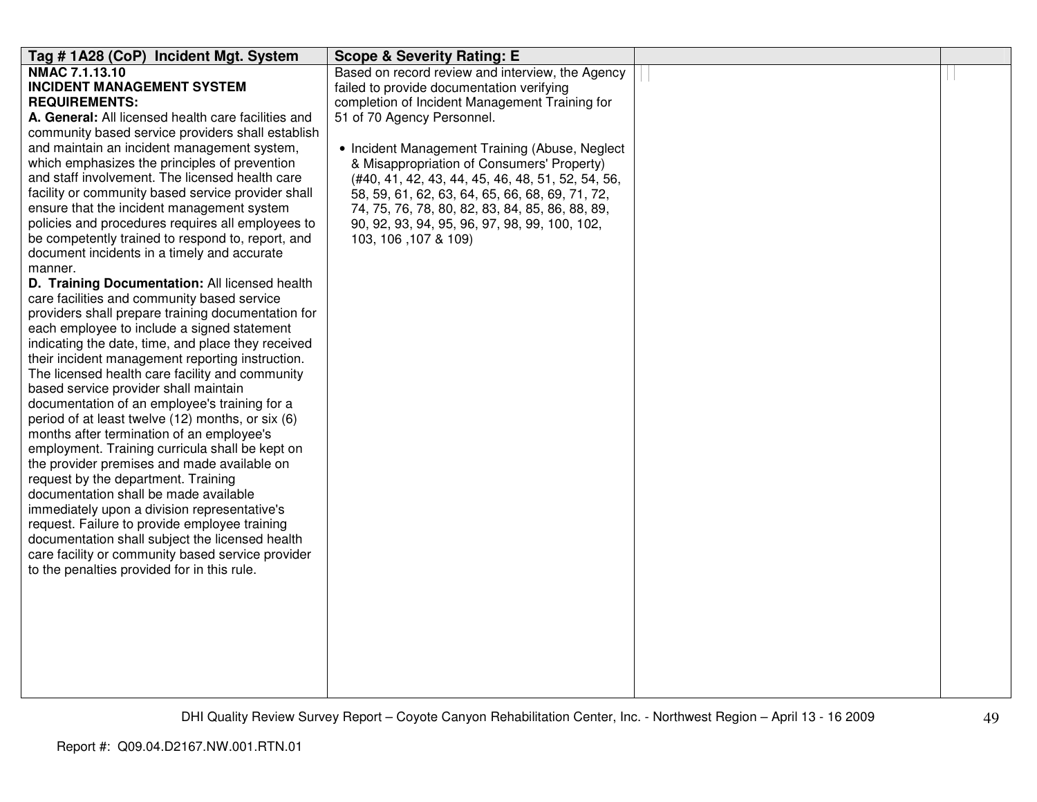| Tag # 1A28 (CoP) Incident Mgt. System | Scope & Severity Rating: E | | |
|---|---|---|---|
| **NMAC 7.1.13.10**<br>**INCIDENT MANAGEMENT SYSTEM REQUIREMENTS:**<br>**A. General:** All licensed health care facilities and community based service providers shall establish and maintain an incident management system, which emphasizes the principles of prevention and staff involvement. The licensed health care facility or community based service provider shall ensure that the incident management system policies and procedures requires all employees to be competently trained to respond to, report, and document incidents in a timely and accurate manner.<br>**D. Training Documentation:** All licensed health care facilities and community based service providers shall prepare training documentation for each employee to include a signed statement indicating the date, time, and place they received their incident management reporting instruction. The licensed health care facility and community based service provider shall maintain documentation of an employee's training for a period of at least twelve (12) months, or six (6) months after termination of an employee's employment. Training curricula shall be kept on the provider premises and made available on request by the department. Training documentation shall be made available immediately upon a division representative's request. Failure to provide employee training documentation shall subject the licensed health care facility or community based service provider to the penalties provided for in this rule. | Based on record review and interview, the Agency failed to provide documentation verifying completion of Incident Management Training for 51 of 70 Agency Personnel.<br><br>• Incident Management Training (Abuse, Neglect & Misappropriation of Consumers' Property) (#40, 41, 42, 43, 44, 45, 46, 48, 51, 52, 54, 56, 58, 59, 61, 62, 63, 64, 65, 66, 68, 69, 71, 72, 74, 75, 76, 78, 80, 82, 83, 84, 85, 86, 88, 89, 90, 92, 93, 94, 95, 96, 97, 98, 99, 100, 102, 103, 106 ,107 & 109) | | |

DHI Quality Review Survey Report – Coyote Canyon Rehabilitation Center, Inc. - Northwest Region – April 13 - 16 2009

Report #: Q09.04.D2167.NW.001.RTN.01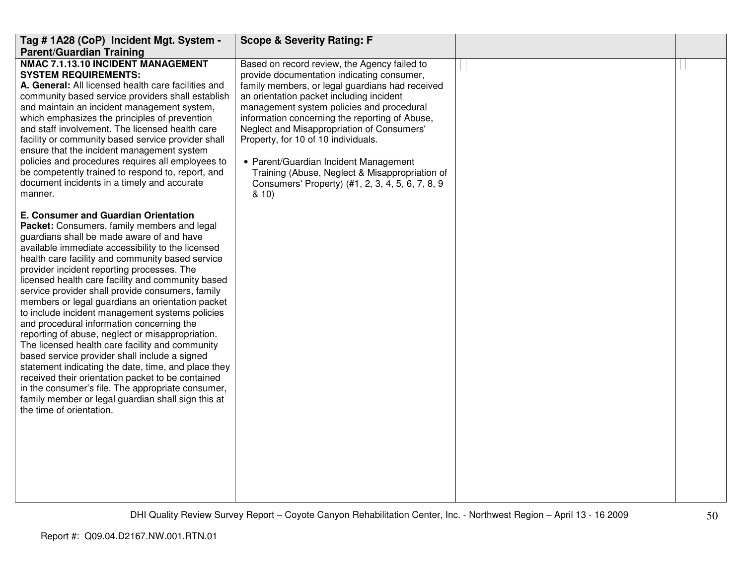| Tag # 1A28 (CoP) Incident Mgt. System - Parent/Guardian Training | Scope & Severity Rating: F | | |
|---|---|---|---|
| **NMAC 7.1.13.10 INCIDENT MANAGEMENT SYSTEM REQUIREMENTS:**<br>**A. General:** All licensed health care facilities and community based service providers shall establish and maintain an incident management system, which emphasizes the principles of prevention and staff involvement. The licensed health care facility or community based service provider shall ensure that the incident management system policies and procedures requires all employees to be competently trained to respond to, report, and document incidents in a timely and accurate manner.<br><br>**E. Consumer and Guardian Orientation Packet:** Consumers, family members and legal guardians shall be made aware of and have available immediate accessibility to the licensed health care facility and community based service provider incident reporting processes. The licensed health care facility and community based service provider shall provide consumers, family members or legal guardians an orientation packet to include incident management systems policies and procedural information concerning the reporting of abuse, neglect or misappropriation. The licensed health care facility and community based service provider shall include a signed statement indicating the date, time, and place they received their orientation packet to be contained in the consumer's file. The appropriate consumer, family member or legal guardian shall sign this at the time of orientation. | Based on record review, the Agency failed to provide documentation indicating consumer, family members, or legal guardians had received an orientation packet including incident management system policies and procedural information concerning the reporting of Abuse, Neglect and Misappropriation of Consumers' Property, for 10 of 10 individuals.<br><br>• Parent/Guardian Incident Management Training (Abuse, Neglect & Misappropriation of Consumers' Property) (#1, 2, 3, 4, 5, 6, 7, 8, 9 & 10) | | |

Report #: Q09.04.D2167.NW.001.RTN.01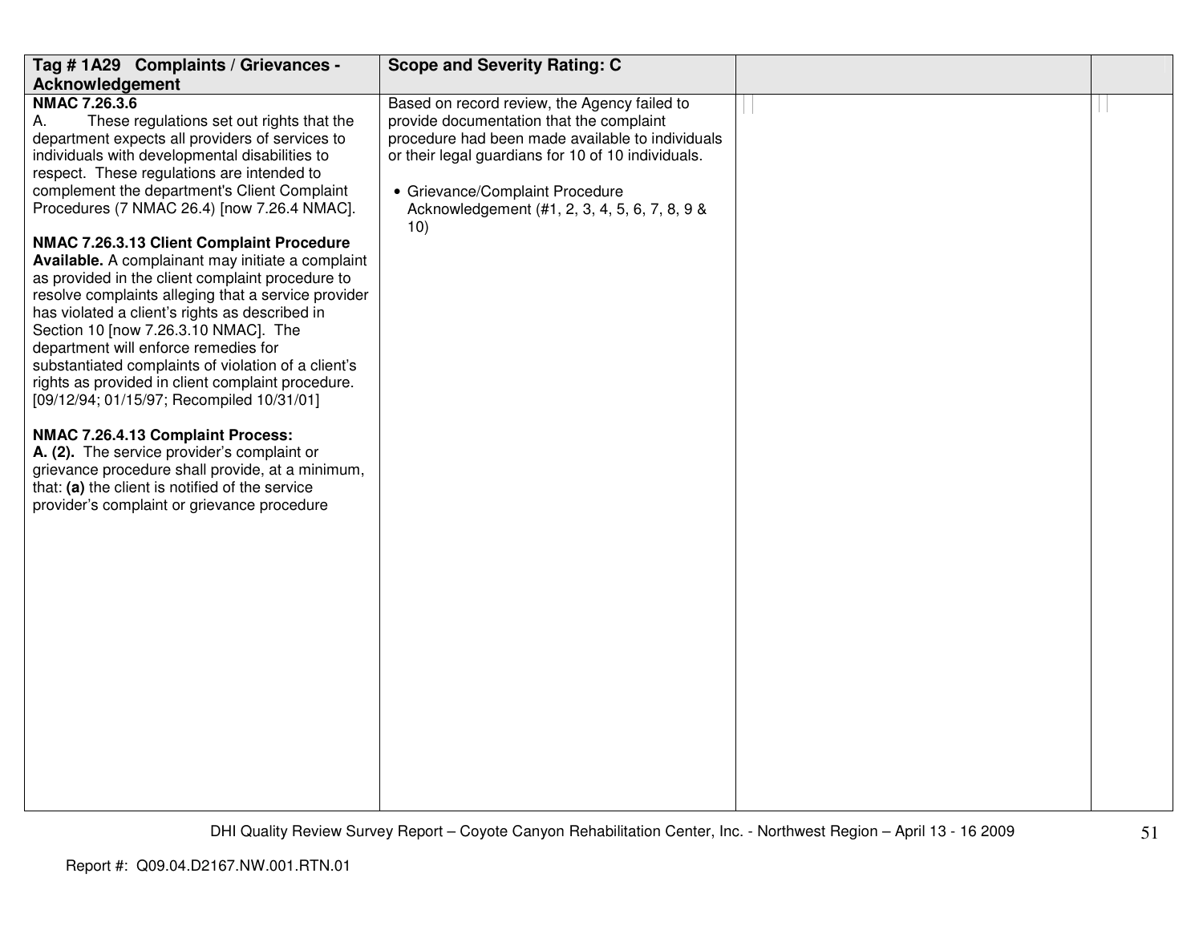| Tag # 1A29 Complaints / Grievances - Acknowledgement | Scope and Severity Rating: C | | |
|---|---|---|---|
| **NMAC 7.26.3.6**<br>A. These regulations set out rights that the department expects all providers of services to individuals with developmental disabilities to respect. These regulations are intended to complement the department's Client Complaint Procedures (7 NMAC 26.4) [now 7.26.4 NMAC].<br><br>**NMAC 7.26.3.13 Client Complaint Procedure Available.** A complainant may initiate a complaint as provided in the client complaint procedure to resolve complaints alleging that a service provider has violated a client's rights as described in Section 10 [now 7.26.3.10 NMAC]. The department will enforce remedies for substantiated complaints of violation of a client's rights as provided in client complaint procedure. [09/12/94; 01/15/97; Recompiled 10/31/01]<br><br>**NMAC 7.26.4.13 Complaint Process:**<br>**A. (2).** The service provider's complaint or grievance procedure shall provide, at a minimum, that: **(a)** the client is notified of the service provider's complaint or grievance procedure | Based on record review, the Agency failed to provide documentation that the complaint procedure had been made available to individuals or their legal guardians for 10 of 10 individuals.<br><br>• Grievance/Complaint Procedure Acknowledgement (#1, 2, 3, 4, 5, 6, 7, 8, 9 & 10) | | |

Report #: Q09.04.D2167.NW.001.RTN.01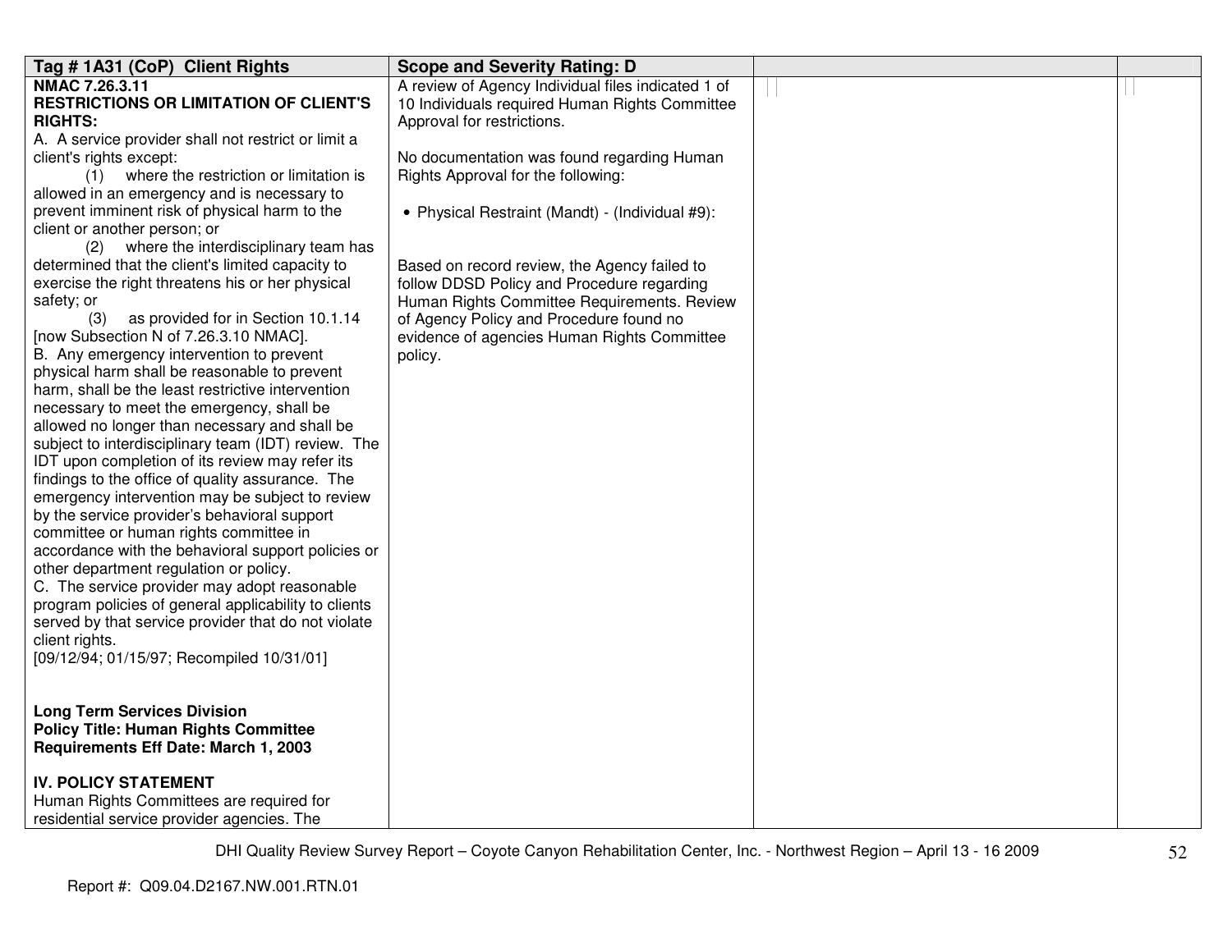| Tag # 1A31 (CoP) Client Rights | Scope and Severity Rating: D | | |
|---|---|---|---|
| **NMAC 7.26.3.11**<br>**RESTRICTIONS OR LIMITATION OF CLIENT'S RIGHTS:**<br>A. A service provider shall not restrict or limit a client's rights except:<br>(1) where the restriction or limitation is allowed in an emergency and is necessary to prevent imminent risk of physical harm to the client or another person; or<br>(2) where the interdisciplinary team has determined that the client's limited capacity to exercise the right threatens his or her physical safety; or<br>(3) as provided for in Section 10.1.14 [now Subsection N of 7.26.3.10 NMAC].<br>B. Any emergency intervention to prevent physical harm shall be reasonable to prevent harm, shall be the least restrictive intervention necessary to meet the emergency, shall be allowed no longer than necessary and shall be subject to interdisciplinary team (IDT) review. The IDT upon completion of its review may refer its findings to the office of quality assurance. The emergency intervention may be subject to review by the service provider's behavioral support committee or human rights committee in accordance with the behavioral support policies or other department regulation or policy.<br>C. The service provider may adopt reasonable program policies of general applicability to clients served by that service provider that do not violate client rights.<br>[09/12/94; 01/15/97; Recompiled 10/31/01]<br><br>**Long Term Services Division**<br>**Policy Title: Human Rights Committee Requirements Eff Date: March 1, 2003**<br><br>**IV. POLICY STATEMENT**<br>Human Rights Committees are required for residential service provider agencies. The | A review of Agency Individual files indicated 1 of 10 Individuals required Human Rights Committee Approval for restrictions.<br><br>No documentation was found regarding Human Rights Approval for the following:<br><br>• Physical Restraint (Mandt) - (Individual #9):<br><br>Based on record review, the Agency failed to follow DDSD Policy and Procedure regarding Human Rights Committee Requirements. Review of Agency Policy and Procedure found no evidence of agencies Human Rights Committee policy. | | |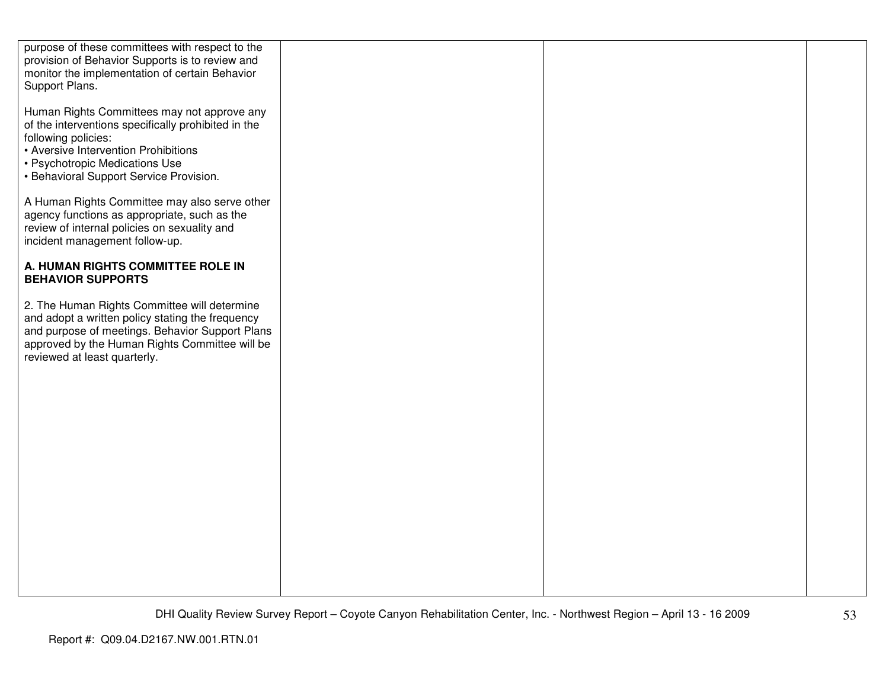| | | | |
|---|---|---|---|
| purpose of these committees with respect to the provision of Behavior Supports is to review and monitor the implementation of certain Behavior Support Plans.<br><br>Human Rights Committees may not approve any of the interventions specifically prohibited in the following policies:<br>• Aversive Intervention Prohibitions<br>• Psychotropic Medications Use<br>• Behavioral Support Service Provision.<br><br>A Human Rights Committee may also serve other agency functions as appropriate, such as the review of internal policies on sexuality and incident management follow-up.<br><br>**A. HUMAN RIGHTS COMMITTEE ROLE IN BEHAVIOR SUPPORTS**<br><br>2. The Human Rights Committee will determine and adopt a written policy stating the frequency and purpose of meetings. Behavior Support Plans approved by the Human Rights Committee will be reviewed at least quarterly. | | | |

DHI Quality Review Survey Report – Coyote Canyon Rehabilitation Center, Inc. - Northwest Region – April 13 - 16 2009

Report #: Q09.04.D2167.NW.001.RTN.01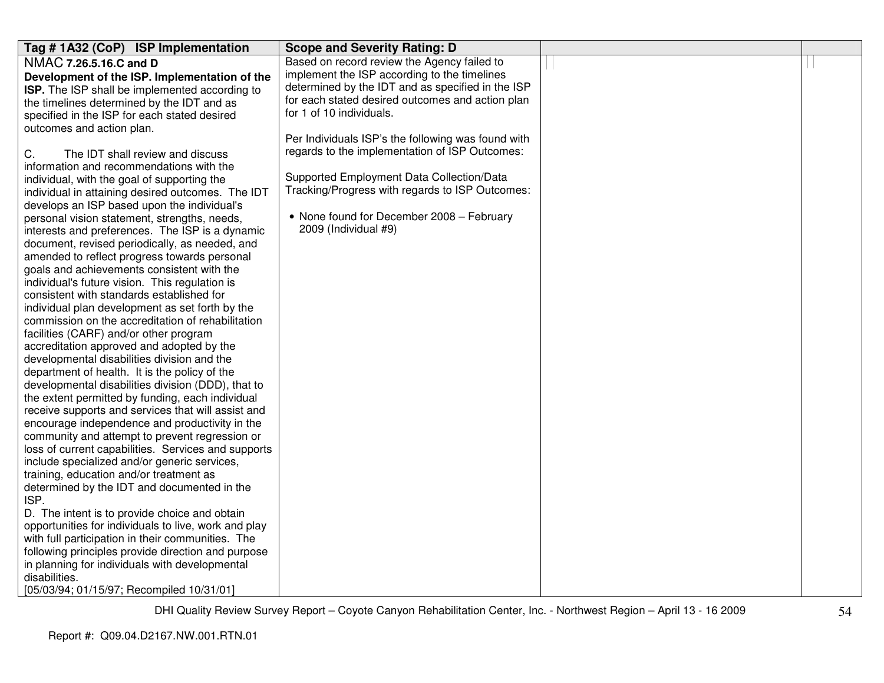| Tag # 1A32 (CoP) ISP Implementation | Scope and Severity Rating: D | | |
|---|---|---|---|
| NMAC **7.26.5.16.C and D**<br>**Development of the ISP. Implementation of the ISP.** The ISP shall be implemented according to the timelines determined by the IDT and as specified in the ISP for each stated desired outcomes and action plan.<br><br>C. The IDT shall review and discuss information and recommendations with the individual, with the goal of supporting the individual in attaining desired outcomes. The IDT develops an ISP based upon the individual's personal vision statement, strengths, needs, interests and preferences. The ISP is a dynamic document, revised periodically, as needed, and amended to reflect progress towards personal goals and achievements consistent with the individual's future vision. This regulation is consistent with standards established for individual plan development as set forth by the commission on the accreditation of rehabilitation facilities (CARF) and/or other program accreditation approved and adopted by the developmental disabilities division and the department of health. It is the policy of the developmental disabilities division (DDD), that to the extent permitted by funding, each individual receive supports and services that will assist and encourage independence and productivity in the community and attempt to prevent regression or loss of current capabilities. Services and supports include specialized and/or generic services, training, education and/or treatment as determined by the IDT and documented in the ISP.<br>D. The intent is to provide choice and obtain opportunities for individuals to live, work and play with full participation in their communities. The following principles provide direction and purpose in planning for individuals with developmental disabilities.<br>[05/03/94; 01/15/97; Recompiled 10/31/01] | Based on record review the Agency failed to implement the ISP according to the timelines determined by the IDT and as specified in the ISP for each stated desired outcomes and action plan for 1 of 10 individuals.<br><br>Per Individuals ISP's the following was found with regards to the implementation of ISP Outcomes:<br><br>Supported Employment Data Collection/Data Tracking/Progress with regards to ISP Outcomes:<br><br>• None found for December 2008 – February 2009 (Individual #9) | | |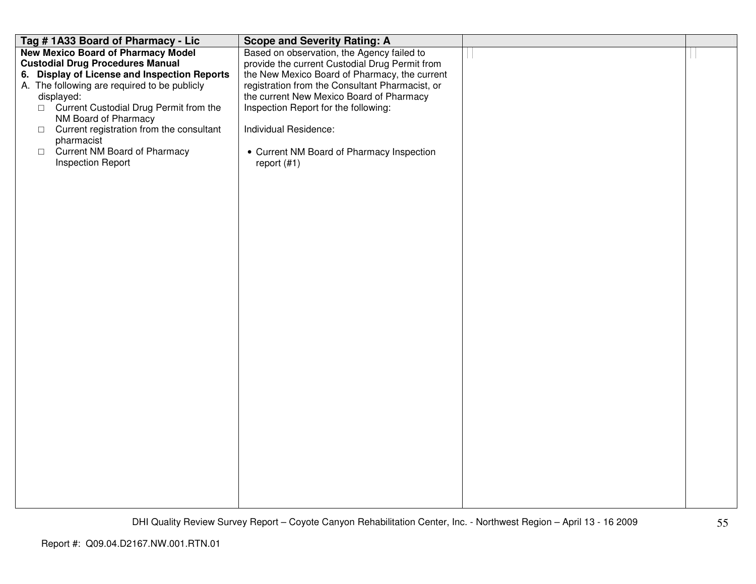| Tag # 1A33 Board of Pharmacy - Lic | Scope and Severity Rating: A | | |
|---|---|---|---|
| **New Mexico Board of Pharmacy Model Custodial Drug Procedures Manual**<br>**6. Display of License and Inspection Reports**<br>A. The following are required to be publicly displayed:<br>□ Current Custodial Drug Permit from the NM Board of Pharmacy<br>□ Current registration from the consultant pharmacist<br>□ Current NM Board of Pharmacy Inspection Report | Based on observation, the Agency failed to provide the current Custodial Drug Permit from the New Mexico Board of Pharmacy, the current registration from the Consultant Pharmacist, or the current New Mexico Board of Pharmacy Inspection Report for the following:<br><br>Individual Residence:<br><br>• Current NM Board of Pharmacy Inspection report (#1) | | |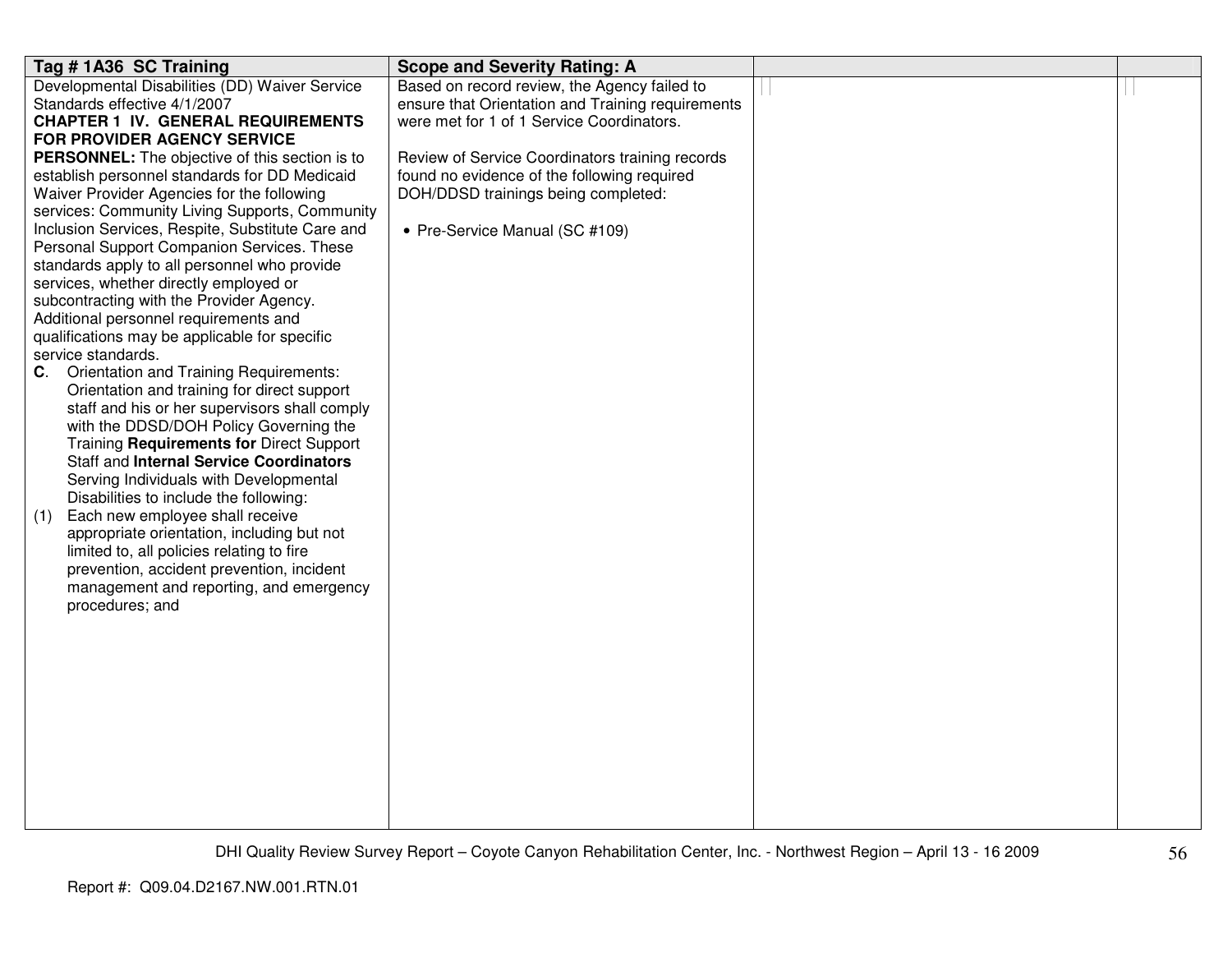| Tag # 1A36 SC Training | Scope and Severity Rating: A | | |
|---|---|---|---|
| Developmental Disabilities (DD) Waiver Service Standards effective 4/1/2007<br>**CHAPTER 1 IV. GENERAL REQUIREMENTS FOR PROVIDER AGENCY SERVICE PERSONNEL:** The objective of this section is to establish personnel standards for DD Medicaid Waiver Provider Agencies for the following services: Community Living Supports, Community Inclusion Services, Respite, Substitute Care and Personal Support Companion Services. These standards apply to all personnel who provide services, whether directly employed or subcontracting with the Provider Agency. Additional personnel requirements and qualifications may be applicable for specific service standards.<br>**C**. Orientation and Training Requirements: Orientation and training for direct support staff and his or her supervisors shall comply with the DDSD/DOH Policy Governing the Training **Requirements for** Direct Support Staff and **Internal Service Coordinators** Serving Individuals with Developmental Disabilities to include the following:<br>(1) Each new employee shall receive appropriate orientation, including but not limited to, all policies relating to fire prevention, accident prevention, incident management and reporting, and emergency procedures; and | Based on record review, the Agency failed to ensure that Orientation and Training requirements were met for 1 of 1 Service Coordinators.<br><br>Review of Service Coordinators training records found no evidence of the following required DOH/DDSD trainings being completed:<br><br>• Pre-Service Manual (SC #109) | | |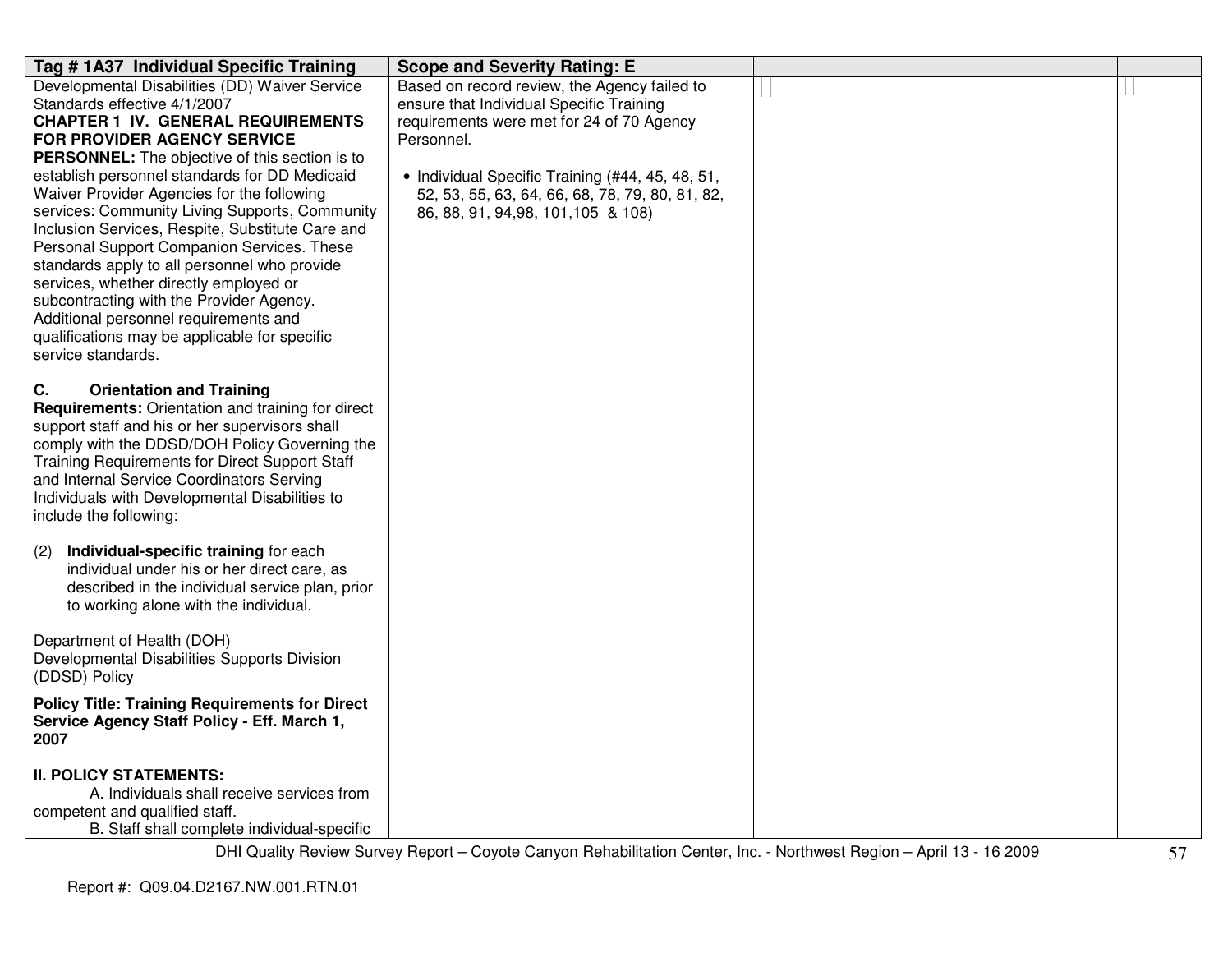| Tag # 1A37 Individual Specific Training | Scope and Severity Rating: E | | |
|---|---|---|---|
| Developmental Disabilities (DD) Waiver Service Standards effective 4/1/2007<br>**CHAPTER 1 IV. GENERAL REQUIREMENTS FOR PROVIDER AGENCY SERVICE PERSONNEL:** The objective of this section is to establish personnel standards for DD Medicaid Waiver Provider Agencies for the following services: Community Living Supports, Community Inclusion Services, Respite, Substitute Care and Personal Support Companion Services. These standards apply to all personnel who provide services, whether directly employed or subcontracting with the Provider Agency. Additional personnel requirements and qualifications may be applicable for specific service standards.<br><br>**C. Orientation and Training Requirements:** Orientation and training for direct support staff and his or her supervisors shall comply with the DDSD/DOH Policy Governing the Training Requirements for Direct Support Staff and Internal Service Coordinators Serving Individuals with Developmental Disabilities to include the following:<br><br>(2) **Individual-specific training** for each individual under his or her direct care, as described in the individual service plan, prior to working alone with the individual.<br><br>Department of Health (DOH) Developmental Disabilities Supports Division (DDSD) Policy<br><br>**Policy Title: Training Requirements for Direct Service Agency Staff Policy - Eff. March 1, 2007**<br><br>**II. POLICY STATEMENTS:**<br>A. Individuals shall receive services from competent and qualified staff.<br>B. Staff shall complete individual-specific | Based on record review, the Agency failed to ensure that Individual Specific Training requirements were met for 24 of 70 Agency Personnel.<br><br>• Individual Specific Training (#44, 45, 48, 51, 52, 53, 55, 63, 64, 66, 68, 78, 79, 80, 81, 82, 86, 88, 91, 94,98, 101,105 & 108) | | |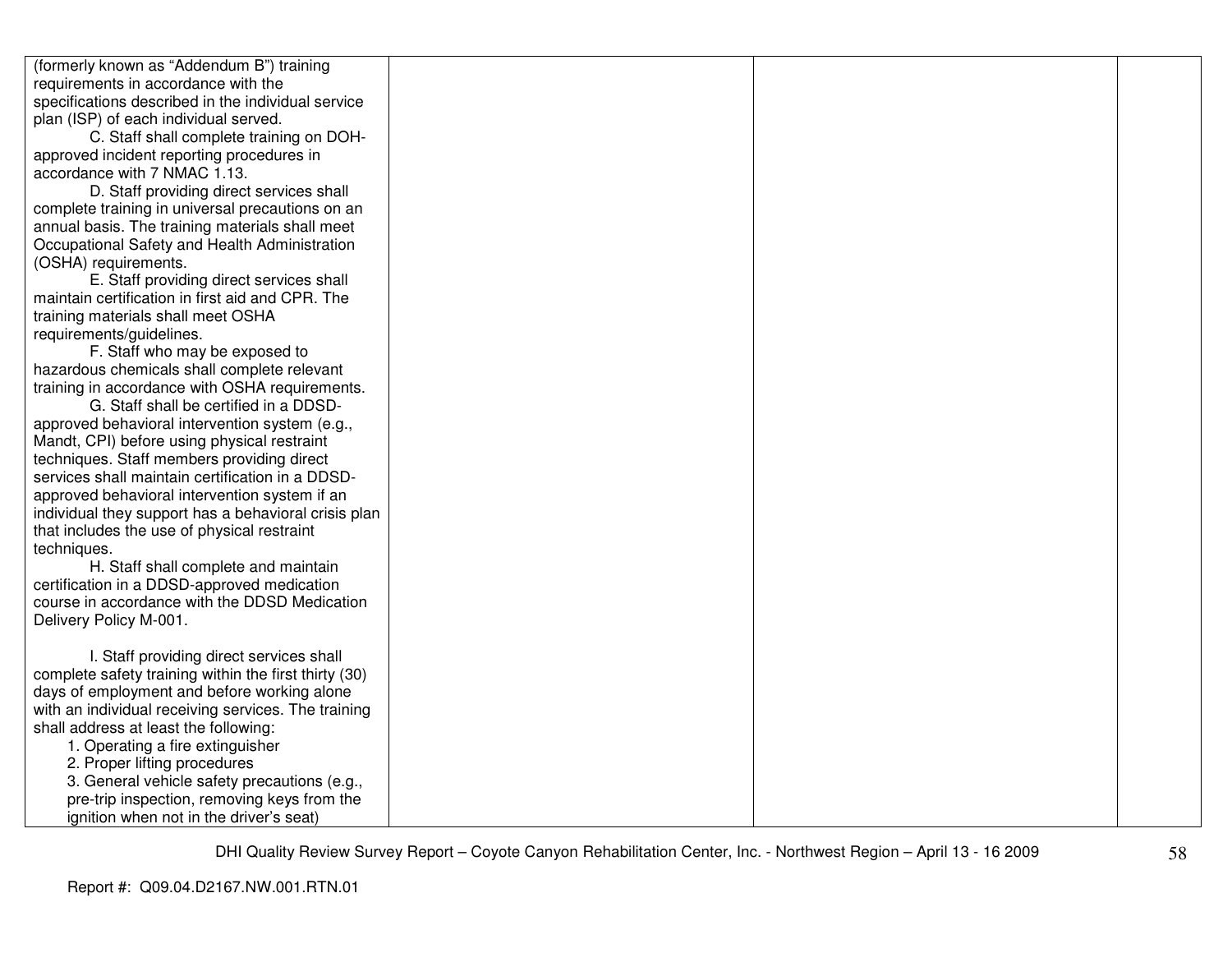| | | | |
|---|---|---|---|
| (formerly known as "Addendum B") training requirements in accordance with the specifications described in the individual service plan (ISP) of each individual served.<br><br>C. Staff shall complete training on DOH-approved incident reporting procedures in accordance with 7 NMAC 1.13.<br><br>D. Staff providing direct services shall complete training in universal precautions on an annual basis. The training materials shall meet Occupational Safety and Health Administration (OSHA) requirements.<br><br>E. Staff providing direct services shall maintain certification in first aid and CPR. The training materials shall meet OSHA requirements/guidelines.<br><br>F. Staff who may be exposed to hazardous chemicals shall complete relevant training in accordance with OSHA requirements.<br><br>G. Staff shall be certified in a DDSD-approved behavioral intervention system (e.g., Mandt, CPI) before using physical restraint techniques. Staff members providing direct services shall maintain certification in a DDSD-approved behavioral intervention system if an individual they support has a behavioral crisis plan that includes the use of physical restraint techniques.<br><br>H. Staff shall complete and maintain certification in a DDSD-approved medication course in accordance with the DDSD Medication Delivery Policy M-001.<br><br>I. Staff providing direct services shall complete safety training within the first thirty (30) days of employment and before working alone with an individual receiving services. The training shall address at least the following:<br>1. Operating a fire extinguisher<br>2. Proper lifting procedures<br>3. General vehicle safety precautions (e.g., pre-trip inspection, removing keys from the ignition when not in the driver's seat) | | | |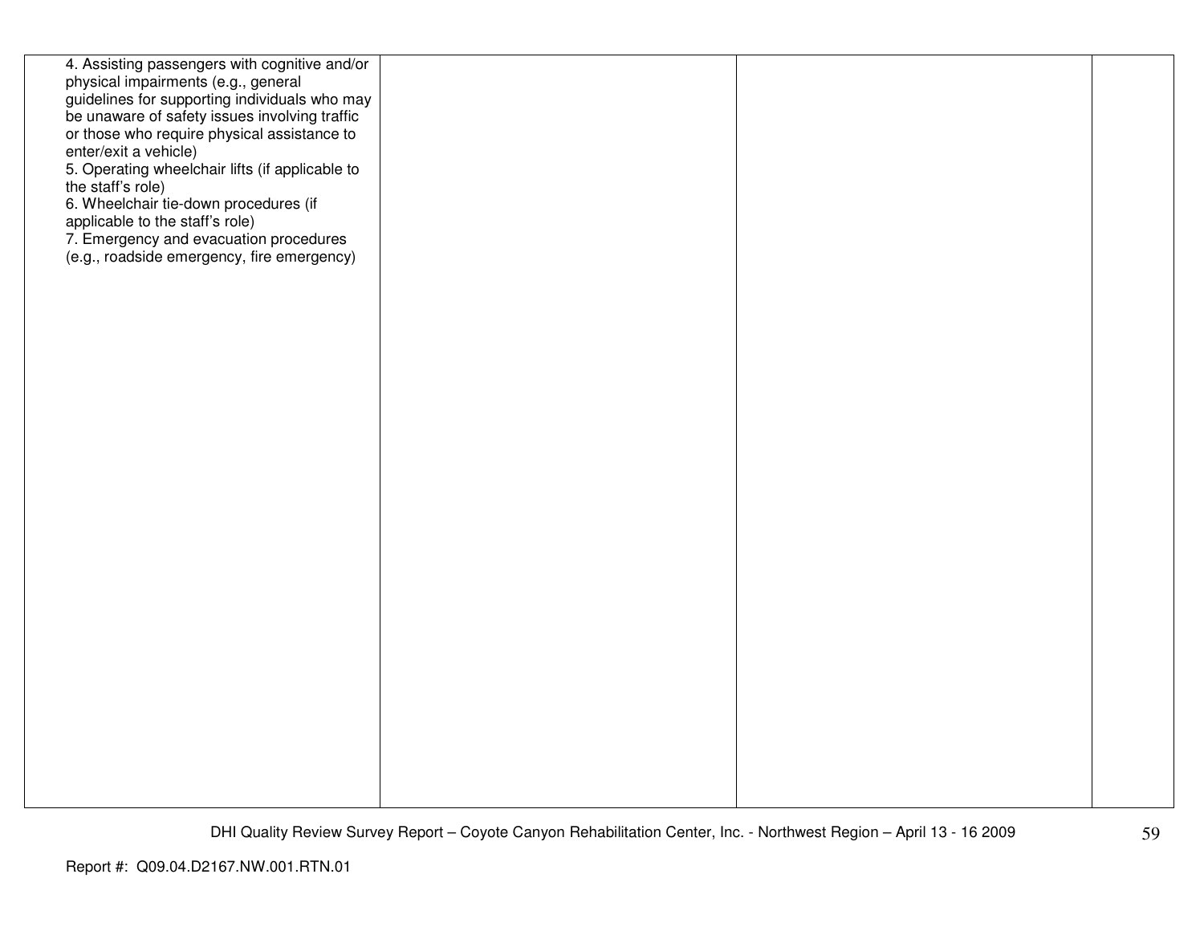| | | | |
|---|---|---|---|
| 4. Assisting passengers with cognitive and/or physical impairments (e.g., general guidelines for supporting individuals who may be unaware of safety issues involving traffic or those who require physical assistance to enter/exit a vehicle)<br>5. Operating wheelchair lifts (if applicable to the staff's role)<br>6. Wheelchair tie-down procedures (if applicable to the staff's role)<br>7. Emergency and evacuation procedures (e.g., roadside emergency, fire emergency) | | | |

DHI Quality Review Survey Report – Coyote Canyon Rehabilitation Center, Inc. - Northwest Region – April 13 - 16 2009

Report #: Q09.04.D2167.NW.001.RTN.01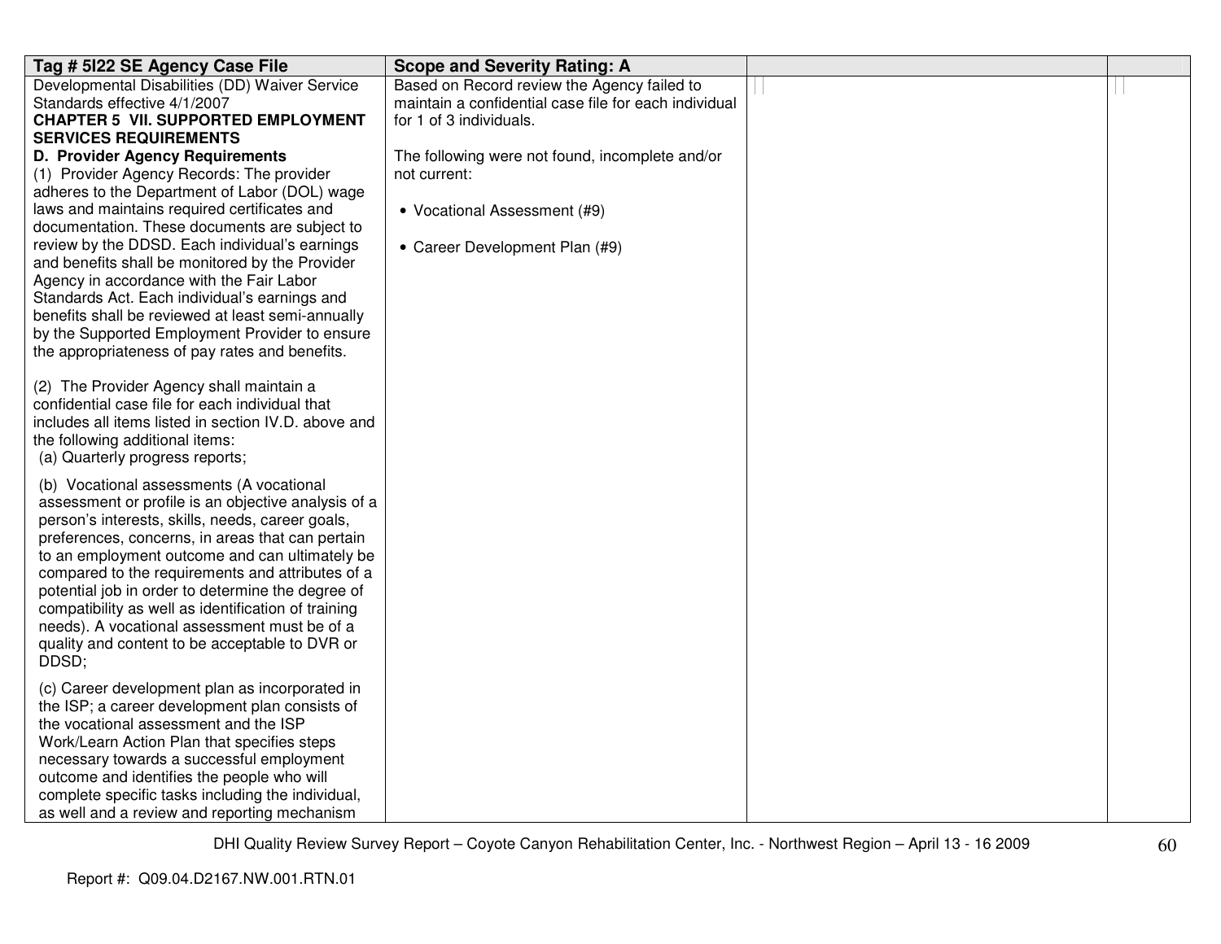| Tag # 5I22 SE Agency Case File | Scope and Severity Rating: A | | |
|---|---|---|---|
| Developmental Disabilities (DD) Waiver Service Standards effective 4/1/2007<br>**CHAPTER 5 VII. SUPPORTED EMPLOYMENT SERVICES REQUIREMENTS**<br>**D. Provider Agency Requirements**<br>(1) Provider Agency Records: The provider adheres to the Department of Labor (DOL) wage laws and maintains required certificates and documentation. These documents are subject to review by the DDSD. Each individual's earnings and benefits shall be monitored by the Provider Agency in accordance with the Fair Labor Standards Act. Each individual's earnings and benefits shall be reviewed at least semi-annually by the Supported Employment Provider to ensure the appropriateness of pay rates and benefits.<br><br>(2) The Provider Agency shall maintain a confidential case file for each individual that includes all items listed in section IV.D. above and the following additional items:<br>(a) Quarterly progress reports;<br><br>(b) Vocational assessments (A vocational assessment or profile is an objective analysis of a person's interests, skills, needs, career goals, preferences, concerns, in areas that can pertain to an employment outcome and can ultimately be compared to the requirements and attributes of a potential job in order to determine the degree of compatibility as well as identification of training needs). A vocational assessment must be of a quality and content to be acceptable to DVR or DDSD;<br><br>(c) Career development plan as incorporated in the ISP; a career development plan consists of the vocational assessment and the ISP Work/Learn Action Plan that specifies steps necessary towards a successful employment outcome and identifies the people who will complete specific tasks including the individual, as well and a review and reporting mechanism | Based on Record review the Agency failed to maintain a confidential case file for each individual for 1 of 3 individuals.<br><br>The following were not found, incomplete and/or not current:<br><br>• Vocational Assessment (#9)<br><br>• Career Development Plan (#9) | | |

Report #: Q09.04.D2167.NW.001.RTN.01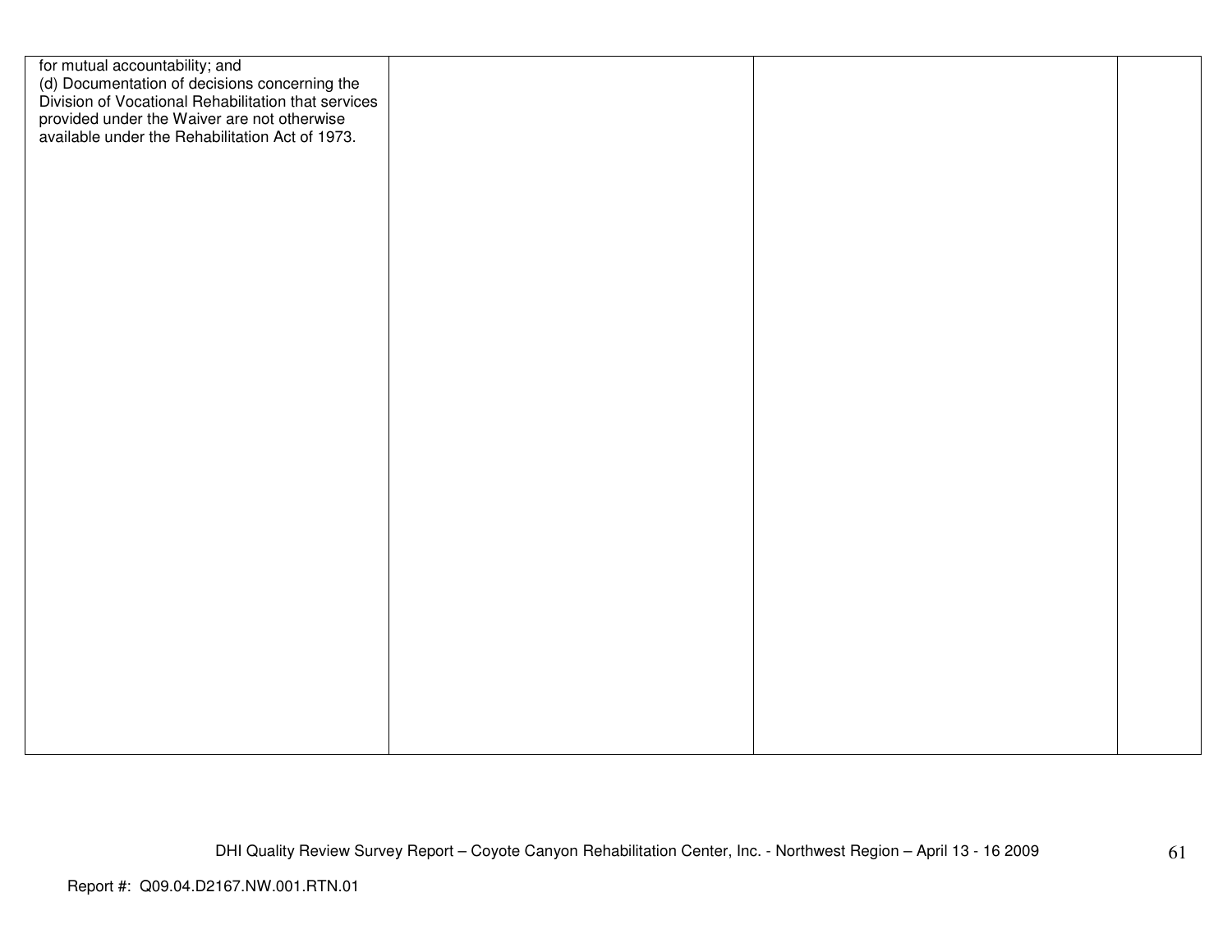| | | | |
|---|---|---|---|
| for mutual accountability; and<br>(d) Documentation of decisions concerning the Division of Vocational Rehabilitation that services provided under the Waiver are not otherwise available under the Rehabilitation Act of 1973. | | | |

DHI Quality Review Survey Report – Coyote Canyon Rehabilitation Center, Inc. - Northwest Region – April 13 - 16 2009

Report #: Q09.04.D2167.NW.001.RTN.01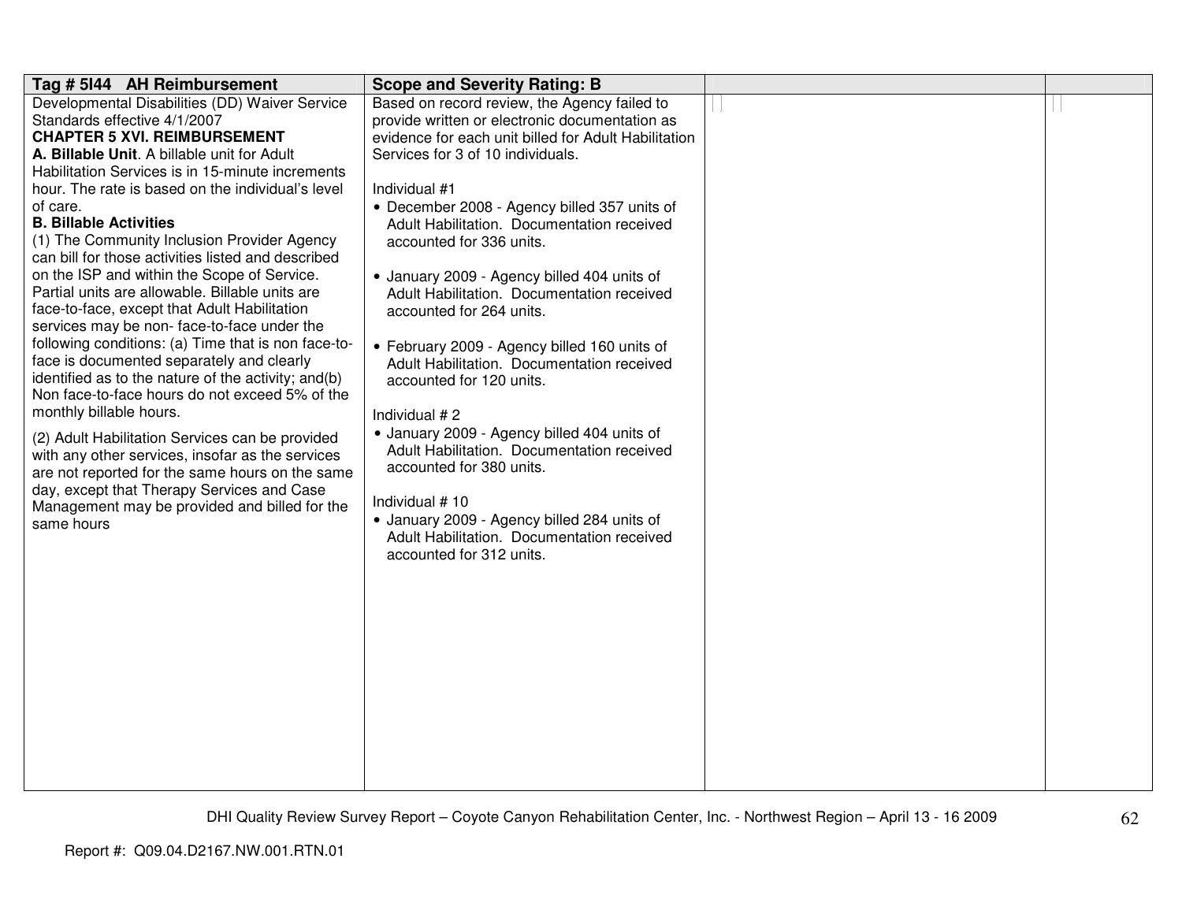| Tag # 5I44 AH Reimbursement | Scope and Severity Rating: B | | |
|---|---|---|---|
| Developmental Disabilities (DD) Waiver Service Standards effective 4/1/2007<br>**CHAPTER 5 XVI. REIMBURSEMENT**<br>**A. Billable Unit**. A billable unit for Adult Habilitation Services is in 15-minute increments hour. The rate is based on the individual's level of care.<br>**B. Billable Activities**<br>(1) The Community Inclusion Provider Agency can bill for those activities listed and described on the ISP and within the Scope of Service. Partial units are allowable. Billable units are face-to-face, except that Adult Habilitation services may be non- face-to-face under the following conditions: (a) Time that is non face-to-face is documented separately and clearly identified as to the nature of the activity; and(b) Non face-to-face hours do not exceed 5% of the monthly billable hours.<br><br>(2) Adult Habilitation Services can be provided with any other services, insofar as the services are not reported for the same hours on the same day, except that Therapy Services and Case Management may be provided and billed for the same hours | Based on record review, the Agency failed to provide written or electronic documentation as evidence for each unit billed for Adult Habilitation Services for 3 of 10 individuals.<br><br>Individual #1<br>• December 2008 - Agency billed 357 units of Adult Habilitation. Documentation received accounted for 336 units.<br><br>• January 2009 - Agency billed 404 units of Adult Habilitation. Documentation received accounted for 264 units.<br><br>• February 2009 - Agency billed 160 units of Adult Habilitation. Documentation received accounted for 120 units.<br><br>Individual # 2<br>• January 2009 - Agency billed 404 units of Adult Habilitation. Documentation received accounted for 380 units.<br><br>Individual # 10<br>• January 2009 - Agency billed 284 units of Adult Habilitation. Documentation received accounted for 312 units. | | |

DHI Quality Review Survey Report – Coyote Canyon Rehabilitation Center, Inc. - Northwest Region – April 13 - 16 2009

Report #: Q09.04.D2167.NW.001.RTN.01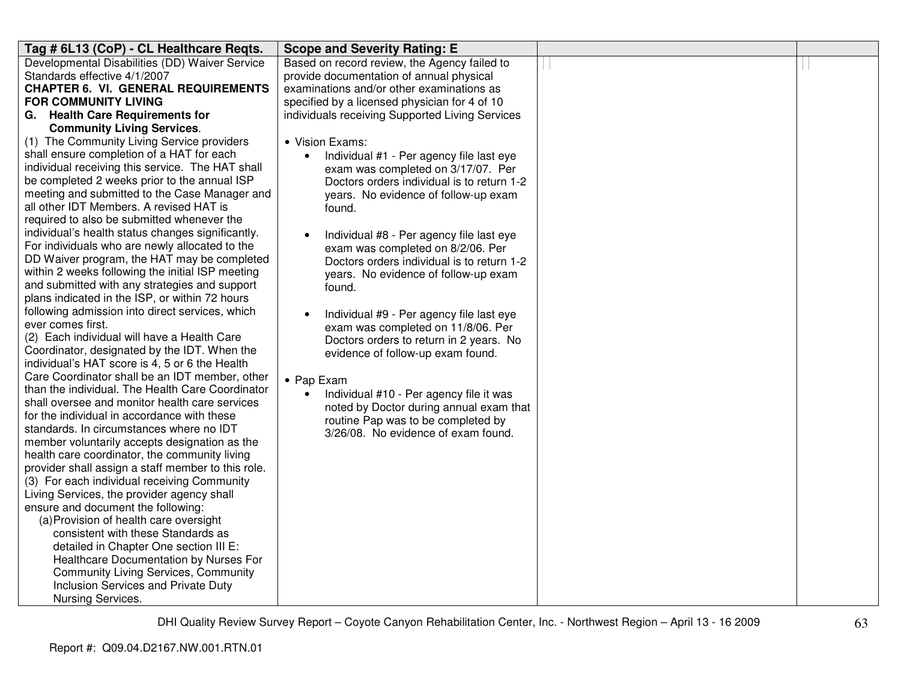| Tag # 6L13 (CoP) - CL Healthcare Reqts. | Scope and Severity Rating: E | | |
|---|---|---|---|
| Developmental Disabilities (DD) Waiver Service Standards effective 4/1/2007<br>**CHAPTER 6. VI. GENERAL REQUIREMENTS FOR COMMUNITY LIVING**<br>**G. Health Care Requirements for Community Living Services**.<br>(1) The Community Living Service providers shall ensure completion of a HAT for each individual receiving this service. The HAT shall be completed 2 weeks prior to the annual ISP meeting and submitted to the Case Manager and all other IDT Members. A revised HAT is required to also be submitted whenever the individual's health status changes significantly. For individuals who are newly allocated to the DD Waiver program, the HAT may be completed within 2 weeks following the initial ISP meeting and submitted with any strategies and support plans indicated in the ISP, or within 72 hours following admission into direct services, which ever comes first.<br>(2) Each individual will have a Health Care Coordinator, designated by the IDT. When the individual's HAT score is 4, 5 or 6 the Health Care Coordinator shall be an IDT member, other than the individual. The Health Care Coordinator shall oversee and monitor health care services for the individual in accordance with these standards. In circumstances where no IDT member voluntarily accepts designation as the health care coordinator, the community living provider shall assign a staff member to this role.<br>(3) For each individual receiving Community Living Services, the provider agency shall ensure and document the following:<br>(a) Provision of health care oversight consistent with these Standards as detailed in Chapter One section III E: Healthcare Documentation by Nurses For Community Living Services, Community Inclusion Services and Private Duty Nursing Services. | Based on record review, the Agency failed to provide documentation of annual physical examinations and/or other examinations as specified by a licensed physician for 4 of 10 individuals receiving Supported Living Services<br><br>• Vision Exams:<br>• Individual #1 - Per agency file last eye exam was completed on 3/17/07. Per Doctors orders individual is to return 1-2 years. No evidence of follow-up exam found.<br><br>• Individual #8 - Per agency file last eye exam was completed on 8/2/06. Per Doctors orders individual is to return 1-2 years. No evidence of follow-up exam found.<br><br>• Individual #9 - Per agency file last eye exam was completed on 11/8/06. Per Doctors orders to return in 2 years. No evidence of follow-up exam found.<br><br>• Pap Exam<br>• Individual #10 - Per agency file it was noted by Doctor during annual exam that routine Pap was to be completed by 3/26/08. No evidence of exam found. | | |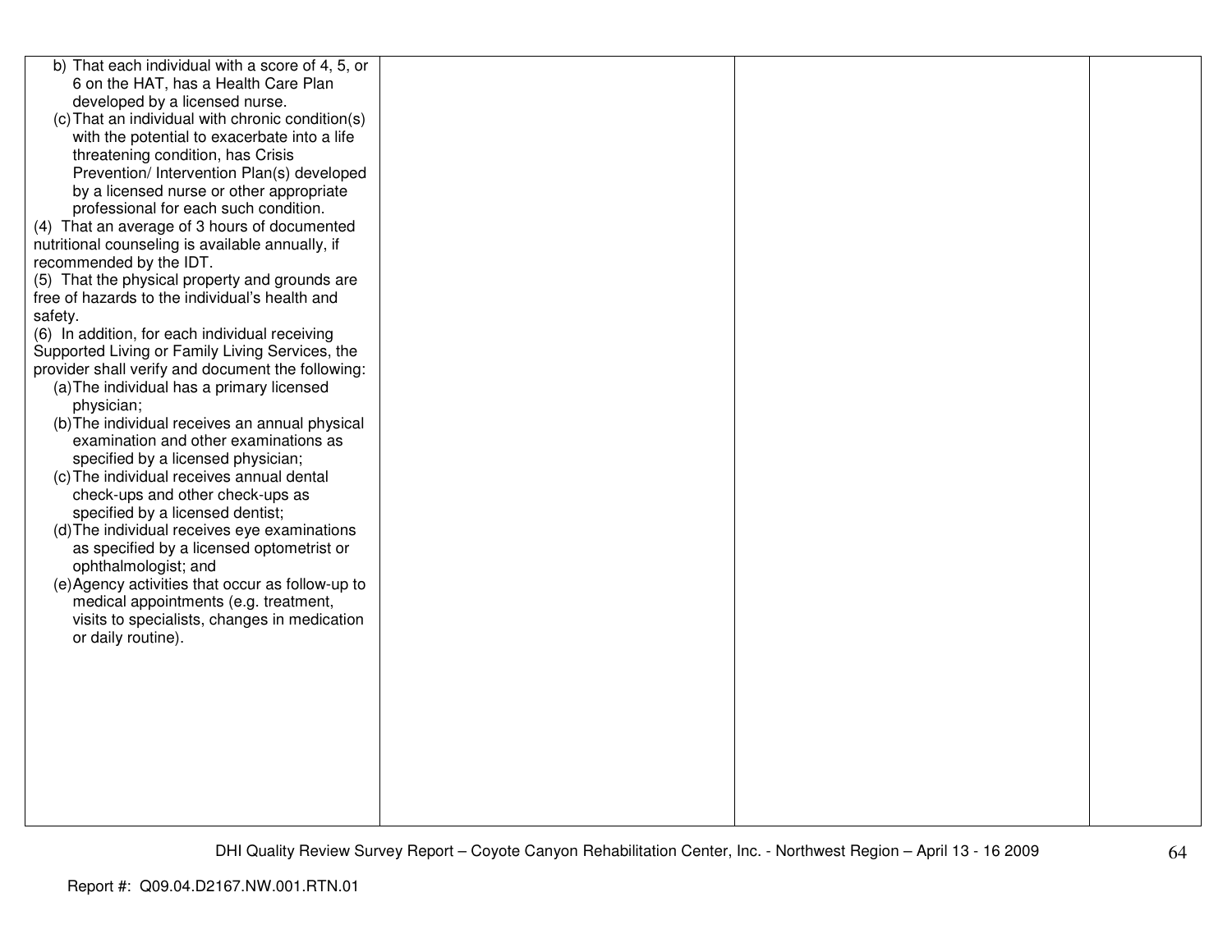| | | | |
|---|---|---|---|
| b) That each individual with a score of 4, 5, or 6 on the HAT, has a Health Care Plan developed by a licensed nurse.<br>(c) That an individual with chronic condition(s) with the potential to exacerbate into a life threatening condition, has Crisis Prevention/ Intervention Plan(s) developed by a licensed nurse or other appropriate professional for each such condition.<br>(4) That an average of 3 hours of documented nutritional counseling is available annually, if recommended by the IDT.<br>(5) That the physical property and grounds are free of hazards to the individual's health and safety.<br>(6) In addition, for each individual receiving Supported Living or Family Living Services, the provider shall verify and document the following:<br>(a) The individual has a primary licensed physician;<br>(b) The individual receives an annual physical examination and other examinations as specified by a licensed physician;<br>(c) The individual receives annual dental check-ups and other check-ups as specified by a licensed dentist;<br>(d) The individual receives eye examinations as specified by a licensed optometrist or ophthalmologist; and<br>(e) Agency activities that occur as follow-up to medical appointments (e.g. treatment, visits to specialists, changes in medication or daily routine). | | | |

Report #: Q09.04.D2167.NW.001.RTN.01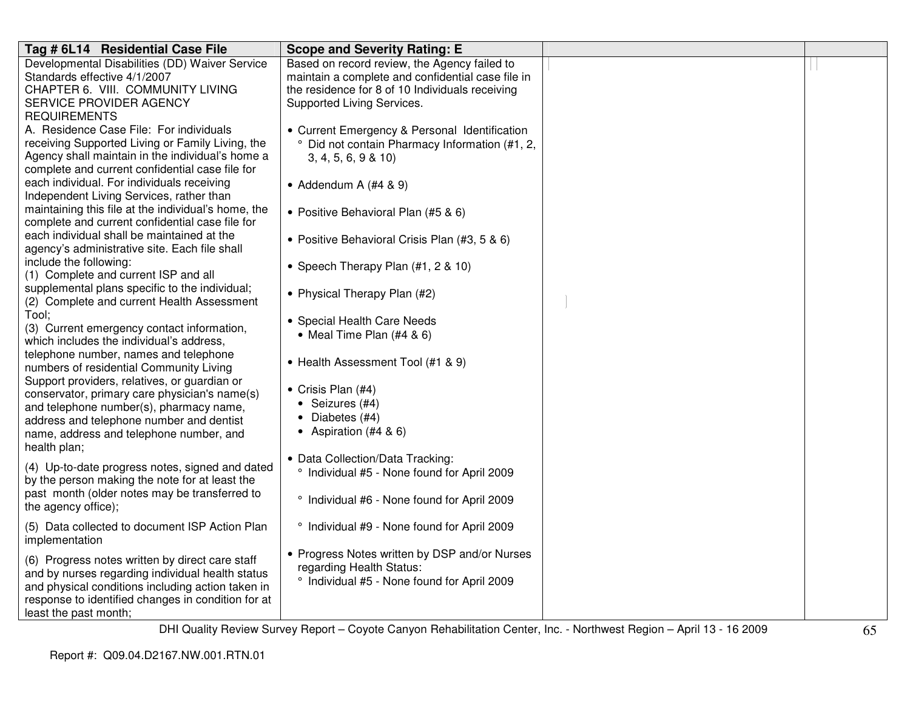| Tag # 6L14 Residential Case File | Scope and Severity Rating: E | | |
|---|---|---|---|
| Developmental Disabilities (DD) Waiver Service Standards effective 4/1/2007<br>CHAPTER 6. VIII. COMMUNITY LIVING SERVICE PROVIDER AGENCY REQUIREMENTS<br>A. Residence Case File: For individuals receiving Supported Living or Family Living, the Agency shall maintain in the individual's home a complete and current confidential case file for each individual. For individuals receiving Independent Living Services, rather than maintaining this file at the individual's home, the complete and current confidential case file for each individual shall be maintained at the agency's administrative site. Each file shall include the following:<br>(1) Complete and current ISP and all supplemental plans specific to the individual;<br>(2) Complete and current Health Assessment Tool;<br>(3) Current emergency contact information, which includes the individual's address, telephone number, names and telephone numbers of residential Community Living Support providers, relatives, or guardian or conservator, primary care physician's name(s) and telephone number(s), pharmacy name, address and telephone number and dentist name, address and telephone number, and health plan;<br>(4) Up-to-date progress notes, signed and dated by the person making the note for at least the past month (older notes may be transferred to the agency office);<br>(5) Data collected to document ISP Action Plan implementation<br>(6) Progress notes written by direct care staff and by nurses regarding individual health status and physical conditions including action taken in response to identified changes in condition for at least the past month; | Based on record review, the Agency failed to maintain a complete and confidential case file in the residence for 8 of 10 Individuals receiving Supported Living Services.<br><br>• Current Emergency & Personal Identification<br>° Did not contain Pharmacy Information (#1, 2, 3, 4, 5, 6, 9 & 10)<br><br>• Addendum A (#4 & 9)<br><br>• Positive Behavioral Plan (#5 & 6)<br><br>• Positive Behavioral Crisis Plan (#3, 5 & 6)<br><br>• Speech Therapy Plan (#1, 2 & 10)<br><br>• Physical Therapy Plan (#2)<br><br>• Special Health Care Needs<br>• Meal Time Plan (#4 & 6)<br><br>• Health Assessment Tool (#1 & 9)<br><br>• Crisis Plan (#4)<br>• Seizures (#4)<br>• Diabetes (#4)<br>• Aspiration (#4 & 6)<br><br>• Data Collection/Data Tracking:<br>° Individual #5 - None found for April 2009<br>° Individual #6 - None found for April 2009<br>° Individual #9 - None found for April 2009<br><br>• Progress Notes written by DSP and/or Nurses regarding Health Status:<br>° Individual #5 - None found for April 2009 | | |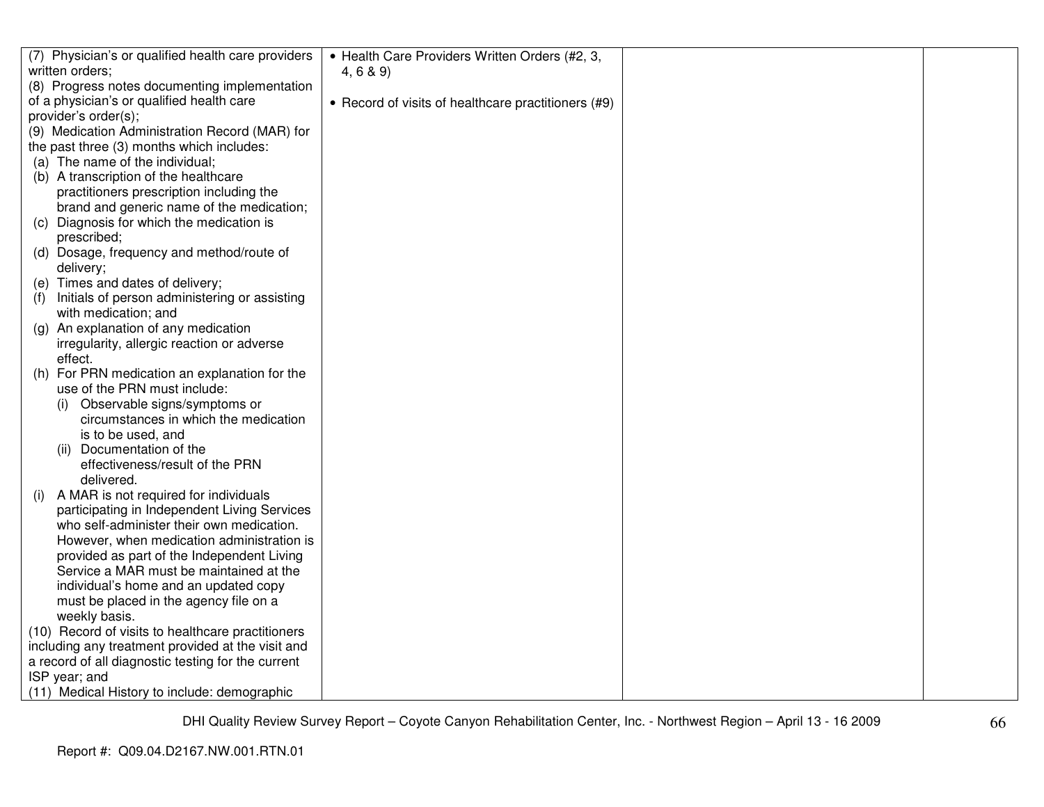| | | | |
|---|---|---|---|
| (7) Physician's or qualified health care providers written orders;<br>(8) Progress notes documenting implementation of a physician's or qualified health care provider's order(s);<br>(9) Medication Administration Record (MAR) for the past three (3) months which includes:<br>(a) The name of the individual;<br>(b) A transcription of the healthcare practitioners prescription including the brand and generic name of the medication;<br>(c) Diagnosis for which the medication is prescribed;<br>(d) Dosage, frequency and method/route of delivery;<br>(e) Times and dates of delivery;<br>(f) Initials of person administering or assisting with medication; and<br>(g) An explanation of any medication irregularity, allergic reaction or adverse effect.<br>(h) For PRN medication an explanation for the use of the PRN must include:<br>(i) Observable signs/symptoms or circumstances in which the medication is to be used, and<br>(ii) Documentation of the effectiveness/result of the PRN delivered.<br>(i) A MAR is not required for individuals participating in Independent Living Services who self-administer their own medication. However, when medication administration is provided as part of the Independent Living Service a MAR must be maintained at the individual's home and an updated copy must be placed in the agency file on a weekly basis.<br>(10) Record of visits to healthcare practitioners including any treatment provided at the visit and a record of all diagnostic testing for the current ISP year; and<br>(11) Medical History to include: demographic | • Health Care Providers Written Orders (#2, 3, 4, 6 & 9)<br><br>• Record of visits of healthcare practitioners (#9) | | |

Report #: Q09.04.D2167.NW.001.RTN.01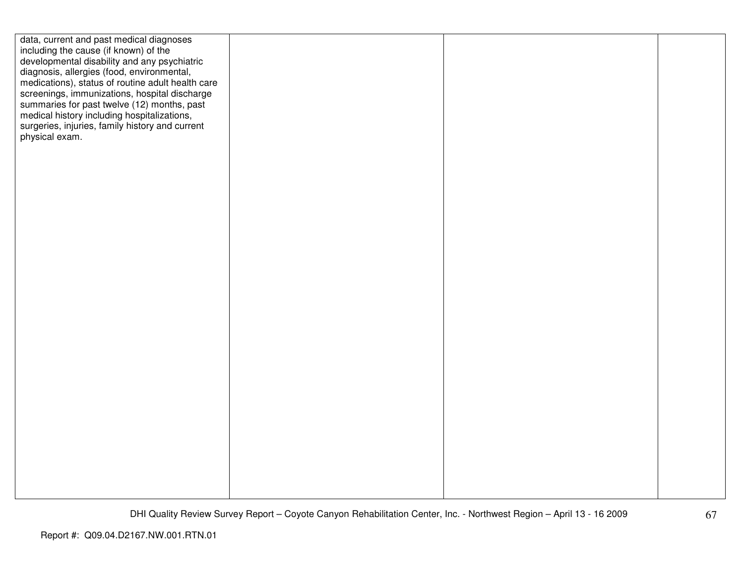| | | | |
|---|---|---|---|
| data, current and past medical diagnoses including the cause (if known) of the developmental disability and any psychiatric diagnosis, allergies (food, environmental, medications), status of routine adult health care screenings, immunizations, hospital discharge summaries for past twelve (12) months, past medical history including hospitalizations, surgeries, injuries, family history and current physical exam. | | | |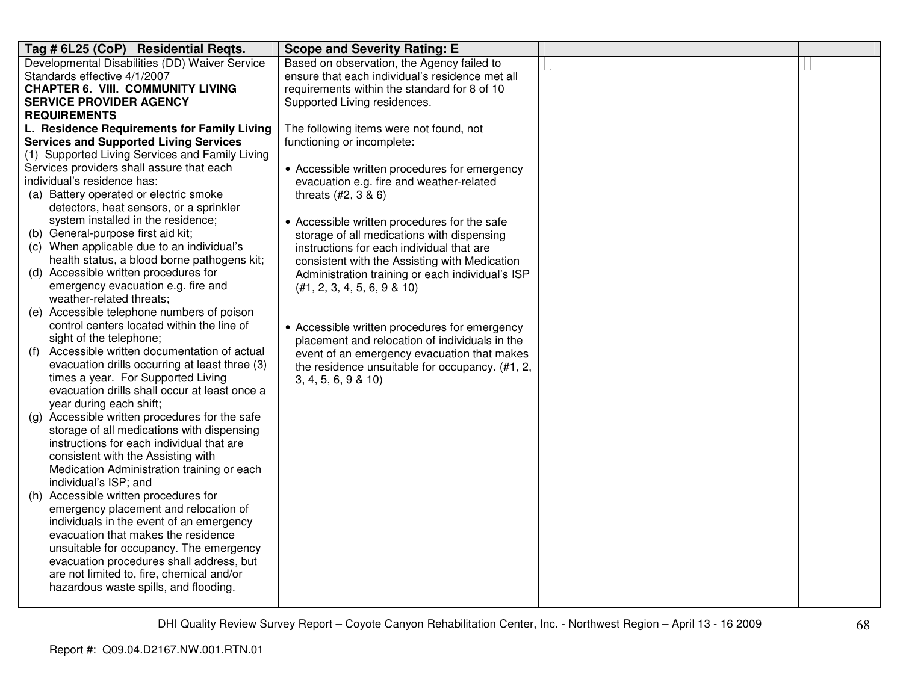| Tag # 6L25 (CoP) Residential Reqts. | Scope and Severity Rating: E | | |
|---|---|---|---|
| Developmental Disabilities (DD) Waiver Service Standards effective 4/1/2007<br>**CHAPTER 6. VIII. COMMUNITY LIVING SERVICE PROVIDER AGENCY REQUIREMENTS**<br>**L. Residence Requirements for Family Living Services and Supported Living Services**<br>(1) Supported Living Services and Family Living Services providers shall assure that each individual's residence has:<br>(a) Battery operated or electric smoke detectors, heat sensors, or a sprinkler system installed in the residence;<br>(b) General-purpose first aid kit;<br>(c) When applicable due to an individual's health status, a blood borne pathogens kit;<br>(d) Accessible written procedures for emergency evacuation e.g. fire and weather-related threats;<br>(e) Accessible telephone numbers of poison control centers located within the line of sight of the telephone;<br>(f) Accessible written documentation of actual evacuation drills occurring at least three (3) times a year. For Supported Living evacuation drills shall occur at least once a year during each shift;<br>(g) Accessible written procedures for the safe storage of all medications with dispensing instructions for each individual that are consistent with the Assisting with Medication Administration training or each individual's ISP; and<br>(h) Accessible written procedures for emergency placement and relocation of individuals in the event of an emergency evacuation that makes the residence unsuitable for occupancy. The emergency evacuation procedures shall address, but are not limited to, fire, chemical and/or hazardous waste spills, and flooding. | Based on observation, the Agency failed to ensure that each individual's residence met all requirements within the standard for 8 of 10 Supported Living residences.<br><br>The following items were not found, not functioning or incomplete:<br><br>• Accessible written procedures for emergency evacuation e.g. fire and weather-related threats (#2, 3 & 6)<br><br>• Accessible written procedures for the safe storage of all medications with dispensing instructions for each individual that are consistent with the Assisting with Medication Administration training or each individual's ISP (#1, 2, 3, 4, 5, 6, 9 & 10)<br><br>• Accessible written procedures for emergency placement and relocation of individuals in the event of an emergency evacuation that makes the residence unsuitable for occupancy. (#1, 2, 3, 4, 5, 6, 9 & 10) | | |

DHI Quality Review Survey Report – Coyote Canyon Rehabilitation Center, Inc. - Northwest Region – April 13 - 16 2009

Report #: Q09.04.D2167.NW.001.RTN.01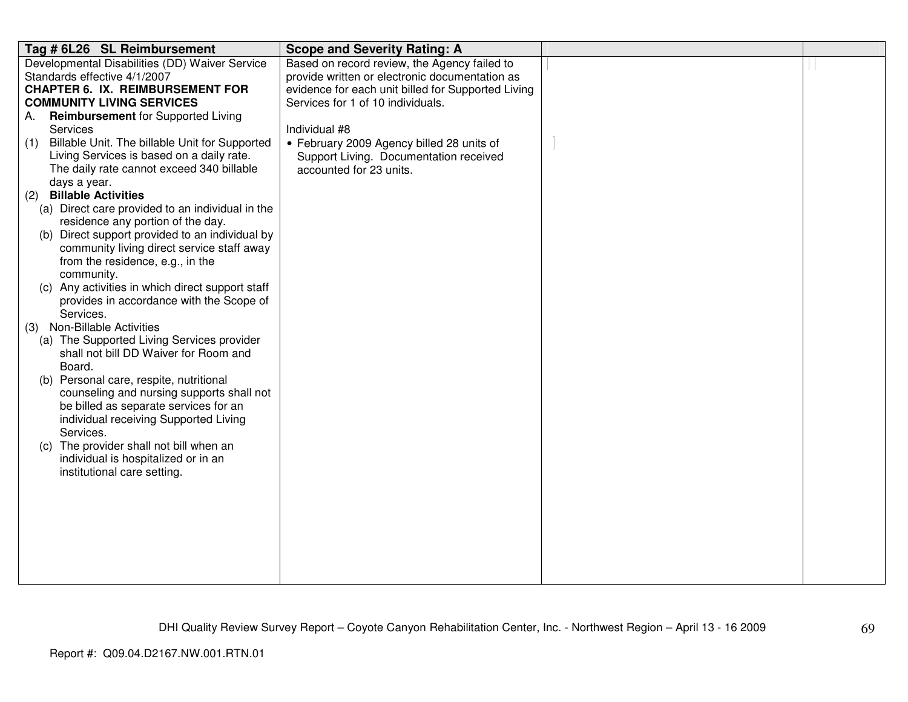| Tag # 6L26 SL Reimbursement | Scope and Severity Rating: A | | |
|---|---|---|---|
| Developmental Disabilities (DD) Waiver Service Standards effective 4/1/2007<br>**CHAPTER 6. IX. REIMBURSEMENT FOR COMMUNITY LIVING SERVICES**<br>A. **Reimbursement** for Supported Living Services<br>(1) Billable Unit. The billable Unit for Supported Living Services is based on a daily rate. The daily rate cannot exceed 340 billable days a year.<br>(2) **Billable Activities**<br>(a) Direct care provided to an individual in the residence any portion of the day.<br>(b) Direct support provided to an individual by community living direct service staff away from the residence, e.g., in the community.<br>(c) Any activities in which direct support staff provides in accordance with the Scope of Services.<br>(3) Non-Billable Activities<br>(a) The Supported Living Services provider shall not bill DD Waiver for Room and Board.<br>(b) Personal care, respite, nutritional counseling and nursing supports shall not be billed as separate services for an individual receiving Supported Living Services.<br>(c) The provider shall not bill when an individual is hospitalized or in an institutional care setting. | Based on record review, the Agency failed to provide written or electronic documentation as evidence for each unit billed for Supported Living Services for 1 of 10 individuals.<br><br>Individual #8<br>• February 2009 Agency billed 28 units of Support Living. Documentation received accounted for 23 units. | | |

Report #: Q09.04.D2167.NW.001.RTN.01